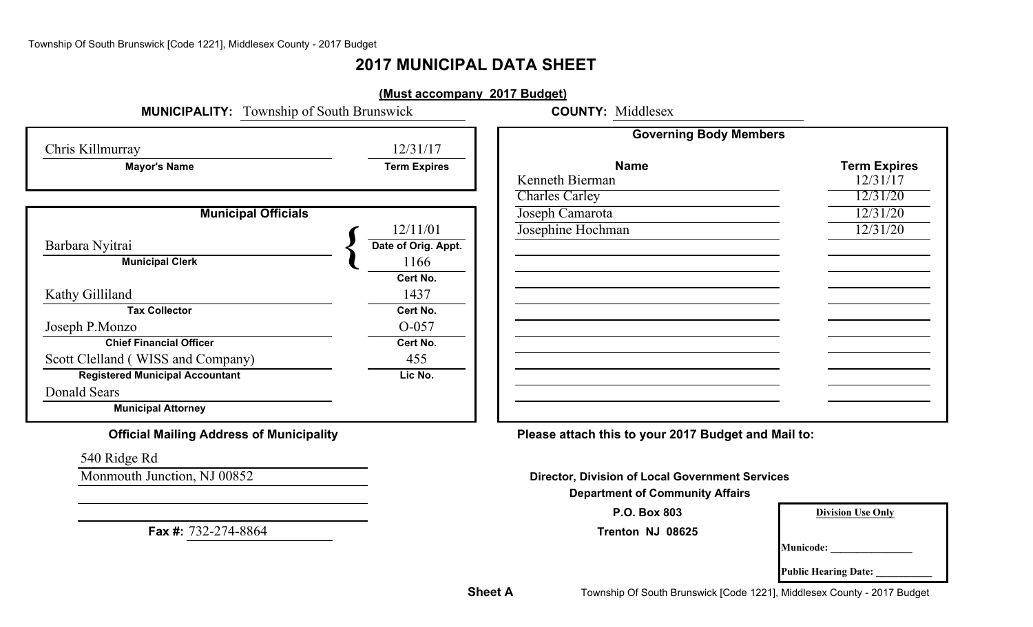# 2017 MUNICIPAL DATA SHEET

**(Must accompany 2017 Budget)**

**MUNICIPALITY:** Township of South Brunswick **COUNTY:** Middlesex

| Mayor's Name | Term Expires |
|---|---|
| Chris Killmurray | 12/31/17 |

**Municipal Officials**

| Name | Title | Date of Orig. Appt. / Cert No. / Lic No. |
|---|---|---|
| Barbara Nyitrai | Municipal Clerk | Date of Orig. Appt.: 12/11/01; Cert No.: 1166 |
| Kathy Gilliland | Tax Collector | Cert No.: 1437 |
| Joseph P.Monzo | Chief Financial Officer | Cert No.: O-057 |
| Scott Clelland ( WISS and Company) | Registered Municipal Accountant | Lic No.: 455 |
| Donald Sears | Municipal Attorney | |

**Governing Body Members**

| Name | Term Expires |
|---|---|
| Kenneth Bierman | 12/31/17 |
| Charles Carley | 12/31/20 |
| Joseph Camarota | 12/31/20 |
| Josephine Hochman | 12/31/20 |

**Official Mailing Address of Municipality**

540 Ridge Rd
Monmouth Junction, NJ 00852

**Fax #:** 732-274-8864

**Please attach this to your 2017 Budget and Mail to:**

**Director, Division of Local Government Services**
**Department of Community Affairs**
**P.O. Box 803**
**Trenton NJ 08625**

| Division Use Only |
|---|
| Municode: _______________ |
| Public Hearing Date: ___________ |

**Sheet A**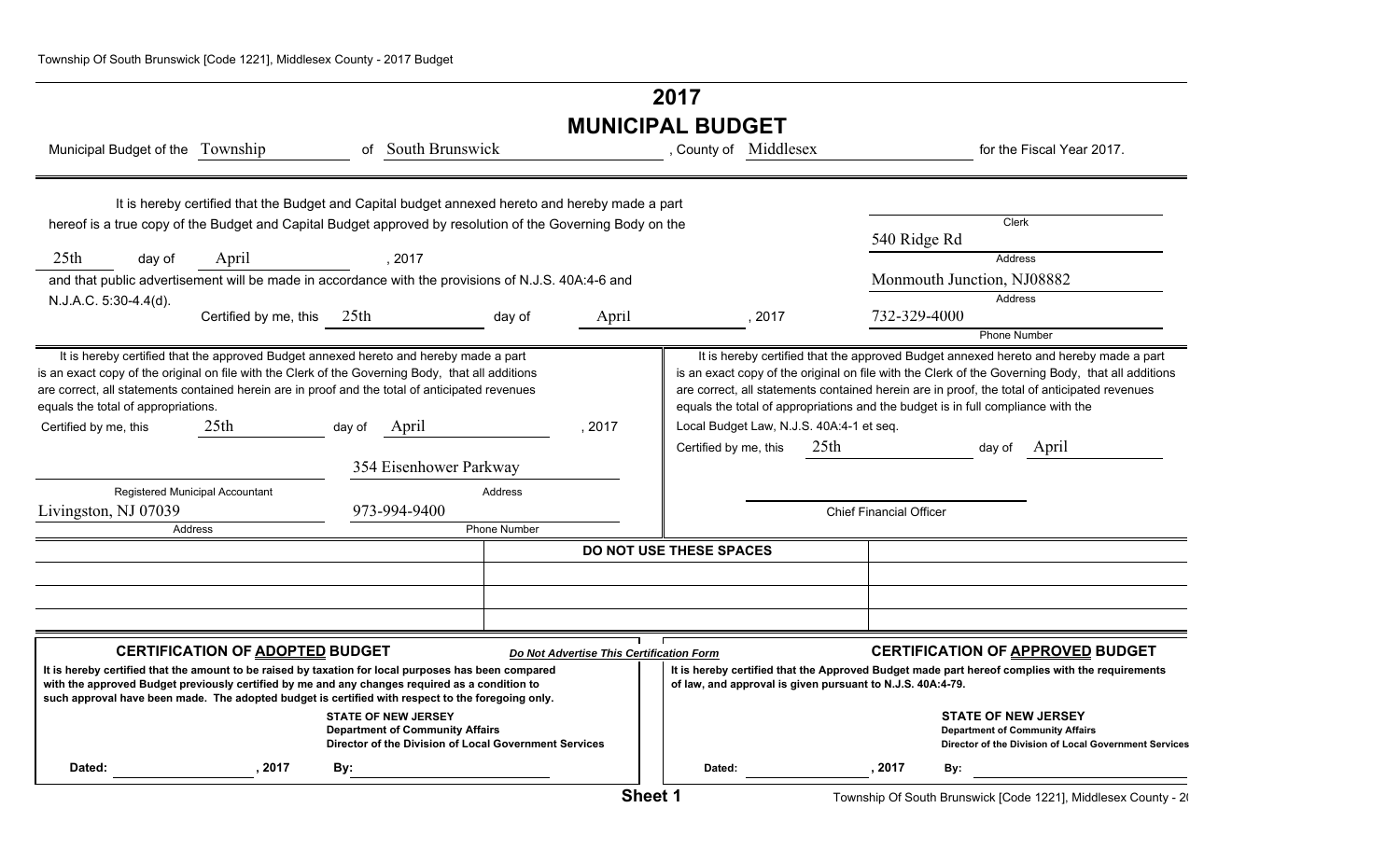# 2017

# MUNICIPAL BUDGET

Municipal Budget of the Township of South Brunswick, County of Middlesex for the Fiscal Year 2017.

It is hereby certified that the Budget and Capital budget annexed hereto and hereby made a part hereof is a true copy of the Budget and Capital Budget approved by resolution of the Governing Body on the 25th day of April, 2017 and that public advertisement will be made in accordance with the provisions of N.J.S. 40A:4-6 and N.J.A.C. 5:30-4.4(d).

Certified by me, this 25th day of April, 2017

Clerk
540 Ridge Rd
Address
Monmouth Junction, NJ08882
Address
732-329-4000
Phone Number

It is hereby certified that the approved Budget annexed hereto and hereby made a part is an exact copy of the original on file with the Clerk of the Governing Body, that all additions are correct, all statements contained herein are in proof and the total of anticipated revenues equals the total of appropriations.

Certified by me, this 25th day of April, 2017

Registered Municipal Accountant
354 Eisenhower Parkway
Address
Livingston, NJ 07039
Address
973-994-9400
Phone Number

It is hereby certified that the approved Budget annexed hereto and hereby made a part is an exact copy of the original on file with the Clerk of the Governing Body, that all additions are correct, all statements contained herein are in proof, the total of anticipated revenues equals the total of appropriations and the budget is in full compliance with the Local Budget Law, N.J.S. 40A:4-1 et seq.

Certified by me, this 25th day of April

Chief Financial Officer

**DO NOT USE THESE SPACES**

## CERTIFICATION OF ADOPTED BUDGET

*Do Not Advertise This Certification Form*

**It is hereby certified that the amount to be raised by taxation for local purposes has been compared with the approved Budget previously certified by me and any changes required as a condition to such approval have been made. The adopted budget is certified with respect to the foregoing only.**

**STATE OF NEW JERSEY**
**Department of Community Affairs**
**Director of the Division of Local Government Services**

**Dated:** ______, 2017 **By:** ______

## CERTIFICATION OF APPROVED BUDGET

**It is hereby certified that the Approved Budget made part hereof complies with the requirements of law, and approval is given pursuant to N.J.S. 40A:4-79.**

**STATE OF NEW JERSEY**
**Department of Community Affairs**
**Director of the Division of Local Government Services**

**Dated:** ______, 2017 **By:** ______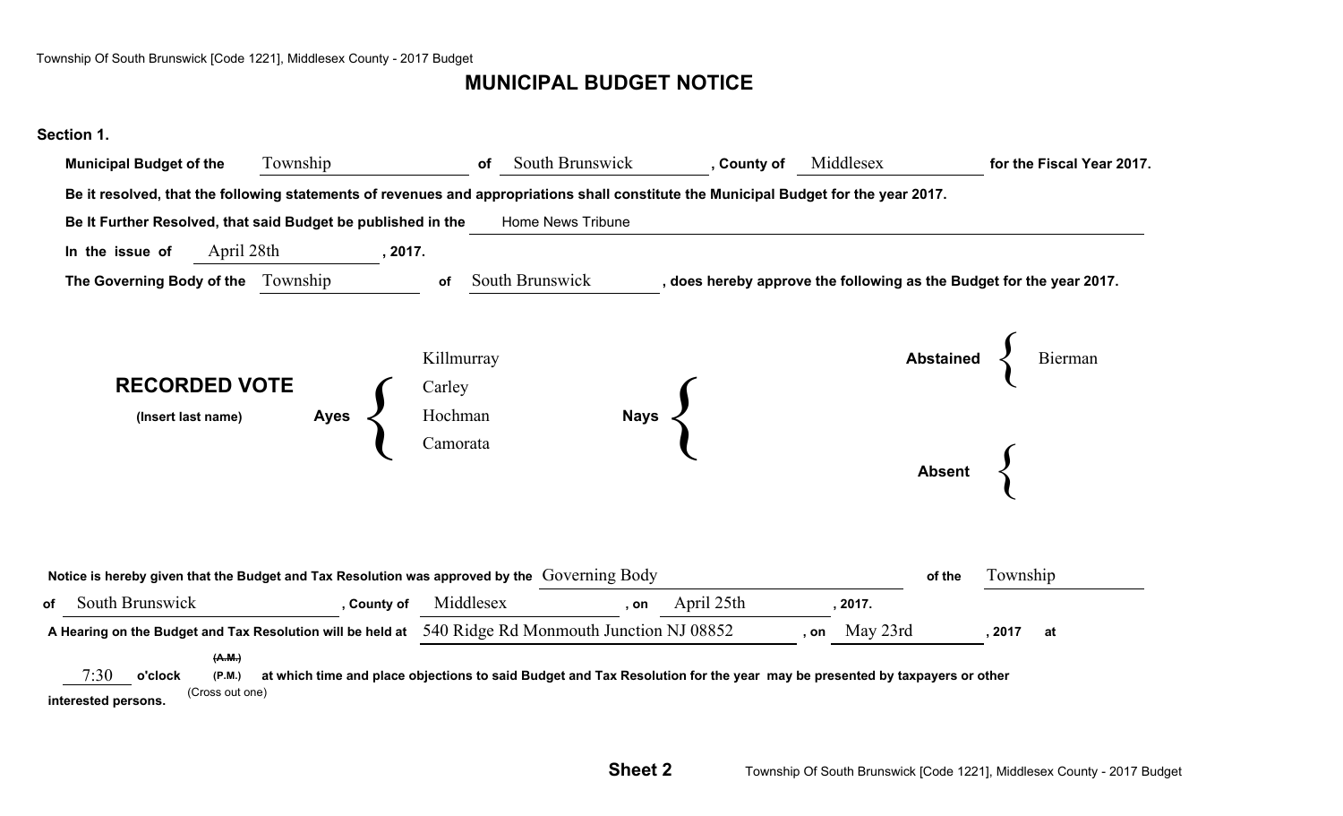# MUNICIPAL BUDGET NOTICE

**Section 1.**

**Municipal Budget of the** Township **of** South Brunswick **, County of** Middlesex **for the Fiscal Year 2017.**

**Be it resolved, that the following statements of revenues and appropriations shall constitute the Municipal Budget for the year 2017.**

**Be It Further Resolved, that said Budget be published in the** Home News Tribune

**In the issue of** April 28th **, 2017.**

**The Governing Body of the** Township **of** South Brunswick **, does hereby approve the following as the Budget for the year 2017.**

**RECORDED VOTE**
**(Insert last name)**

| | |
|---|---|
| **Ayes** | Killmurray, Carley, Hochman, Camorata |
| **Nays** | |
| **Abstained** | Bierman |
| **Absent** | |

**Notice is hereby given that the Budget and Tax Resolution was approved by the** Governing Body **of the** Township **of** South Brunswick **, County of** Middlesex **, on** April 25th **, 2017.**

**A Hearing on the Budget and Tax Resolution will be held at** 540 Ridge Rd Monmouth Junction NJ 08852 **, on** May 23rd **, 2017 at** 7:30 **o'clock** ~~**(A.M.)**~~ **(P.M.)** (Cross out one) **at which time and place objections to said Budget and Tax Resolution for the year may be presented by taxpayers or other interested persons.**

**Sheet 2**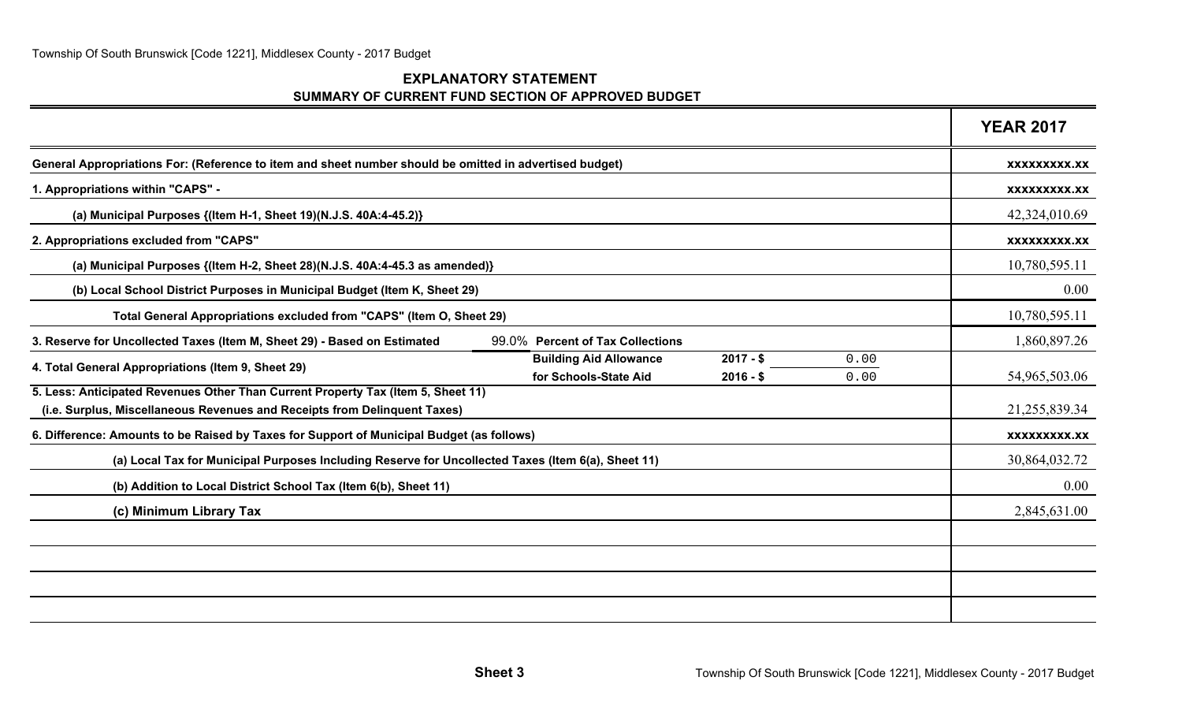## EXPLANATORY STATEMENT

### SUMMARY OF CURRENT FUND SECTION OF APPROVED BUDGET

| | | | | YEAR 2017 |
|---|---|---|---|---|
| General Appropriations For: (Reference to item and sheet number should be omitted in advertised budget) | | | | xxxxxxxxx.xx |
| 1. Appropriations within "CAPS" - | | | | xxxxxxxxx.xx |
| (a) Municipal Purposes {(Item H-1, Sheet 19)(N.J.S. 40A:4-45.2)} | | | | 42,324,010.69 |
| 2. Appropriations excluded from "CAPS" | | | | xxxxxxxxx.xx |
| (a) Municipal Purposes {(Item H-2, Sheet 28)(N.J.S. 40A:4-45.3 as amended)} | | | | 10,780,595.11 |
| (b) Local School District Purposes in Municipal Budget (Item K, Sheet 29) | | | | 0.00 |
| Total General Appropriations excluded from "CAPS" (Item O, Sheet 29) | | | | 10,780,595.11 |
| 3. Reserve for Uncollected Taxes (Item M, Sheet 29) - Based on Estimated | 99.0% Percent of Tax Collections | | | 1,860,897.26 |
| 4. Total General Appropriations (Item 9, Sheet 29) | Building Aid Allowance for Schools-State Aid | 2017 - $<br>2016 - $ | 0.00<br>0.00 | 54,965,503.06 |
| 5. Less: Anticipated Revenues Other Than Current Property Tax (Item 5, Sheet 11) (i.e. Surplus, Miscellaneous Revenues and Receipts from Delinquent Taxes) | | | | 21,255,839.34 |
| 6. Difference: Amounts to be Raised by Taxes for Support of Municipal Budget (as follows) | | | | xxxxxxxxx.xx |
| (a) Local Tax for Municipal Purposes Including Reserve for Uncollected Taxes (Item 6(a), Sheet 11) | | | | 30,864,032.72 |
| (b) Addition to Local District School Tax (Item 6(b), Sheet 11) | | | | 0.00 |
| (c) Minimum Library Tax | | | | 2,845,631.00 |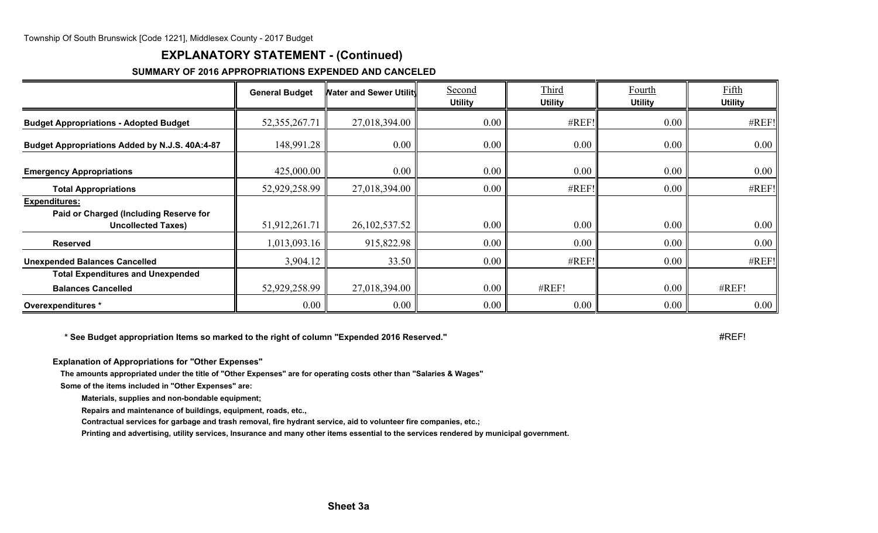## EXPLANATORY STATEMENT - (Continued)

### SUMMARY OF 2016 APPROPRIATIONS EXPENDED AND CANCELED

| | General Budget | Water and Sewer Utility | Second Utility | Third Utility | Fourth Utility | Fifth Utility |
|---|---|---|---|---|---|---|
| **Budget Appropriations - Adopted Budget** | 52,355,267.71 | 27,018,394.00 | 0.00 | #REF! | 0.00 | #REF! |
| **Budget Appropriations Added by N.J.S. 40A:4-87** | 148,991.28 | 0.00 | 0.00 | 0.00 | 0.00 | 0.00 |
| **Emergency Appropriations** | 425,000.00 | 0.00 | 0.00 | 0.00 | 0.00 | 0.00 |
| **Total Appropriations** | 52,929,258.99 | 27,018,394.00 | 0.00 | #REF! | 0.00 | #REF! |
| **Expenditures:** | | | | | | |
| **Paid or Charged (Including Reserve for Uncollected Taxes)** | 51,912,261.71 | 26,102,537.52 | 0.00 | 0.00 | 0.00 | 0.00 |
| **Reserved** | 1,013,093.16 | 915,822.98 | 0.00 | 0.00 | 0.00 | 0.00 |
| **Unexpended Balances Cancelled** | 3,904.12 | 33.50 | 0.00 | #REF! | 0.00 | #REF! |
| **Total Expenditures and Unexpended Balances Cancelled** | 52,929,258.99 | 27,018,394.00 | 0.00 | #REF! | 0.00 | #REF! |
| **Overexpenditures \*** | 0.00 | 0.00 | 0.00 | 0.00 | 0.00 | 0.00 |

**\* See Budget appropriation Items so marked to the right of column "Expended 2016 Reserved."** #REF!

**Explanation of Appropriations for "Other Expenses"**

**The amounts appropriated under the title of "Other Expenses" are for operating costs other than "Salaries & Wages"**

**Some of the items included in "Other Expenses" are:**

**Materials, supplies and non-bondable equipment;**

**Repairs and maintenance of buildings, equipment, roads, etc.,**

**Contractual services for garbage and trash removal, fire hydrant service, aid to volunteer fire companies, etc.;**

**Printing and advertising, utility services, Insurance and many other items essential to the services rendered by municipal government.**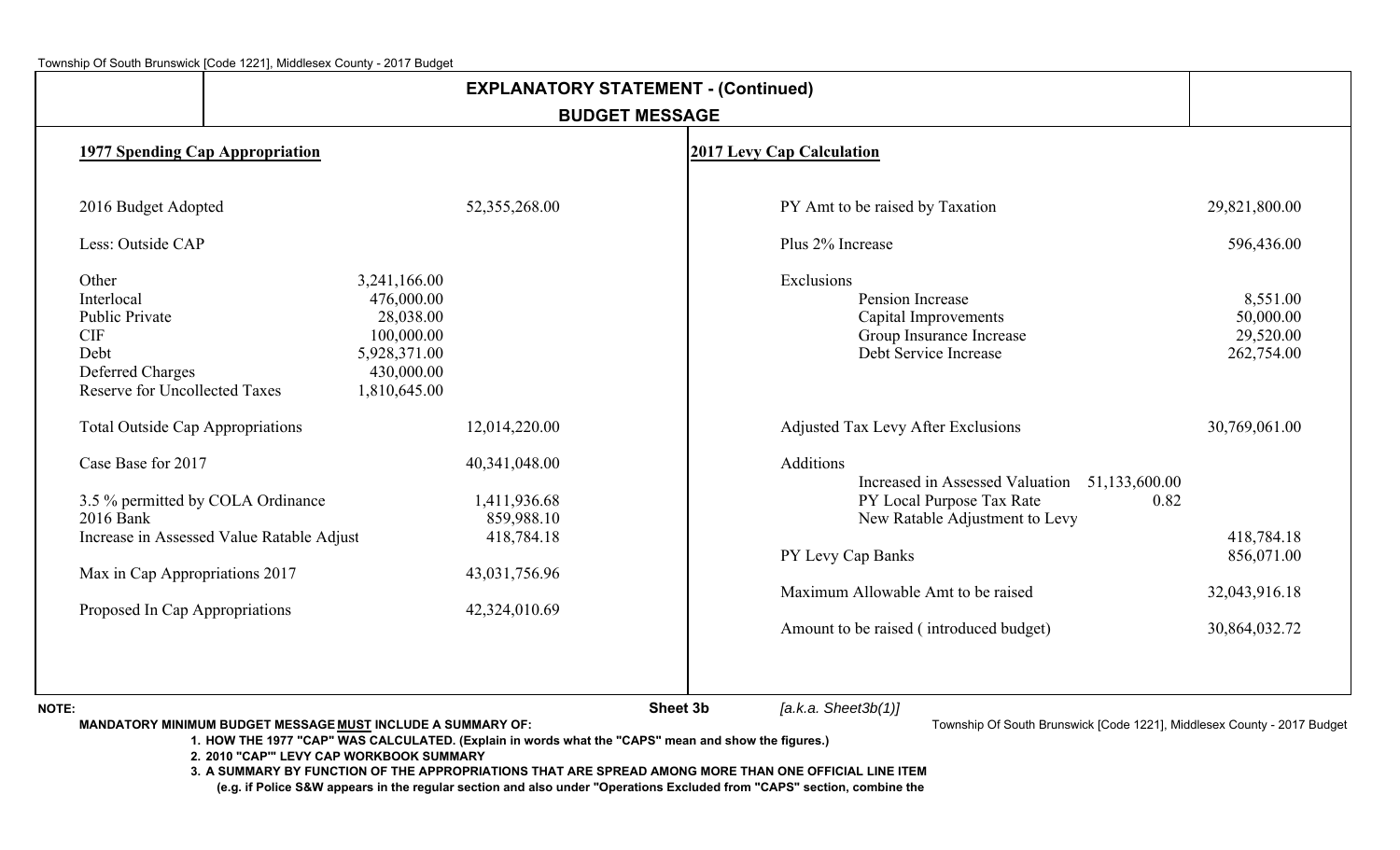## EXPLANATORY STATEMENT - (Continued)

### BUDGET MESSAGE

**1977 Spending Cap Appropriation**

| | | |
|---|---|---|
| 2016 Budget Adopted | | 52,355,268.00 |
| Less: Outside CAP | | |
| Other | 3,241,166.00 | |
| Interlocal | 476,000.00 | |
| Public Private | 28,038.00 | |
| CIF | 100,000.00 | |
| Debt | 5,928,371.00 | |
| Deferred Charges | 430,000.00 | |
| Reserve for Uncollected Taxes | 1,810,645.00 | |
| Total Outside Cap Appropriations | | 12,014,220.00 |
| Case Base for 2017 | | 40,341,048.00 |
| 3.5 % permitted by COLA Ordinance | | 1,411,936.68 |
| 2016 Bank | | 859,988.10 |
| Increase in Assessed Value Ratable Adjust | | 418,784.18 |
| Max in Cap Appropriations 2017 | | 43,031,756.96 |
| Proposed In Cap Appropriations | | 42,324,010.69 |

**2017 Levy Cap Calculation**

| | | |
|---|---|---|
| PY Amt to be raised by Taxation | | 29,821,800.00 |
| Plus 2% Increase | | 596,436.00 |
| Exclusions | | |
| Pension Increase | | 8,551.00 |
| Capital Improvements | | 50,000.00 |
| Group Insurance Increase | | 29,520.00 |
| Debt Service Increase | | 262,754.00 |
| Adjusted Tax Levy After Exclusions | | 30,769,061.00 |
| Additions | | |
| Increased in Assessed Valuation | 51,133,600.00 | |
| PY Local Purpose Tax Rate | 0.82 | |
| New Ratable Adjustment to Levy | | 418,784.18 |
| PY Levy Cap Banks | | 856,071.00 |
| Maximum Allowable Amt to be raised | | 32,043,916.18 |
| Amount to be raised ( introduced budget) | | 30,864,032.72 |

**NOTE:**

Sheet 3b *[a.k.a. Sheet3b(1)]*

**MANDATORY MINIMUM BUDGET MESSAGE MUST INCLUDE A SUMMARY OF:**

1. **HOW THE 1977 "CAP" WAS CALCULATED. (Explain in words what the "CAPS" mean and show the figures.)**
2. **2010 "CAP'" LEVY CAP WORKBOOK SUMMARY**
3. **A SUMMARY BY FUNCTION OF THE APPROPRIATIONS THAT ARE SPREAD AMONG MORE THAN ONE OFFICIAL LINE ITEM (e.g. if Police S&W appears in the regular section and also under "Operations Excluded from "CAPS" section, combine the**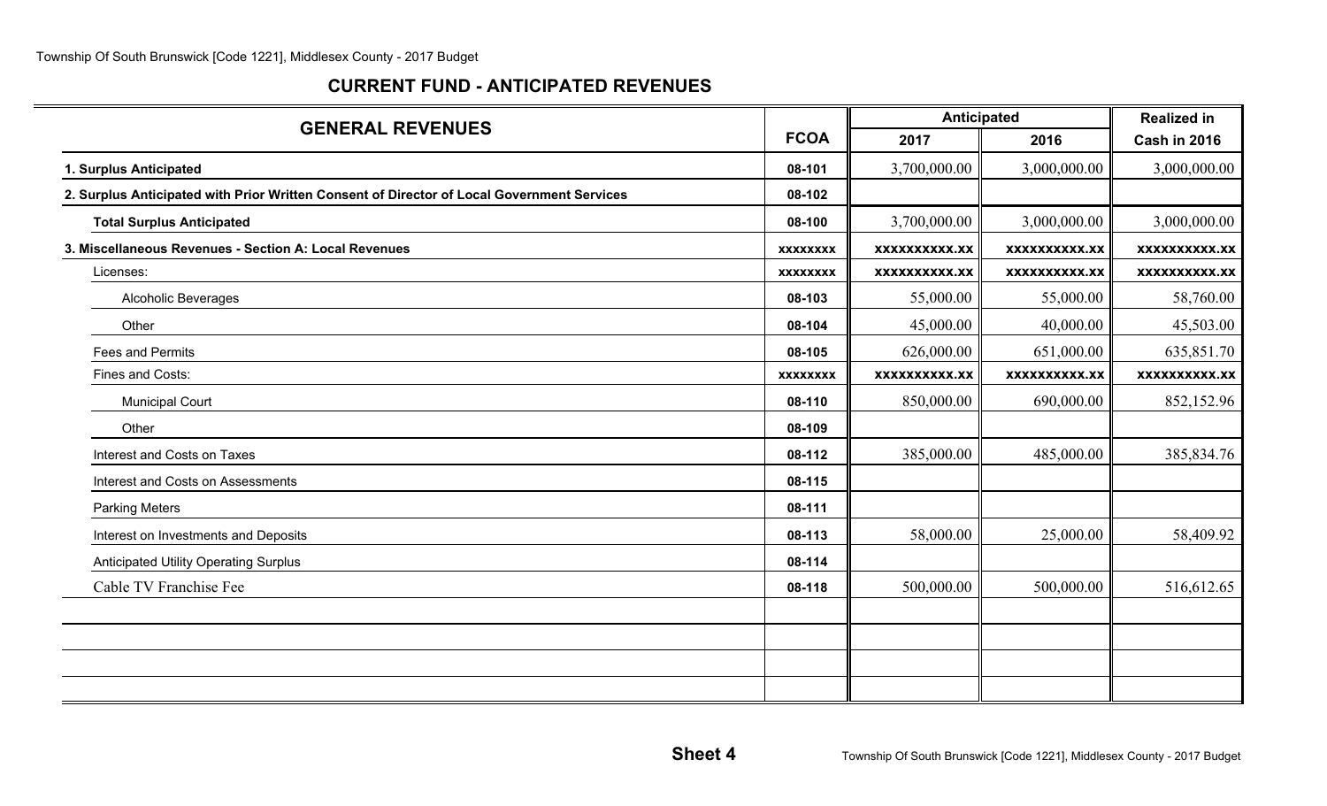## CURRENT FUND - ANTICIPATED REVENUES

| GENERAL REVENUES | FCOA | Anticipated | | Realized in |
|---|---|---|---|---|
| | | 2017 | 2016 | Cash in 2016 |
| **1. Surplus Anticipated** | **08-101** | 3,700,000.00 | 3,000,000.00 | 3,000,000.00 |
| **2. Surplus Anticipated with Prior Written Consent of Director of Local Government Services** | **08-102** | | | |
| **Total Surplus Anticipated** | **08-100** | 3,700,000.00 | 3,000,000.00 | 3,000,000.00 |
| **3. Miscellaneous Revenues - Section A: Local Revenues** | xxxxxxxx | xxxxxxxxxx.xx | xxxxxxxxxx.xx | xxxxxxxxxx.xx |
| Licenses: | xxxxxxxx | xxxxxxxxxx.xx | xxxxxxxxxx.xx | xxxxxxxxxx.xx |
| Alcoholic Beverages | **08-103** | 55,000.00 | 55,000.00 | 58,760.00 |
| Other | **08-104** | 45,000.00 | 40,000.00 | 45,503.00 |
| Fees and Permits | **08-105** | 626,000.00 | 651,000.00 | 635,851.70 |
| Fines and Costs: | xxxxxxxx | xxxxxxxxxx.xx | xxxxxxxxxx.xx | xxxxxxxxxx.xx |
| Municipal Court | **08-110** | 850,000.00 | 690,000.00 | 852,152.96 |
| Other | **08-109** | | | |
| Interest and Costs on Taxes | **08-112** | 385,000.00 | 485,000.00 | 385,834.76 |
| Interest and Costs on Assessments | **08-115** | | | |
| Parking Meters | **08-111** | | | |
| Interest on Investments and Deposits | **08-113** | 58,000.00 | 25,000.00 | 58,409.92 |
| Anticipated Utility Operating Surplus | **08-114** | | | |
| Cable TV Franchise Fee | **08-118** | 500,000.00 | 500,000.00 | 516,612.65 |
| | | | | |
| | | | | |
| | | | | |
| | | | | |

**Sheet 4**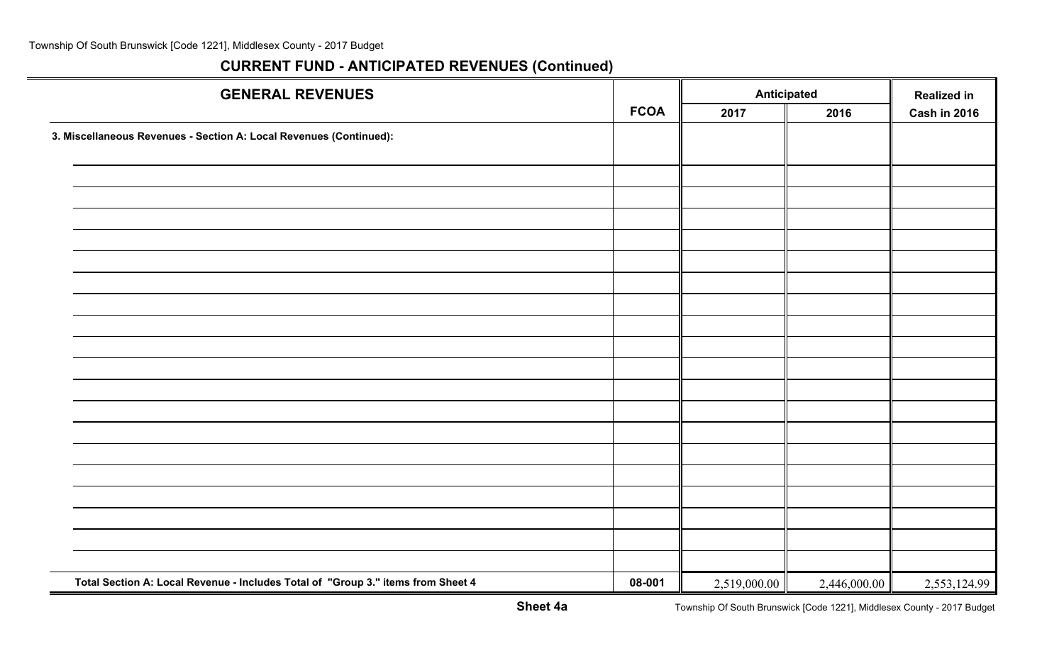## CURRENT FUND - ANTICIPATED REVENUES (Continued)

| GENERAL REVENUES | FCOA | Anticipated 2017 | Anticipated 2016 | Realized in Cash in 2016 |
|---|---|---|---|---|
| **3. Miscellaneous Revenues - Section A: Local Revenues (Continued):** | | | | |
| | | | | |
| | | | | |
| | | | | |
| | | | | |
| | | | | |
| | | | | |
| | | | | |
| | | | | |
| | | | | |
| | | | | |
| | | | | |
| | | | | |
| | | | | |
| | | | | |
| | | | | |
| | | | | |
| | | | | |
| | | | | |
| | | | | |
| | | | | |
| **Total Section A: Local Revenue - Includes Total of "Group 3." items from Sheet 4** | **08-001** | 2,519,000.00 | 2,446,000.00 | 2,553,124.99 |

**Sheet 4a**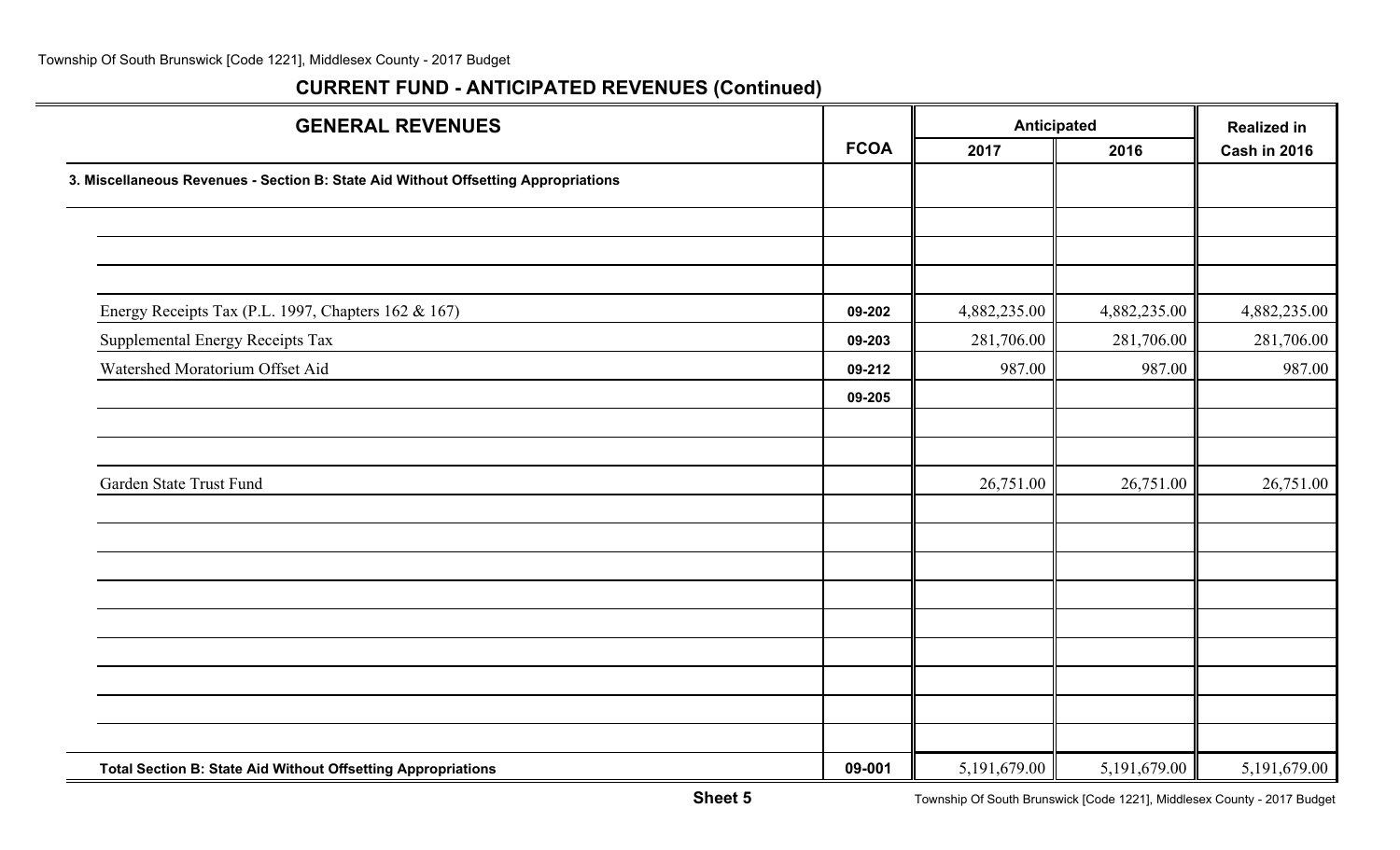## CURRENT FUND - ANTICIPATED REVENUES (Continued)

| GENERAL REVENUES | FCOA | Anticipated | | Realized in |
|---|---|---|---|---|
| | | 2017 | 2016 | Cash in 2016 |
| **3. Miscellaneous Revenues - Section B: State Aid Without Offsetting Appropriations** | | | | |
| Energy Receipts Tax (P.L. 1997, Chapters 162 & 167) | **09-202** | 4,882,235.00 | 4,882,235.00 | 4,882,235.00 |
| Supplemental Energy Receipts Tax | **09-203** | 281,706.00 | 281,706.00 | 281,706.00 |
| Watershed Moratorium Offset Aid | **09-212** | 987.00 | 987.00 | 987.00 |
| | **09-205** | | | |
| Garden State Trust Fund | | 26,751.00 | 26,751.00 | 26,751.00 |
| **Total Section B: State Aid Without Offsetting Appropriations** | **09-001** | 5,191,679.00 | 5,191,679.00 | 5,191,679.00 |

**Sheet 5**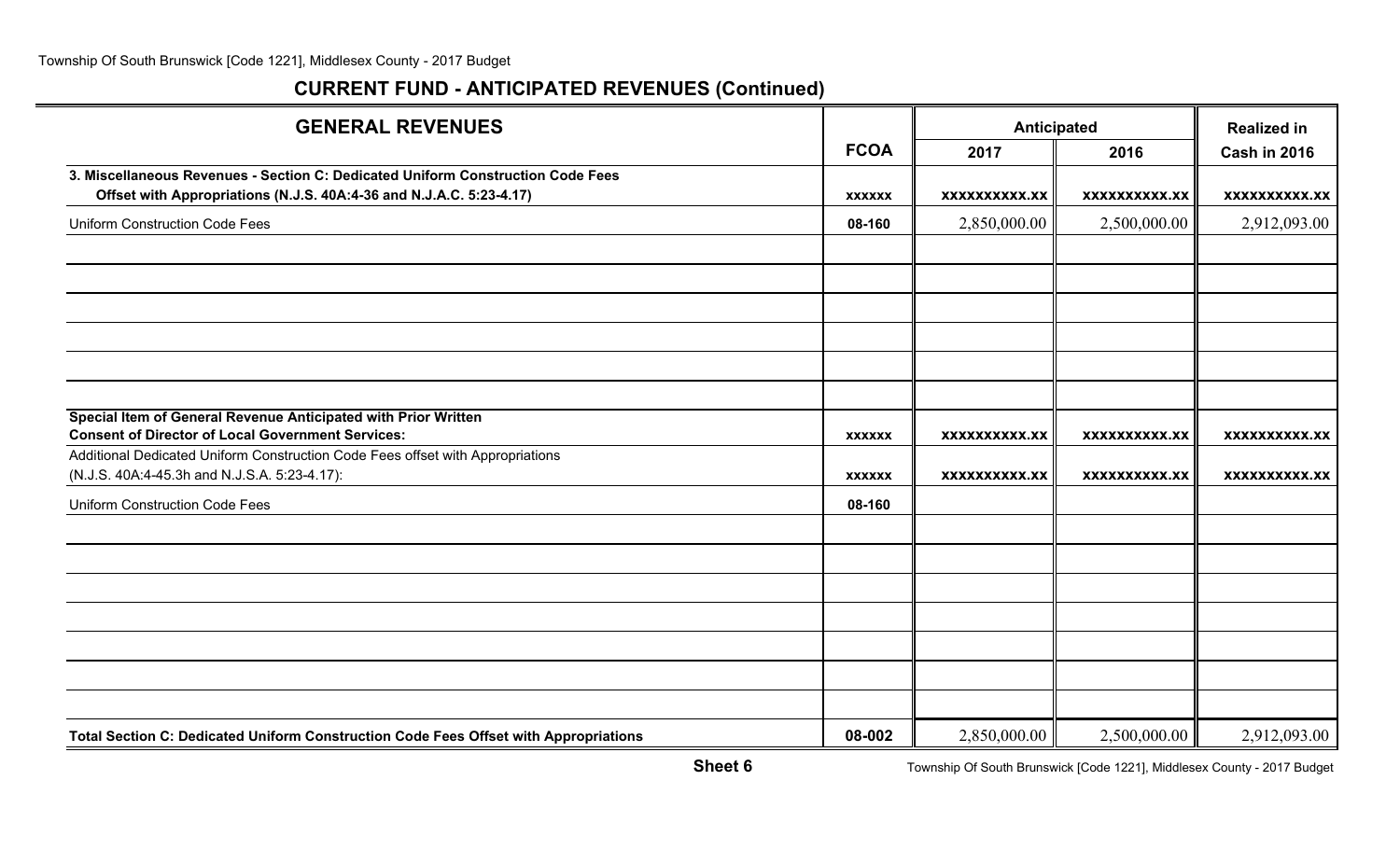## CURRENT FUND - ANTICIPATED REVENUES (Continued)

| GENERAL REVENUES | FCOA | Anticipated | | Realized in |
|---|---|---|---|---|
| | | 2017 | 2016 | Cash in 2016 |
| **3. Miscellaneous Revenues - Section C: Dedicated Uniform Construction Code Fees Offset with Appropriations (N.J.S. 40A:4-36 and N.J.A.C. 5:23-4.17)** | **xxxxxx** | **xxxxxxxxxx.xx** | **xxxxxxxxxx.xx** | **xxxxxxxxxx.xx** |
| Uniform Construction Code Fees | **08-160** | 2,850,000.00 | 2,500,000.00 | 2,912,093.00 |
| | | | | |
| | | | | |
| | | | | |
| | | | | |
| | | | | |
| | | | | |
| **Special Item of General Revenue Anticipated with Prior Written Consent of Director of Local Government Services:** | **xxxxxx** | **xxxxxxxxxx.xx** | **xxxxxxxxxx.xx** | **xxxxxxxxxx.xx** |
| Additional Dedicated Uniform Construction Code Fees offset with Appropriations (N.J.S. 40A:4-45.3h and N.J.S.A. 5:23-4.17): | **xxxxxx** | **xxxxxxxxxx.xx** | **xxxxxxxxxx.xx** | **xxxxxxxxxx.xx** |
| Uniform Construction Code Fees | **08-160** | | | |
| | | | | |
| | | | | |
| | | | | |
| | | | | |
| | | | | |
| | | | | |
| | | | | |
| **Total Section C: Dedicated Uniform Construction Code Fees Offset with Appropriations** | **08-002** | 2,850,000.00 | 2,500,000.00 | 2,912,093.00 |

**Sheet 6**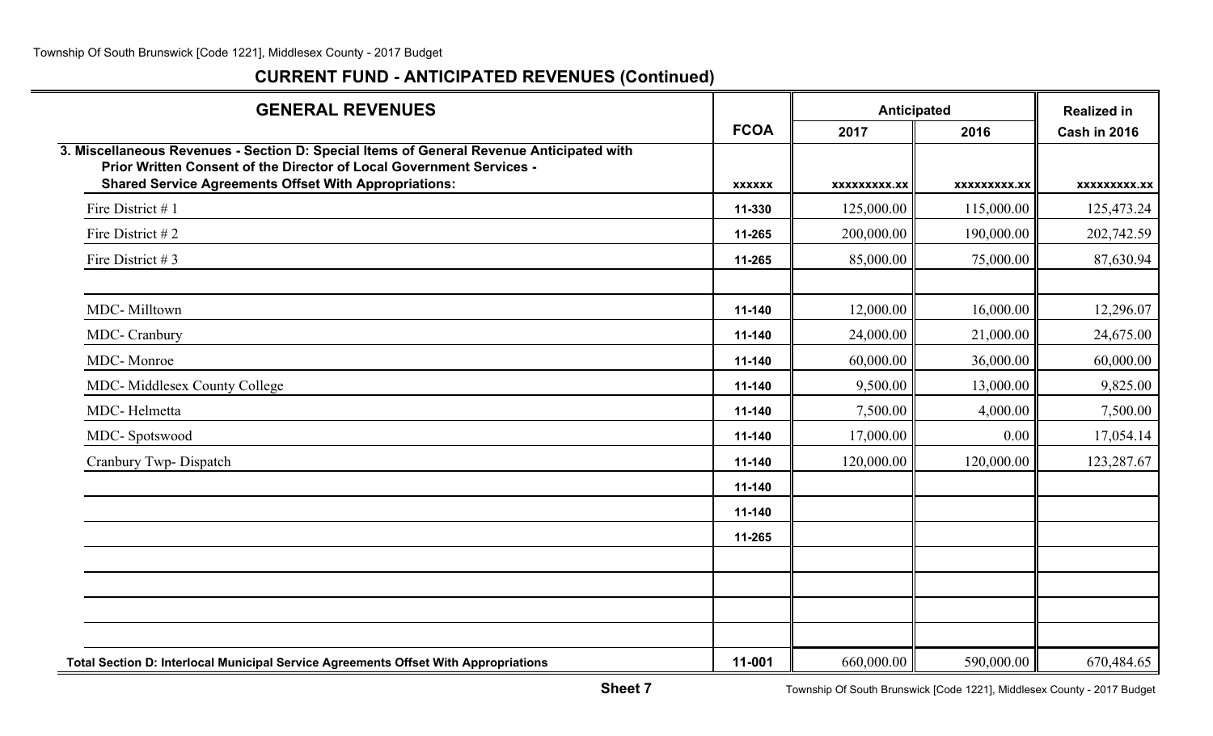## CURRENT FUND - ANTICIPATED REVENUES (Continued)

| GENERAL REVENUES | FCOA | Anticipated | | Realized in |
|---|---|---|---|---|
| | | 2017 | 2016 | Cash in 2016 |
| **3. Miscellaneous Revenues - Section D: Special Items of General Revenue Anticipated with Prior Written Consent of the Director of Local Government Services - Shared Service Agreements Offset With Appropriations:** | xxxxxx | xxxxxxxxx.xx | xxxxxxxxx.xx | xxxxxxxxx.xx |
| Fire District # 1 | 11-330 | 125,000.00 | 115,000.00 | 125,473.24 |
| Fire District # 2 | 11-265 | 200,000.00 | 190,000.00 | 202,742.59 |
| Fire District # 3 | 11-265 | 85,000.00 | 75,000.00 | 87,630.94 |
| | | | | |
| MDC- Milltown | 11-140 | 12,000.00 | 16,000.00 | 12,296.07 |
| MDC- Cranbury | 11-140 | 24,000.00 | 21,000.00 | 24,675.00 |
| MDC- Monroe | 11-140 | 60,000.00 | 36,000.00 | 60,000.00 |
| MDC- Middlesex County College | 11-140 | 9,500.00 | 13,000.00 | 9,825.00 |
| MDC- Helmetta | 11-140 | 7,500.00 | 4,000.00 | 7,500.00 |
| MDC- Spotswood | 11-140 | 17,000.00 | 0.00 | 17,054.14 |
| Cranbury Twp- Dispatch | 11-140 | 120,000.00 | 120,000.00 | 123,287.67 |
| | 11-140 | | | |
| | 11-140 | | | |
| | 11-265 | | | |
| | | | | |
| | | | | |
| | | | | |
| | | | | |
| **Total Section D: Interlocal Municipal Service Agreements Offset With Appropriations** | 11-001 | 660,000.00 | 590,000.00 | 670,484.65 |

**Sheet 7**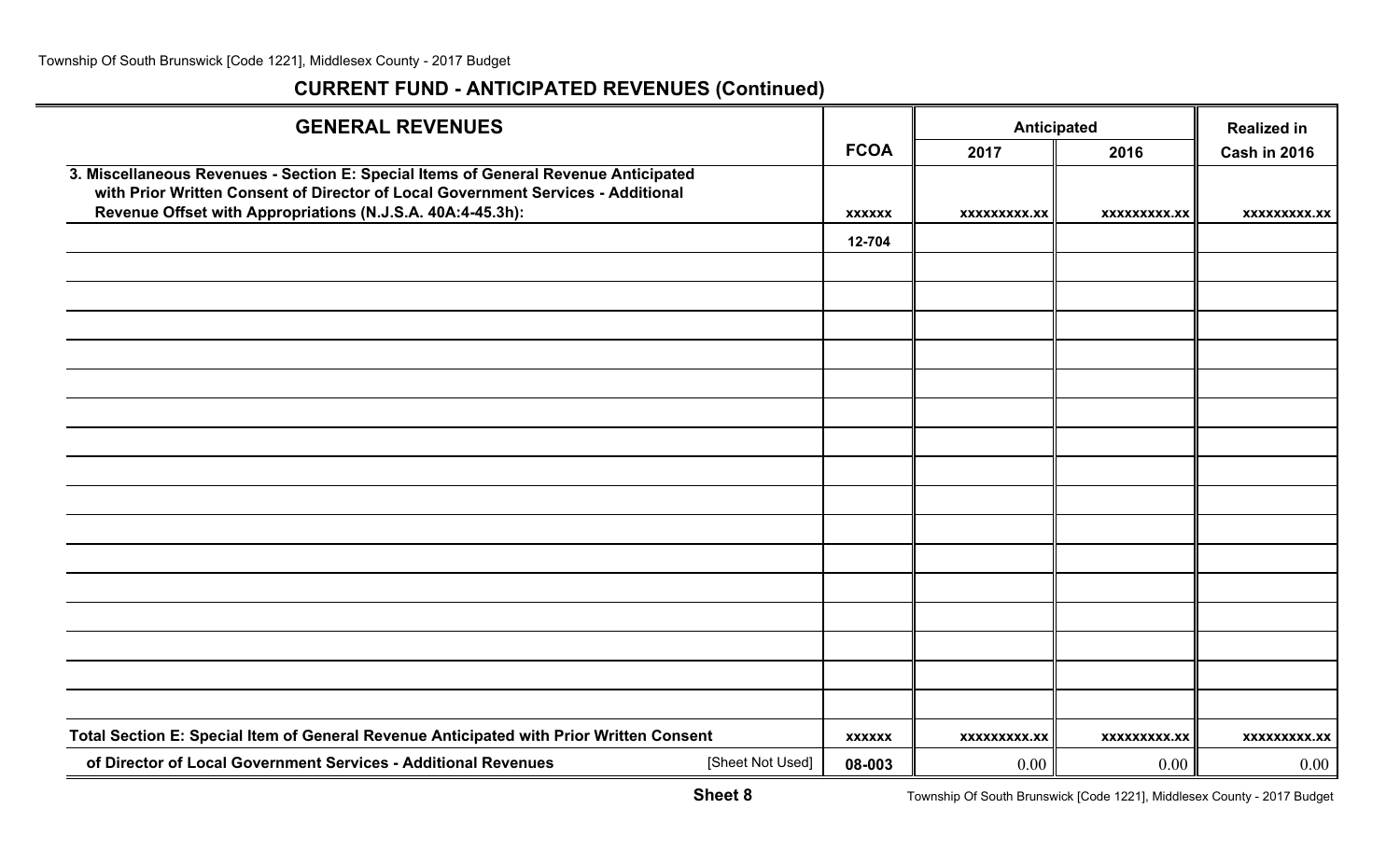## CURRENT FUND - ANTICIPATED REVENUES (Continued)

| GENERAL REVENUES | FCOA | Anticipated | | Realized in |
|---|---|---|---|---|
| | | 2017 | 2016 | Cash in 2016 |
| **3. Miscellaneous Revenues - Section E: Special Items of General Revenue Anticipated with Prior Written Consent of Director of Local Government Services - Additional Revenue Offset with Appropriations (N.J.S.A. 40A:4-45.3h):** | xxxxxx | xxxxxxxxx.xx | xxxxxxxxx.xx | xxxxxxxxx.xx |
| | 12-704 | | | |
| | | | | |
| | | | | |
| | | | | |
| | | | | |
| | | | | |
| | | | | |
| | | | | |
| | | | | |
| | | | | |
| | | | | |
| | | | | |
| | | | | |
| | | | | |
| | | | | |
| | | | | |
| | | | | |
| **Total Section E: Special Item of General Revenue Anticipated with Prior Written Consent** | xxxxxx | xxxxxxxxx.xx | xxxxxxxxx.xx | xxxxxxxxx.xx |
| **of Director of Local Government Services - Additional Revenues** [Sheet Not Used] | 08-003 | 0.00 | 0.00 | 0.00 |

**Sheet 8**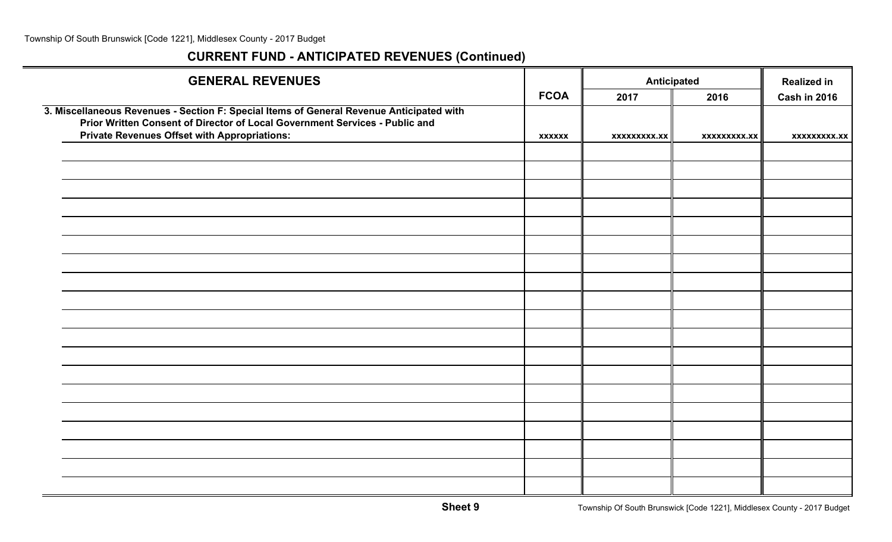## CURRENT FUND - ANTICIPATED REVENUES (Continued)

| GENERAL REVENUES | FCOA | Anticipated | | Realized in |
|---|---|---|---|---|
| | | 2017 | 2016 | Cash in 2016 |
| **3. Miscellaneous Revenues - Section F: Special Items of General Revenue Anticipated with Prior Written Consent of Director of Local Government Services - Public and Private Revenues Offset with Appropriations:** | xxxxxx | xxxxxxxxx.xx | xxxxxxxxx.xx | xxxxxxxxx.xx |
| | | | | |
| | | | | |
| | | | | |
| | | | | |
| | | | | |
| | | | | |
| | | | | |
| | | | | |
| | | | | |
| | | | | |
| | | | | |
| | | | | |
| | | | | |
| | | | | |
| | | | | |
| | | | | |
| | | | | |
| | | | | |
| | | | | |

**Sheet 9**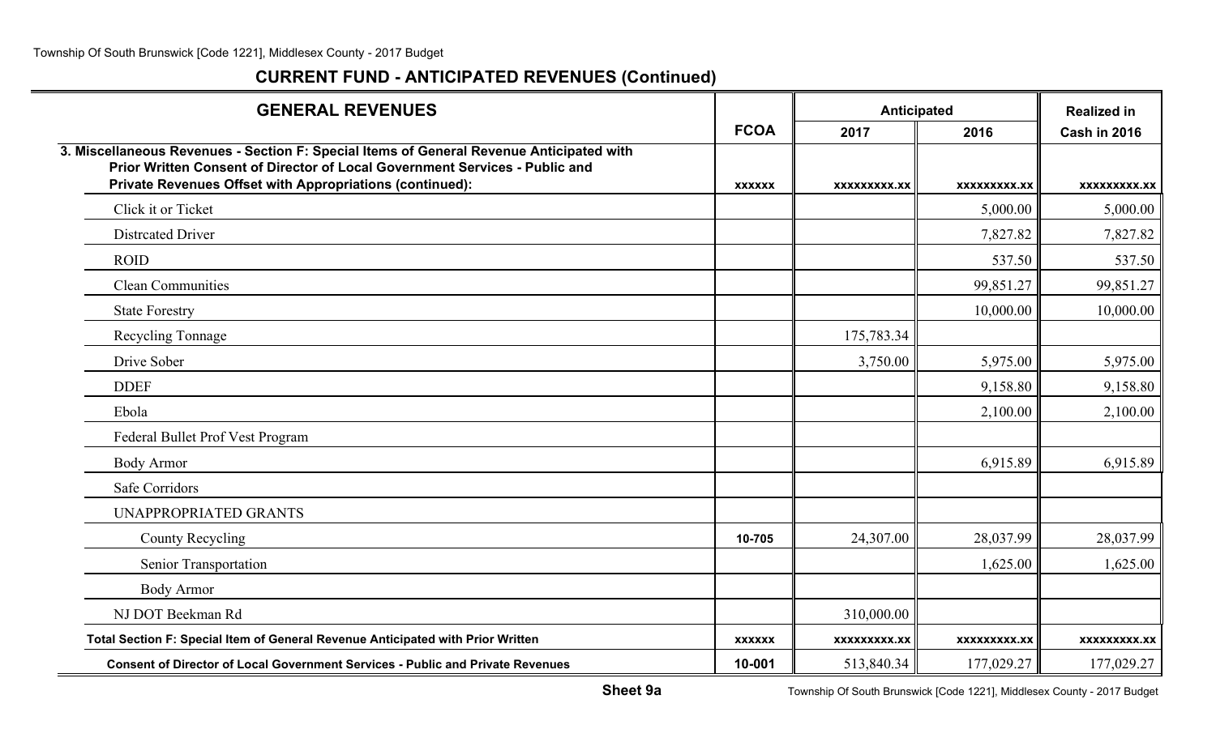## CURRENT FUND - ANTICIPATED REVENUES (Continued)

| GENERAL REVENUES | FCOA | Anticipated | | Realized in |
|---|---|---|---|---|
| | | 2017 | 2016 | Cash in 2016 |
| **3. Miscellaneous Revenues - Section F: Special Items of General Revenue Anticipated with Prior Written Consent of Director of Local Government Services - Public and Private Revenues Offset with Appropriations (continued):** | xxxxxx | xxxxxxxxx.xx | xxxxxxxxx.xx | xxxxxxxxx.xx |
| Click it or Ticket | | | 5,000.00 | 5,000.00 |
| Distrcated Driver | | | 7,827.82 | 7,827.82 |
| ROID | | | 537.50 | 537.50 |
| Clean Communities | | | 99,851.27 | 99,851.27 |
| State Forestry | | | 10,000.00 | 10,000.00 |
| Recycling Tonnage | | 175,783.34 | | |
| Drive Sober | | 3,750.00 | 5,975.00 | 5,975.00 |
| DDEF | | | 9,158.80 | 9,158.80 |
| Ebola | | | 2,100.00 | 2,100.00 |
| Federal Bullet Prof Vest Program | | | | |
| Body Armor | | | 6,915.89 | 6,915.89 |
| Safe Corridors | | | | |
| UNAPPROPRIATED GRANTS | | | | |
| County Recycling | 10-705 | 24,307.00 | 28,037.99 | 28,037.99 |
| Senior Transportation | | | 1,625.00 | 1,625.00 |
| Body Armor | | | | |
| NJ DOT Beekman Rd | | 310,000.00 | | |
| **Total Section F: Special Item of General Revenue Anticipated with Prior Written** | xxxxxx | xxxxxxxxx.xx | xxxxxxxxx.xx | xxxxxxxxx.xx |
| **Consent of Director of Local Government Services - Public and Private Revenues** | 10-001 | 513,840.34 | 177,029.27 | 177,029.27 |

**Sheet 9a**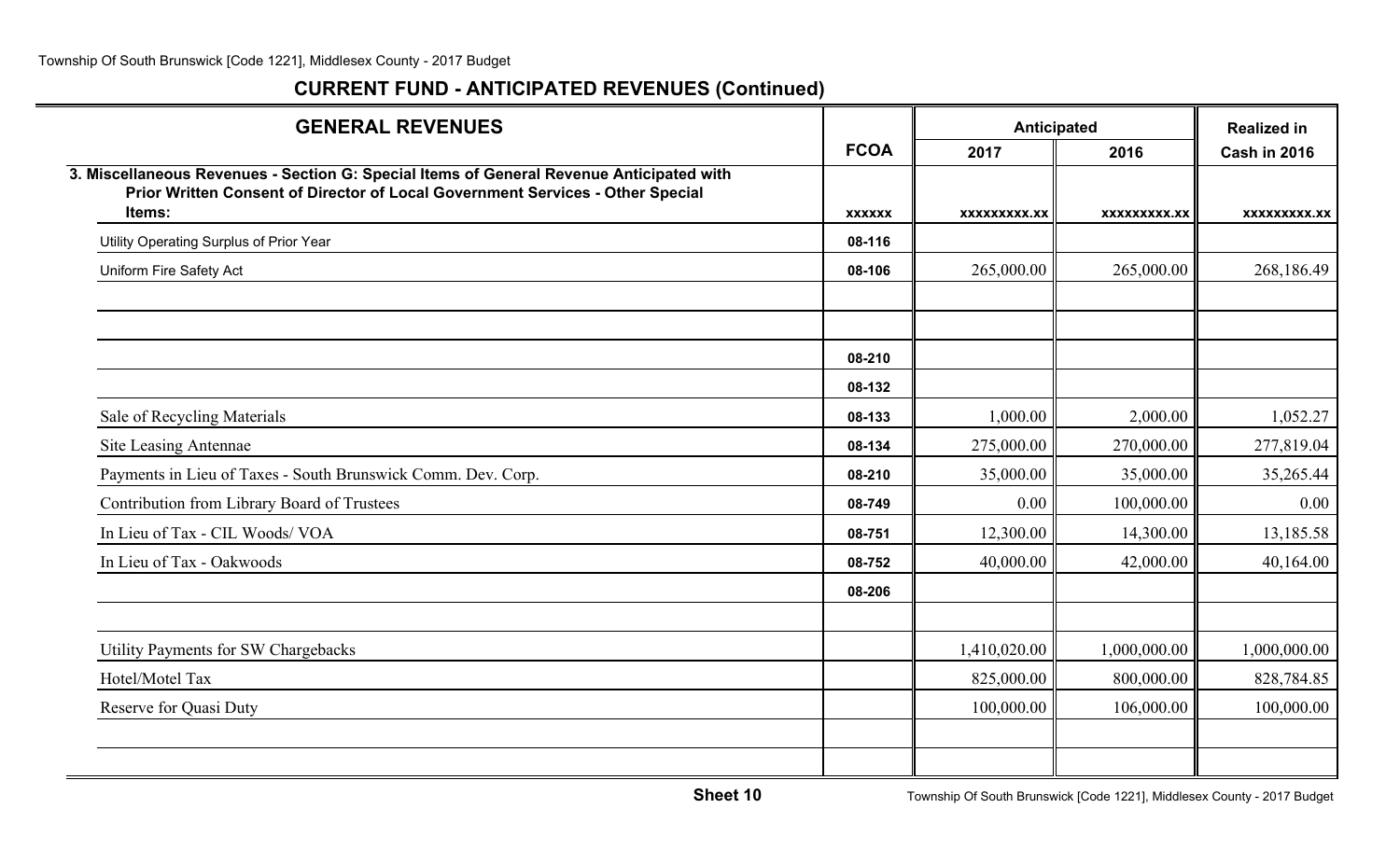## CURRENT FUND - ANTICIPATED REVENUES (Continued)

| GENERAL REVENUES | FCOA | Anticipated 2017 | Anticipated 2016 | Realized in Cash in 2016 |
|---|---|---|---|---|
| **3. Miscellaneous Revenues - Section G: Special Items of General Revenue Anticipated with Prior Written Consent of Director of Local Government Services - Other Special Items:** | **xxxxxx** | **xxxxxxxxx.xx** | **xxxxxxxxx.xx** | **xxxxxxxxx.xx** |
| Utility Operating Surplus of Prior Year | 08-116 | | | |
| Uniform Fire Safety Act | 08-106 | 265,000.00 | 265,000.00 | 268,186.49 |
| | | | | |
| | | | | |
| | 08-210 | | | |
| | 08-132 | | | |
| Sale of Recycling Materials | 08-133 | 1,000.00 | 2,000.00 | 1,052.27 |
| Site Leasing Antennae | 08-134 | 275,000.00 | 270,000.00 | 277,819.04 |
| Payments in Lieu of Taxes - South Brunswick Comm. Dev. Corp. | 08-210 | 35,000.00 | 35,000.00 | 35,265.44 |
| Contribution from Library Board of Trustees | 08-749 | 0.00 | 100,000.00 | 0.00 |
| In Lieu of Tax - CIL Woods/ VOA | 08-751 | 12,300.00 | 14,300.00 | 13,185.58 |
| In Lieu of Tax - Oakwoods | 08-752 | 40,000.00 | 42,000.00 | 40,164.00 |
| | 08-206 | | | |
| | | | | |
| Utility Payments for SW Chargebacks | | 1,410,020.00 | 1,000,000.00 | 1,000,000.00 |
| Hotel/Motel Tax | | 825,000.00 | 800,000.00 | 828,784.85 |
| Reserve for Quasi Duty | | 100,000.00 | 106,000.00 | 100,000.00 |
| | | | | |
| | | | | |

**Sheet 10**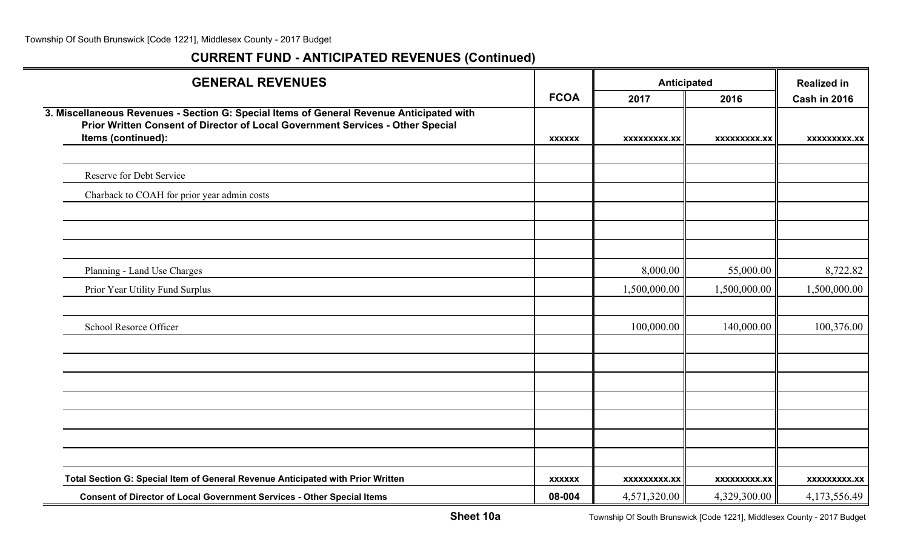## CURRENT FUND - ANTICIPATED REVENUES (Continued)

| GENERAL REVENUES | FCOA | Anticipated | | Realized in |
|---|---|---|---|---|
| | | 2017 | 2016 | Cash in 2016 |
| **3. Miscellaneous Revenues - Section G: Special Items of General Revenue Anticipated with Prior Written Consent of Director of Local Government Services - Other Special Items (continued):** | xxxxxx | xxxxxxxxx.xx | xxxxxxxxx.xx | xxxxxxxxx.xx |
| | | | | |
| Reserve for Debt Service | | | | |
| Charback to COAH for prior year admin costs | | | | |
| | | | | |
| | | | | |
| | | | | |
| Planning - Land Use Charges | | 8,000.00 | 55,000.00 | 8,722.82 |
| Prior Year Utility Fund Surplus | | 1,500,000.00 | 1,500,000.00 | 1,500,000.00 |
| | | | | |
| School Resorce Officer | | 100,000.00 | 140,000.00 | 100,376.00 |
| | | | | |
| | | | | |
| | | | | |
| | | | | |
| | | | | |
| | | | | |
| | | | | |
| **Total Section G: Special Item of General Revenue Anticipated with Prior Written** | xxxxxx | xxxxxxxxx.xx | xxxxxxxxx.xx | xxxxxxxxx.xx |
| **Consent of Director of Local Government Services - Other Special Items** | 08-004 | 4,571,320.00 | 4,329,300.00 | 4,173,556.49 |

**Sheet 10a**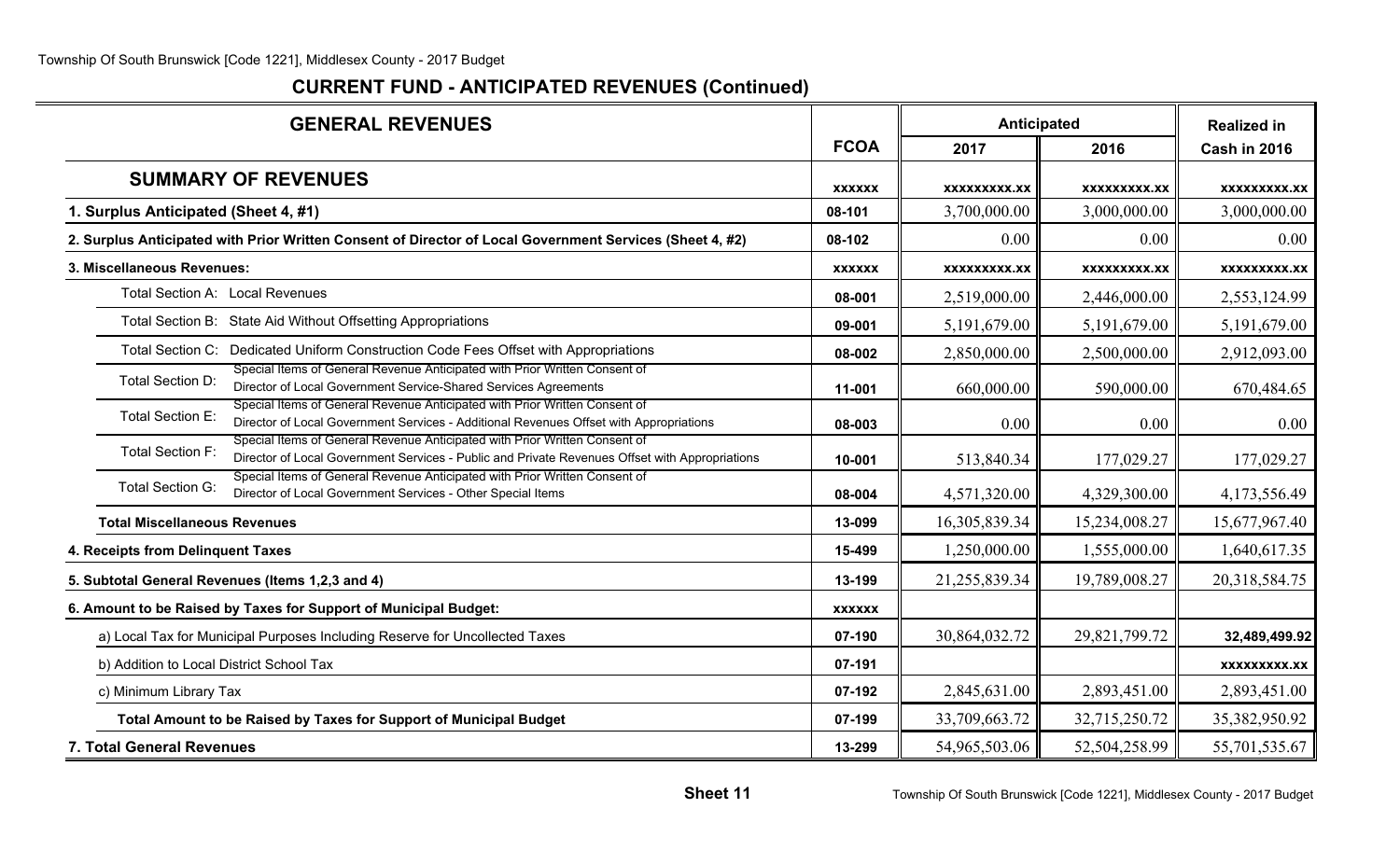## CURRENT FUND - ANTICIPATED REVENUES (Continued)

| GENERAL REVENUES | FCOA | Anticipated | | Realized in |
|---|---|---|---|---|
| | | 2017 | 2016 | Cash in 2016 |
| **SUMMARY OF REVENUES** | xxxxxx | xxxxxxxxx.xx | xxxxxxxxx.xx | xxxxxxxxx.xx |
| **1. Surplus Anticipated (Sheet 4, #1)** | 08-101 | 3,700,000.00 | 3,000,000.00 | 3,000,000.00 |
| **2. Surplus Anticipated with Prior Written Consent of Director of Local Government Services (Sheet 4, #2)** | 08-102 | 0.00 | 0.00 | 0.00 |
| **3. Miscellaneous Revenues:** | xxxxxx | xxxxxxxxx.xx | xxxxxxxxx.xx | xxxxxxxxx.xx |
| Total Section A: Local Revenues | 08-001 | 2,519,000.00 | 2,446,000.00 | 2,553,124.99 |
| Total Section B: State Aid Without Offsetting Appropriations | 09-001 | 5,191,679.00 | 5,191,679.00 | 5,191,679.00 |
| Total Section C: Dedicated Uniform Construction Code Fees Offset with Appropriations | 08-002 | 2,850,000.00 | 2,500,000.00 | 2,912,093.00 |
| Total Section D: Special Items of General Revenue Anticipated with Prior Written Consent of Director of Local Government Service-Shared Services Agreements | 11-001 | 660,000.00 | 590,000.00 | 670,484.65 |
| Total Section E: Special Items of General Revenue Anticipated with Prior Written Consent of Director of Local Government Services - Additional Revenues Offset with Appropriations | 08-003 | 0.00 | 0.00 | 0.00 |
| Total Section F: Special Items of General Revenue Anticipated with Prior Written Consent of Director of Local Government Services - Public and Private Revenues Offset with Appropriations | 10-001 | 513,840.34 | 177,029.27 | 177,029.27 |
| Total Section G: Special Items of General Revenue Anticipated with Prior Written Consent of Director of Local Government Services - Other Special Items | 08-004 | 4,571,320.00 | 4,329,300.00 | 4,173,556.49 |
| **Total Miscellaneous Revenues** | 13-099 | 16,305,839.34 | 15,234,008.27 | 15,677,967.40 |
| **4. Receipts from Delinquent Taxes** | 15-499 | 1,250,000.00 | 1,555,000.00 | 1,640,617.35 |
| **5. Subtotal General Revenues (Items 1,2,3 and 4)** | 13-199 | 21,255,839.34 | 19,789,008.27 | 20,318,584.75 |
| **6. Amount to be Raised by Taxes for Support of Municipal Budget:** | xxxxxx | | | |
| a) Local Tax for Municipal Purposes Including Reserve for Uncollected Taxes | 07-190 | 30,864,032.72 | 29,821,799.72 | **32,489,499.92** |
| b) Addition to Local District School Tax | 07-191 | | | xxxxxxxxx.xx |
| c) Minimum Library Tax | 07-192 | 2,845,631.00 | 2,893,451.00 | 2,893,451.00 |
| **Total Amount to be Raised by Taxes for Support of Municipal Budget** | 07-199 | 33,709,663.72 | 32,715,250.72 | 35,382,950.92 |
| **7. Total General Revenues** | 13-299 | 54,965,503.06 | 52,504,258.99 | 55,701,535.67 |

**Sheet 11**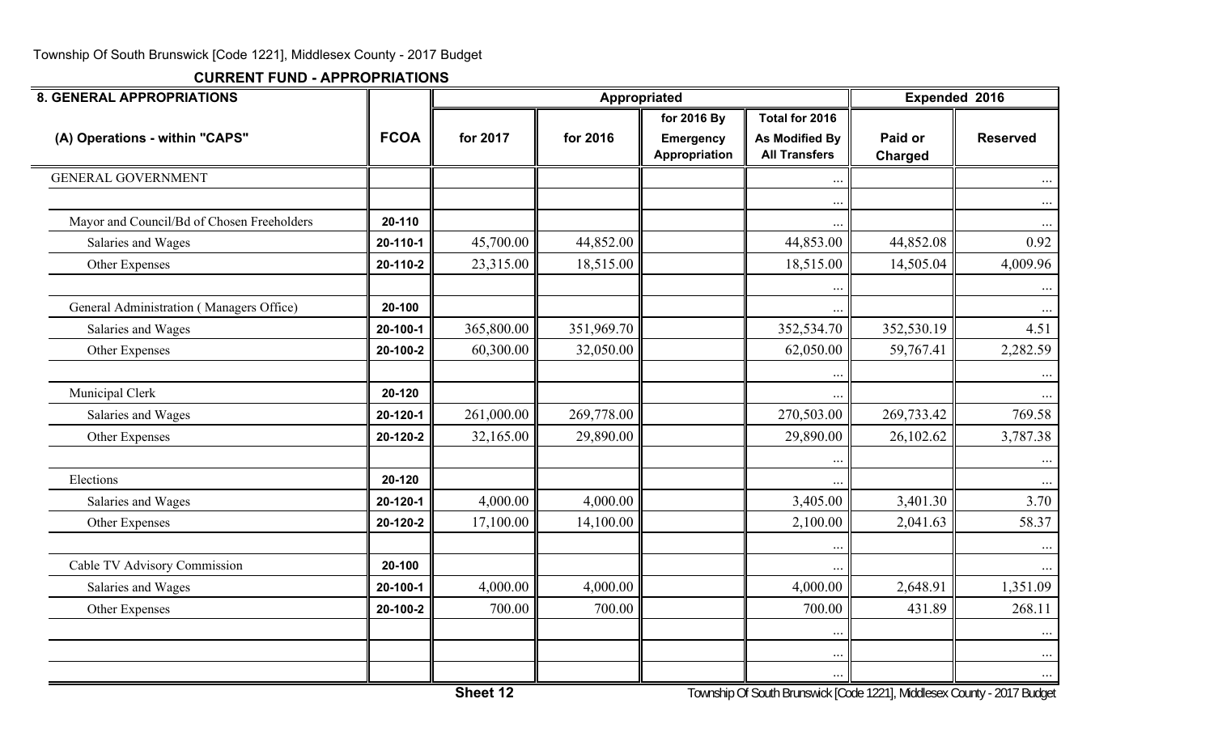Township Of South Brunswick [Code 1221], Middlesex County - 2017 Budget

**CURRENT FUND - APPROPRIATIONS**

| 8. GENERAL APPROPRIATIONS | | Appropriated | | | | Expended 2016 | |
|---|---|---|---|---|---|---|---|
| (A) Operations - within "CAPS" | FCOA | for 2017 | for 2016 | for 2016 By Emergency Appropriation | Total for 2016 As Modified By All Transfers | Paid or Charged | Reserved |
| GENERAL GOVERNMENT | | | | | ... | | ... |
| | | | | | ... | | ... |
| Mayor and Council/Bd of Chosen Freeholders | 20-110 | | | | ... | | ... |
| Salaries and Wages | 20-110-1 | 45,700.00 | 44,852.00 | | 44,853.00 | 44,852.08 | 0.92 |
| Other Expenses | 20-110-2 | 23,315.00 | 18,515.00 | | 18,515.00 | 14,505.04 | 4,009.96 |
| | | | | | ... | | ... |
| General Administration ( Managers Office) | 20-100 | | | | ... | | ... |
| Salaries and Wages | 20-100-1 | 365,800.00 | 351,969.70 | | 352,534.70 | 352,530.19 | 4.51 |
| Other Expenses | 20-100-2 | 60,300.00 | 32,050.00 | | 62,050.00 | 59,767.41 | 2,282.59 |
| | | | | | ... | | ... |
| Municipal Clerk | 20-120 | | | | ... | | ... |
| Salaries and Wages | 20-120-1 | 261,000.00 | 269,778.00 | | 270,503.00 | 269,733.42 | 769.58 |
| Other Expenses | 20-120-2 | 32,165.00 | 29,890.00 | | 29,890.00 | 26,102.62 | 3,787.38 |
| | | | | | ... | | ... |
| Elections | 20-120 | | | | ... | | ... |
| Salaries and Wages | 20-120-1 | 4,000.00 | 4,000.00 | | 3,405.00 | 3,401.30 | 3.70 |
| Other Expenses | 20-120-2 | 17,100.00 | 14,100.00 | | 2,100.00 | 2,041.63 | 58.37 |
| | | | | | ... | | ... |
| Cable TV Advisory Commission | 20-100 | | | | ... | | ... |
| Salaries and Wages | 20-100-1 | 4,000.00 | 4,000.00 | | 4,000.00 | 2,648.91 | 1,351.09 |
| Other Expenses | 20-100-2 | 700.00 | 700.00 | | 700.00 | 431.89 | 268.11 |
| | | | | | ... | | ... |
| | | | | | ... | | ... |
| | | | | | ... | | ... |

Sheet 12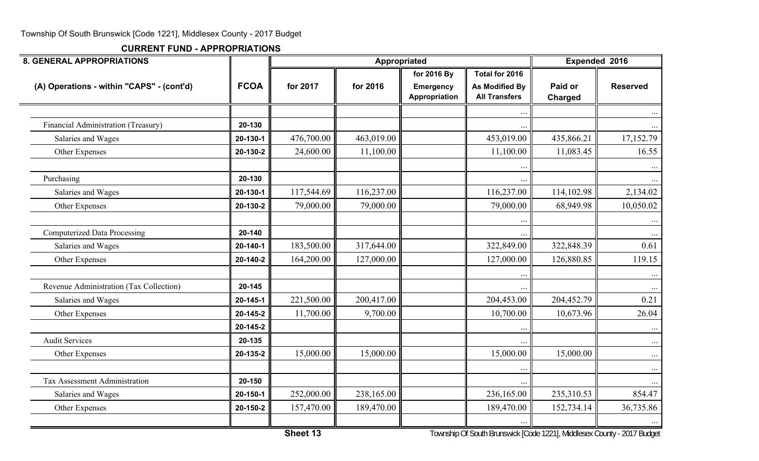Township Of South Brunswick [Code 1221], Middlesex County - 2017 Budget

**CURRENT FUND - APPROPRIATIONS**

| 8. GENERAL APPROPRIATIONS | | Appropriated | | | | Expended 2016 | |
|---|---|---|---|---|---|---|---|
| (A) Operations - within "CAPS" - (cont'd) | FCOA | for 2017 | for 2016 | for 2016 By Emergency Appropriation | Total for 2016 As Modified By All Transfers | Paid or Charged | Reserved |
| | | | | | ... | | ... |
| Financial Administration (Treasury) | 20-130 | | | | ... | | ... |
| Salaries and Wages | 20-130-1 | 476,700.00 | 463,019.00 | | 453,019.00 | 435,866.21 | 17,152.79 |
| Other Expenses | 20-130-2 | 24,600.00 | 11,100.00 | | 11,100.00 | 11,083.45 | 16.55 |
| | | | | | ... | | ... |
| Purchasing | 20-130 | | | | ... | | ... |
| Salaries and Wages | 20-130-1 | 117,544.69 | 116,237.00 | | 116,237.00 | 114,102.98 | 2,134.02 |
| Other Expenses | 20-130-2 | 79,000.00 | 79,000.00 | | 79,000.00 | 68,949.98 | 10,050.02 |
| | | | | | ... | | ... |
| Computerized Data Processing | 20-140 | | | | ... | | ... |
| Salaries and Wages | 20-140-1 | 183,500.00 | 317,644.00 | | 322,849.00 | 322,848.39 | 0.61 |
| Other Expenses | 20-140-2 | 164,200.00 | 127,000.00 | | 127,000.00 | 126,880.85 | 119.15 |
| | | | | | ... | | ... |
| Revenue Administration (Tax Collection) | 20-145 | | | | ... | | ... |
| Salaries and Wages | 20-145-1 | 221,500.00 | 200,417.00 | | 204,453.00 | 204,452.79 | 0.21 |
| Other Expenses | 20-145-2 | 11,700.00 | 9,700.00 | | 10,700.00 | 10,673.96 | 26.04 |
| | 20-145-2 | | | | ... | | ... |
| Audit Services | 20-135 | | | | ... | | ... |
| Other Expenses | 20-135-2 | 15,000.00 | 15,000.00 | | 15,000.00 | 15,000.00 | ... |
| | | | | | ... | | ... |
| Tax Assessment Administration | 20-150 | | | | ... | | ... |
| Salaries and Wages | 20-150-1 | 252,000.00 | 238,165.00 | | 236,165.00 | 235,310.53 | 854.47 |
| Other Expenses | 20-150-2 | 157,470.00 | 189,470.00 | | 189,470.00 | 152,734.14 | 36,735.86 |
| | | | | | ... | | ... |

Sheet 13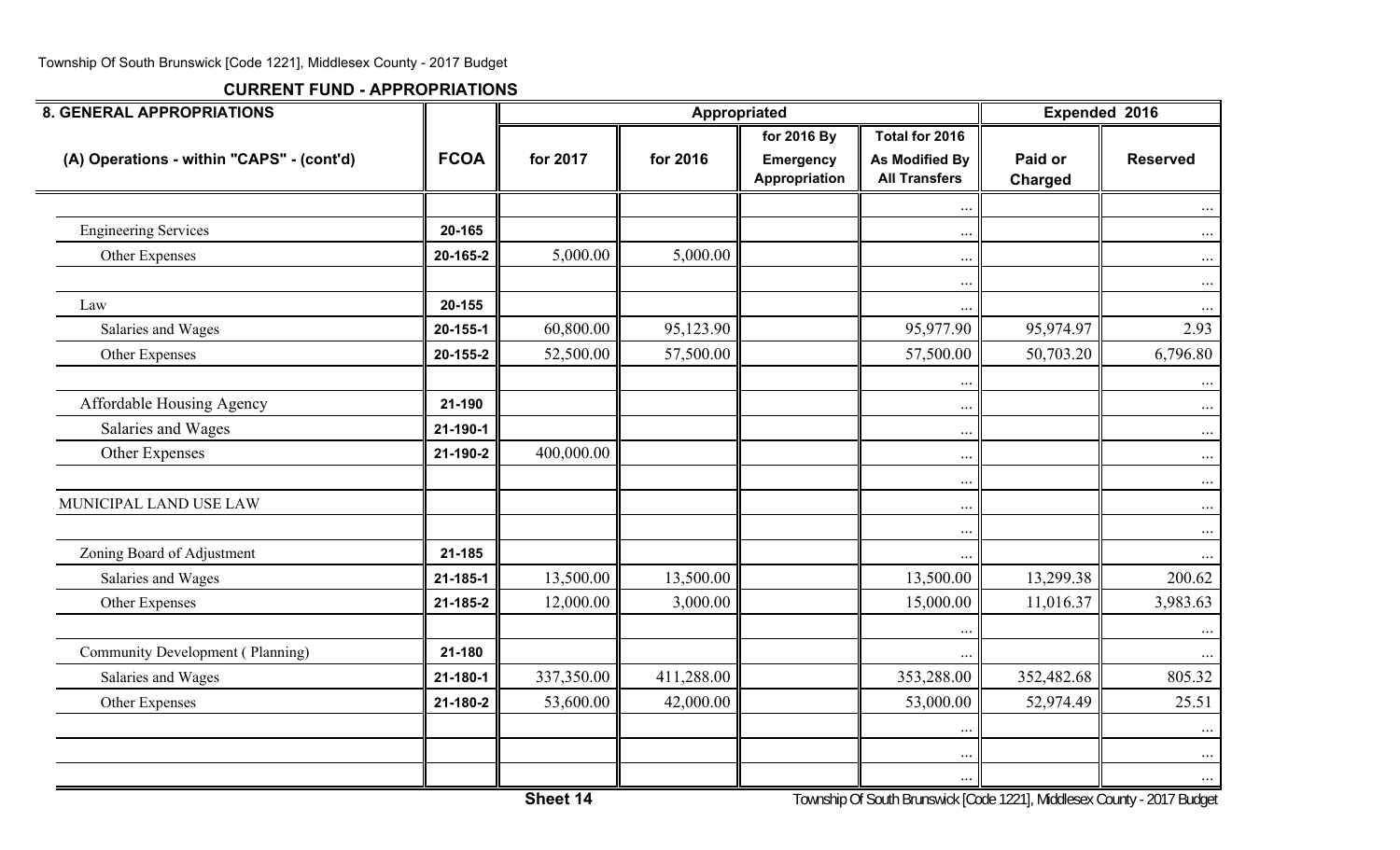## CURRENT FUND - APPROPRIATIONS

| 8. GENERAL APPROPRIATIONS | | Appropriated | | | | Expended 2016 | |
|---|---|---|---|---|---|---|---|
| (A) Operations - within "CAPS" - (cont'd) | FCOA | for 2017 | for 2016 | for 2016 By Emergency Appropriation | Total for 2016 As Modified By All Transfers | Paid or Charged | Reserved |
| | | | | | ... | | ... |
| Engineering Services | 20-165 | | | | ... | | ... |
| Other Expenses | 20-165-2 | 5,000.00 | 5,000.00 | | ... | | ... |
| | | | | | ... | | ... |
| Law | 20-155 | | | | ... | | ... |
| Salaries and Wages | 20-155-1 | 60,800.00 | 95,123.90 | | 95,977.90 | 95,974.97 | 2.93 |
| Other Expenses | 20-155-2 | 52,500.00 | 57,500.00 | | 57,500.00 | 50,703.20 | 6,796.80 |
| | | | | | ... | | ... |
| Affordable Housing Agency | 21-190 | | | | ... | | ... |
| Salaries and Wages | 21-190-1 | | | | ... | | ... |
| Other Expenses | 21-190-2 | 400,000.00 | | | ... | | ... |
| | | | | | ... | | ... |
| MUNICIPAL LAND USE LAW | | | | | ... | | ... |
| | | | | | ... | | ... |
| Zoning Board of Adjustment | 21-185 | | | | ... | | ... |
| Salaries and Wages | 21-185-1 | 13,500.00 | 13,500.00 | | 13,500.00 | 13,299.38 | 200.62 |
| Other Expenses | 21-185-2 | 12,000.00 | 3,000.00 | | 15,000.00 | 11,016.37 | 3,983.63 |
| | | | | | ... | | ... |
| Community Development ( Planning) | 21-180 | | | | ... | | ... |
| Salaries and Wages | 21-180-1 | 337,350.00 | 411,288.00 | | 353,288.00 | 352,482.68 | 805.32 |
| Other Expenses | 21-180-2 | 53,600.00 | 42,000.00 | | 53,000.00 | 52,974.49 | 25.51 |
| | | | | | ... | | ... |
| | | | | | ... | | ... |
| | | | | | ... | | ... |

Sheet 14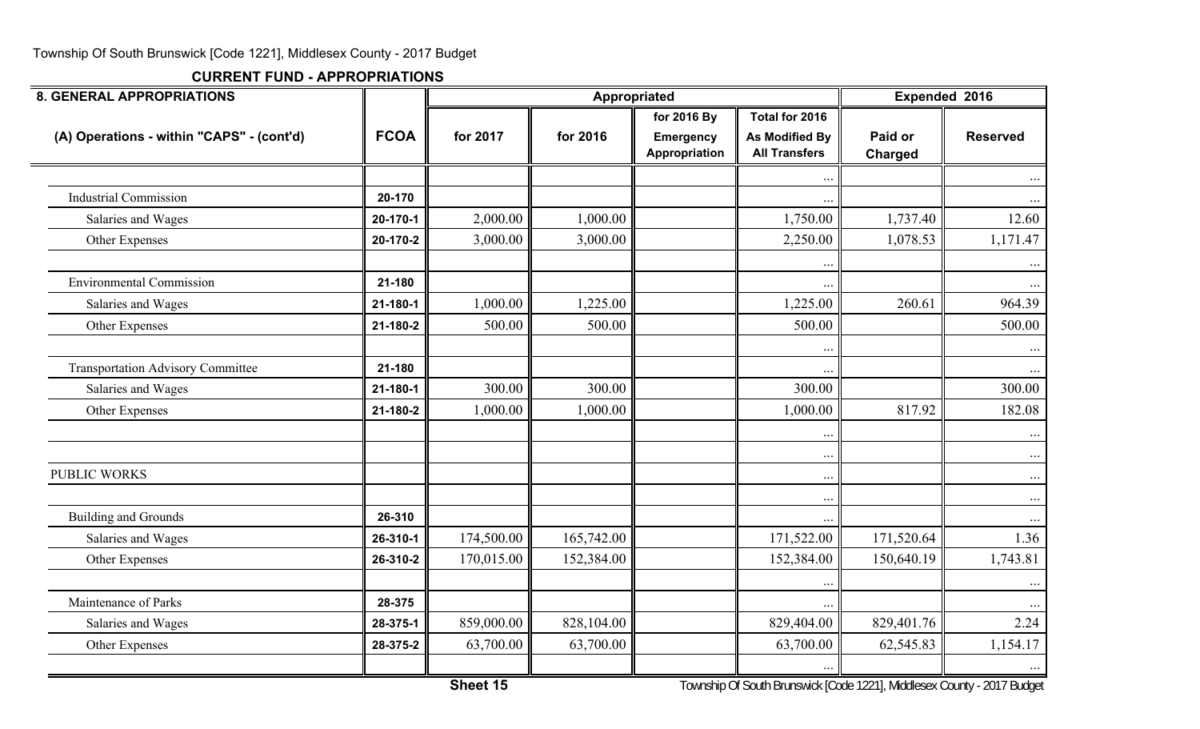**CURRENT FUND - APPROPRIATIONS**

| 8. GENERAL APPROPRIATIONS | | Appropriated | | | | Expended 2016 | |
|---|---|---|---|---|---|---|---|
| (A) Operations - within "CAPS" - (cont'd) | FCOA | for 2017 | for 2016 | for 2016 By Emergency Appropriation | Total for 2016 As Modified By All Transfers | Paid or Charged | Reserved |
| | | | | | ... | | ... |
| Industrial Commission | 20-170 | | | | ... | | ... |
| Salaries and Wages | 20-170-1 | 2,000.00 | 1,000.00 | | 1,750.00 | 1,737.40 | 12.60 |
| Other Expenses | 20-170-2 | 3,000.00 | 3,000.00 | | 2,250.00 | 1,078.53 | 1,171.47 |
| | | | | | ... | | ... |
| Environmental Commission | 21-180 | | | | ... | | ... |
| Salaries and Wages | 21-180-1 | 1,000.00 | 1,225.00 | | 1,225.00 | 260.61 | 964.39 |
| Other Expenses | 21-180-2 | 500.00 | 500.00 | | 500.00 | | 500.00 |
| | | | | | ... | | ... |
| Transportation Advisory Committee | 21-180 | | | | ... | | ... |
| Salaries and Wages | 21-180-1 | 300.00 | 300.00 | | 300.00 | | 300.00 |
| Other Expenses | 21-180-2 | 1,000.00 | 1,000.00 | | 1,000.00 | 817.92 | 182.08 |
| | | | | | ... | | ... |
| | | | | | ... | | ... |
| PUBLIC WORKS | | | | | ... | | ... |
| | | | | | ... | | ... |
| Building and Grounds | 26-310 | | | | ... | | ... |
| Salaries and Wages | 26-310-1 | 174,500.00 | 165,742.00 | | 171,522.00 | 171,520.64 | 1.36 |
| Other Expenses | 26-310-2 | 170,015.00 | 152,384.00 | | 152,384.00 | 150,640.19 | 1,743.81 |
| | | | | | ... | | ... |
| Maintenance of Parks | 28-375 | | | | ... | | ... |
| Salaries and Wages | 28-375-1 | 859,000.00 | 828,104.00 | | 829,404.00 | 829,401.76 | 2.24 |
| Other Expenses | 28-375-2 | 63,700.00 | 63,700.00 | | 63,700.00 | 62,545.83 | 1,154.17 |
| | | | | | ... | | ... |

Sheet 15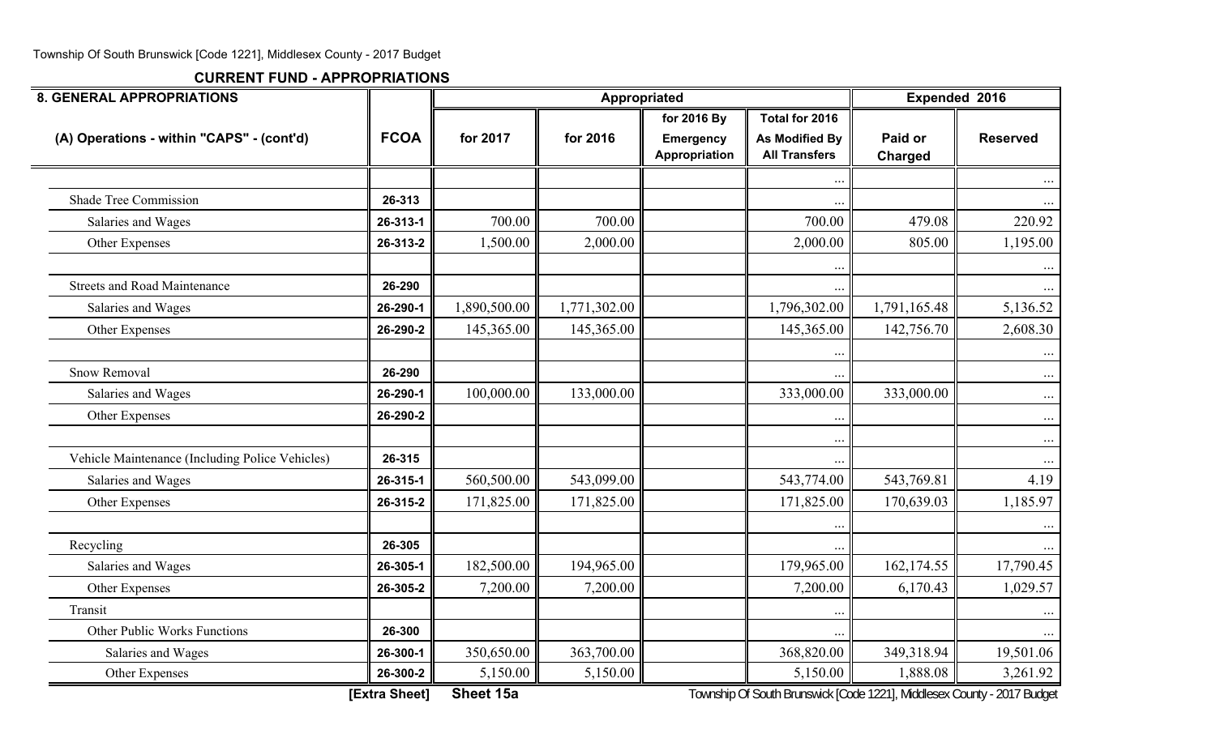Township Of South Brunswick [Code 1221], Middlesex County - 2017 Budget

## CURRENT FUND - APPROPRIATIONS

| 8. GENERAL APPROPRIATIONS | | Appropriated | | | | Expended 2016 | |
|---|---|---|---|---|---|---|---|
| (A) Operations - within "CAPS" - (cont'd) | FCOA | for 2017 | for 2016 | for 2016 By Emergency Appropriation | Total for 2016 As Modified By All Transfers | Paid or Charged | Reserved |
| | | | | | ... | | ... |
| Shade Tree Commission | 26-313 | | | | ... | | ... |
| Salaries and Wages | 26-313-1 | 700.00 | 700.00 | | 700.00 | 479.08 | 220.92 |
| Other Expenses | 26-313-2 | 1,500.00 | 2,000.00 | | 2,000.00 | 805.00 | 1,195.00 |
| | | | | | ... | | ... |
| Streets and Road Maintenance | 26-290 | | | | ... | | ... |
| Salaries and Wages | 26-290-1 | 1,890,500.00 | 1,771,302.00 | | 1,796,302.00 | 1,791,165.48 | 5,136.52 |
| Other Expenses | 26-290-2 | 145,365.00 | 145,365.00 | | 145,365.00 | 142,756.70 | 2,608.30 |
| | | | | | ... | | ... |
| Snow Removal | 26-290 | | | | ... | | ... |
| Salaries and Wages | 26-290-1 | 100,000.00 | 133,000.00 | | 333,000.00 | 333,000.00 | ... |
| Other Expenses | 26-290-2 | | | | ... | | ... |
| | | | | | ... | | ... |
| Vehicle Maintenance (Including Police Vehicles) | 26-315 | | | | ... | | ... |
| Salaries and Wages | 26-315-1 | 560,500.00 | 543,099.00 | | 543,774.00 | 543,769.81 | 4.19 |
| Other Expenses | 26-315-2 | 171,825.00 | 171,825.00 | | 171,825.00 | 170,639.03 | 1,185.97 |
| | | | | | ... | | ... |
| Recycling | 26-305 | | | | ... | | ... |
| Salaries and Wages | 26-305-1 | 182,500.00 | 194,965.00 | | 179,965.00 | 162,174.55 | 17,790.45 |
| Other Expenses | 26-305-2 | 7,200.00 | 7,200.00 | | 7,200.00 | 6,170.43 | 1,029.57 |
| Transit | | | | | ... | | ... |
| Other Public Works Functions | 26-300 | | | | ... | | ... |
| Salaries and Wages | 26-300-1 | 350,650.00 | 363,700.00 | | 368,820.00 | 349,318.94 | 19,501.06 |
| Other Expenses | 26-300-2 | 5,150.00 | 5,150.00 | | 5,150.00 | 1,888.08 | 3,261.92 |

[Extra Sheet] Sheet 15a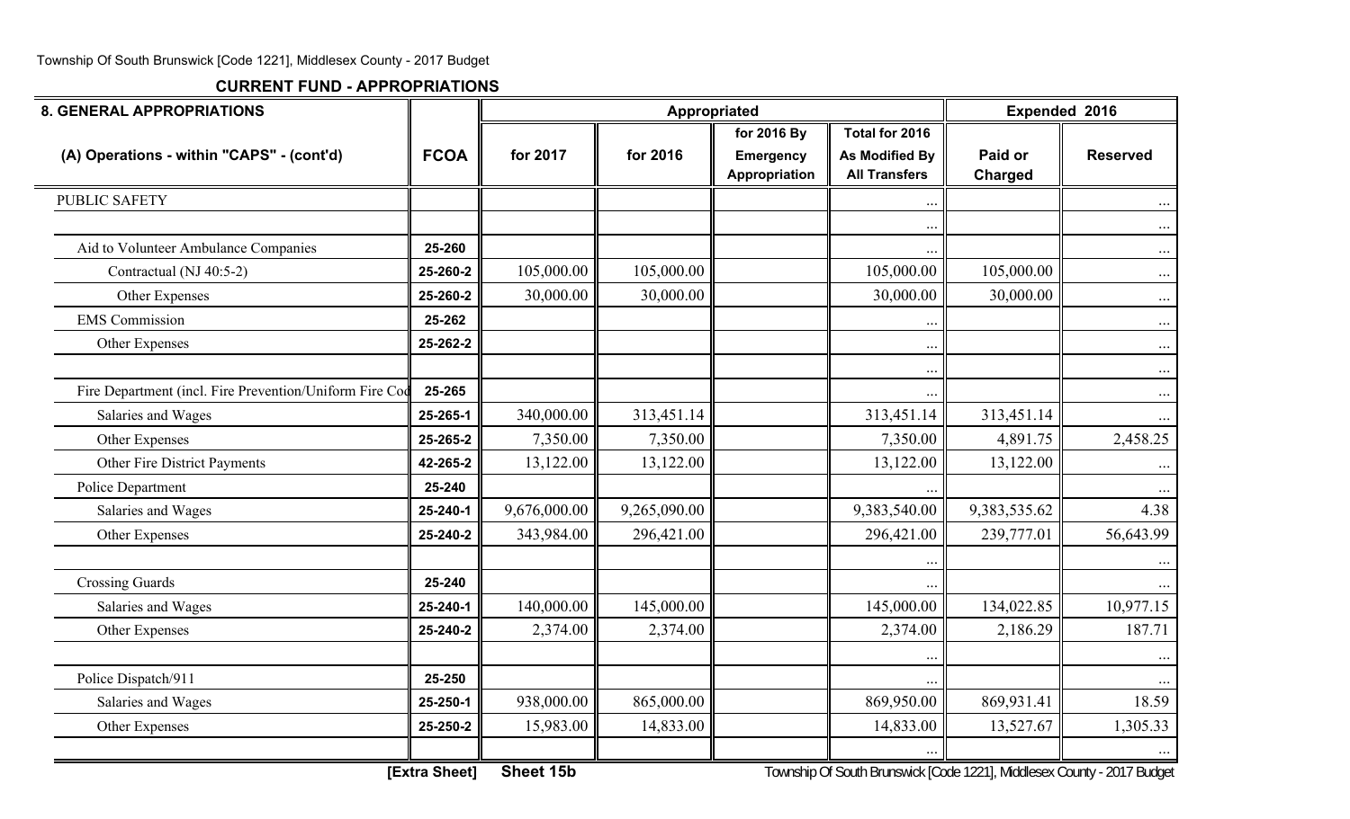## CURRENT FUND - APPROPRIATIONS

| 8. GENERAL APPROPRIATIONS | | Appropriated | | | | Expended 2016 | |
|---|---|---|---|---|---|---|---|
| (A) Operations - within "CAPS" - (cont'd) | FCOA | for 2017 | for 2016 | for 2016 By Emergency Appropriation | Total for 2016 As Modified By All Transfers | Paid or Charged | Reserved |
| PUBLIC SAFETY | | | | | ... | | ... |
| | | | | | ... | | ... |
| Aid to Volunteer Ambulance Companies | 25-260 | | | | ... | | ... |
| Contractual (NJ 40:5-2) | 25-260-2 | 105,000.00 | 105,000.00 | | 105,000.00 | 105,000.00 | ... |
| Other Expenses | 25-260-2 | 30,000.00 | 30,000.00 | | 30,000.00 | 30,000.00 | ... |
| EMS Commission | 25-262 | | | | ... | | ... |
| Other Expenses | 25-262-2 | | | | ... | | ... |
| | | | | | ... | | ... |
| Fire Department (incl. Fire Prevention/Uniform Fire Cod | 25-265 | | | | ... | | ... |
| Salaries and Wages | 25-265-1 | 340,000.00 | 313,451.14 | | 313,451.14 | 313,451.14 | ... |
| Other Expenses | 25-265-2 | 7,350.00 | 7,350.00 | | 7,350.00 | 4,891.75 | 2,458.25 |
| Other Fire District Payments | 42-265-2 | 13,122.00 | 13,122.00 | | 13,122.00 | 13,122.00 | ... |
| Police Department | 25-240 | | | | ... | | ... |
| Salaries and Wages | 25-240-1 | 9,676,000.00 | 9,265,090.00 | | 9,383,540.00 | 9,383,535.62 | 4.38 |
| Other Expenses | 25-240-2 | 343,984.00 | 296,421.00 | | 296,421.00 | 239,777.01 | 56,643.99 |
| | | | | | ... | | ... |
| Crossing Guards | 25-240 | | | | ... | | ... |
| Salaries and Wages | 25-240-1 | 140,000.00 | 145,000.00 | | 145,000.00 | 134,022.85 | 10,977.15 |
| Other Expenses | 25-240-2 | 2,374.00 | 2,374.00 | | 2,374.00 | 2,186.29 | 187.71 |
| | | | | | ... | | ... |
| Police Dispatch/911 | 25-250 | | | | ... | | ... |
| Salaries and Wages | 25-250-1 | 938,000.00 | 865,000.00 | | 869,950.00 | 869,931.41 | 18.59 |
| Other Expenses | 25-250-2 | 15,983.00 | 14,833.00 | | 14,833.00 | 13,527.67 | 1,305.33 |
| | | | | | ... | | ... |

[Extra Sheet] Sheet 15b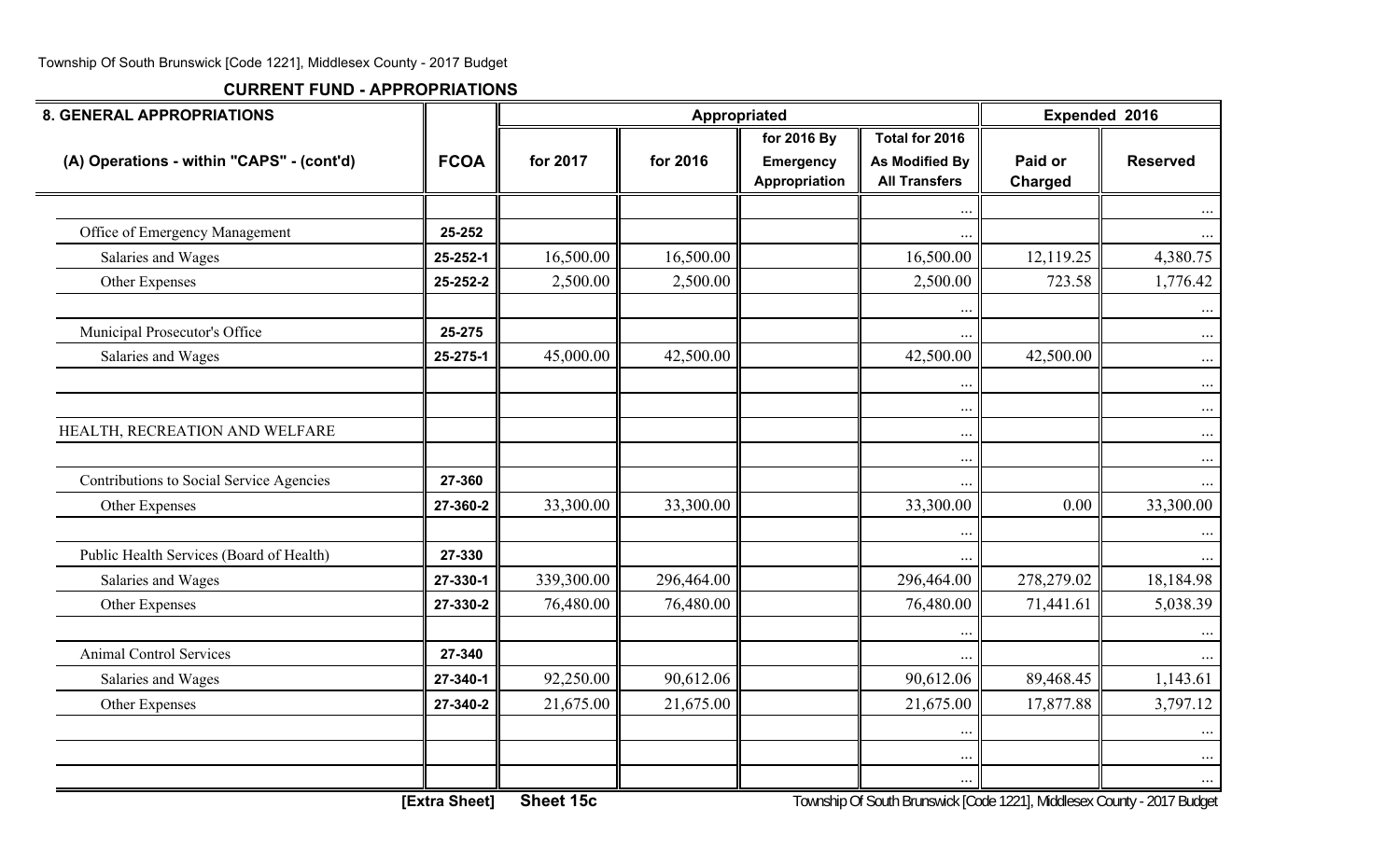## CURRENT FUND - APPROPRIATIONS

| 8. GENERAL APPROPRIATIONS | | Appropriated | | | | Expended 2016 | |
|---|---|---|---|---|---|---|---|
| (A) Operations - within "CAPS" - (cont'd) | FCOA | for 2017 | for 2016 | for 2016 By Emergency Appropriation | Total for 2016 As Modified By All Transfers | Paid or Charged | Reserved |
| | | | | | ... | | ... |
| Office of Emergency Management | 25-252 | | | | ... | | ... |
| Salaries and Wages | 25-252-1 | 16,500.00 | 16,500.00 | | 16,500.00 | 12,119.25 | 4,380.75 |
| Other Expenses | 25-252-2 | 2,500.00 | 2,500.00 | | 2,500.00 | 723.58 | 1,776.42 |
| | | | | | ... | | ... |
| Municipal Prosecutor's Office | 25-275 | | | | ... | | ... |
| Salaries and Wages | 25-275-1 | 45,000.00 | 42,500.00 | | 42,500.00 | 42,500.00 | ... |
| | | | | | ... | | ... |
| | | | | | ... | | ... |
| HEALTH, RECREATION AND WELFARE | | | | | ... | | ... |
| | | | | | ... | | ... |
| Contributions to Social Service Agencies | 27-360 | | | | ... | | ... |
| Other Expenses | 27-360-2 | 33,300.00 | 33,300.00 | | 33,300.00 | 0.00 | 33,300.00 |
| | | | | | ... | | ... |
| Public Health Services (Board of Health) | 27-330 | | | | ... | | ... |
| Salaries and Wages | 27-330-1 | 339,300.00 | 296,464.00 | | 296,464.00 | 278,279.02 | 18,184.98 |
| Other Expenses | 27-330-2 | 76,480.00 | 76,480.00 | | 76,480.00 | 71,441.61 | 5,038.39 |
| | | | | | ... | | ... |
| Animal Control Services | 27-340 | | | | ... | | ... |
| Salaries and Wages | 27-340-1 | 92,250.00 | 90,612.06 | | 90,612.06 | 89,468.45 | 1,143.61 |
| Other Expenses | 27-340-2 | 21,675.00 | 21,675.00 | | 21,675.00 | 17,877.88 | 3,797.12 |
| | | | | | ... | | ... |
| | | | | | ... | | ... |
| | | | | | ... | | ... |

[Extra Sheet] Sheet 15c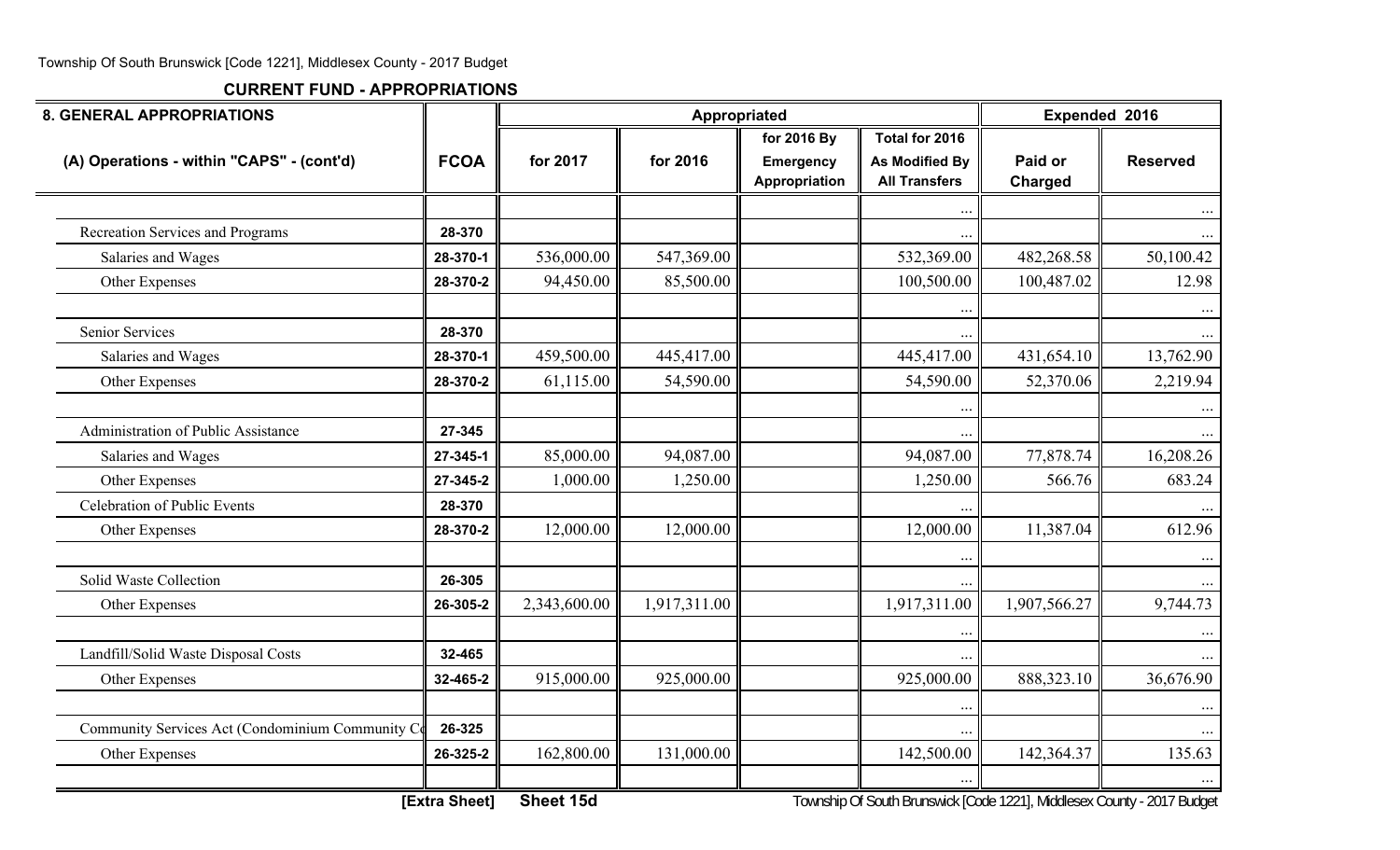## CURRENT FUND - APPROPRIATIONS

| 8. GENERAL APPROPRIATIONS | | Appropriated | | | | Expended 2016 | |
|---|---|---|---|---|---|---|---|
| (A) Operations - within "CAPS" - (cont'd) | FCOA | for 2017 | for 2016 | for 2016 By Emergency Appropriation | Total for 2016 As Modified By All Transfers | Paid or Charged | Reserved |
| | | | | | ... | | ... |
| Recreation Services and Programs | 28-370 | | | | ... | | ... |
| Salaries and Wages | 28-370-1 | 536,000.00 | 547,369.00 | | 532,369.00 | 482,268.58 | 50,100.42 |
| Other Expenses | 28-370-2 | 94,450.00 | 85,500.00 | | 100,500.00 | 100,487.02 | 12.98 |
| | | | | | ... | | ... |
| Senior Services | 28-370 | | | | ... | | ... |
| Salaries and Wages | 28-370-1 | 459,500.00 | 445,417.00 | | 445,417.00 | 431,654.10 | 13,762.90 |
| Other Expenses | 28-370-2 | 61,115.00 | 54,590.00 | | 54,590.00 | 52,370.06 | 2,219.94 |
| | | | | | ... | | ... |
| Administration of Public Assistance | 27-345 | | | | ... | | ... |
| Salaries and Wages | 27-345-1 | 85,000.00 | 94,087.00 | | 94,087.00 | 77,878.74 | 16,208.26 |
| Other Expenses | 27-345-2 | 1,000.00 | 1,250.00 | | 1,250.00 | 566.76 | 683.24 |
| Celebration of Public Events | 28-370 | | | | ... | | ... |
| Other Expenses | 28-370-2 | 12,000.00 | 12,000.00 | | 12,000.00 | 11,387.04 | 612.96 |
| | | | | | ... | | ... |
| Solid Waste Collection | 26-305 | | | | ... | | ... |
| Other Expenses | 26-305-2 | 2,343,600.00 | 1,917,311.00 | | 1,917,311.00 | 1,907,566.27 | 9,744.73 |
| | | | | | ... | | ... |
| Landfill/Solid Waste Disposal Costs | 32-465 | | | | ... | | ... |
| Other Expenses | 32-465-2 | 915,000.00 | 925,000.00 | | 925,000.00 | 888,323.10 | 36,676.90 |
| | | | | | ... | | ... |
| Community Services Act (Condominium Community Co | 26-325 | | | | ... | | ... |
| Other Expenses | 26-325-2 | 162,800.00 | 131,000.00 | | 142,500.00 | 142,364.37 | 135.63 |
| | | | | | ... | | ... |

[Extra Sheet] Sheet 15d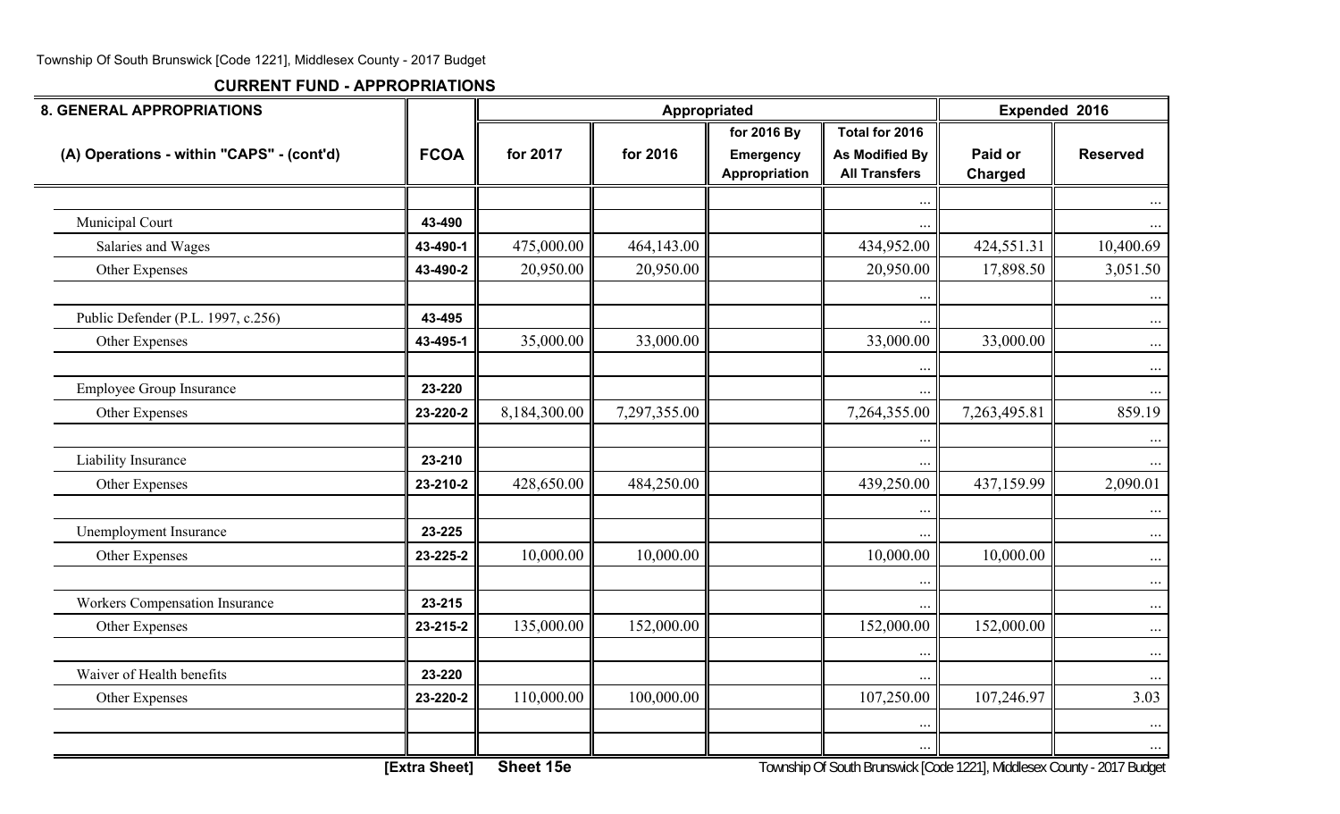Township Of South Brunswick [Code 1221], Middlesex County - 2017 Budget

## CURRENT FUND - APPROPRIATIONS

| 8. GENERAL APPROPRIATIONS | | Appropriated | | | | Expended 2016 | |
|---|---|---|---|---|---|---|---|
| (A) Operations - within "CAPS" - (cont'd) | FCOA | for 2017 | for 2016 | for 2016 By Emergency Appropriation | Total for 2016 As Modified By All Transfers | Paid or Charged | Reserved |
| | | | | | ... | | ... |
| Municipal Court | 43-490 | | | | ... | | ... |
| Salaries and Wages | 43-490-1 | 475,000.00 | 464,143.00 | | 434,952.00 | 424,551.31 | 10,400.69 |
| Other Expenses | 43-490-2 | 20,950.00 | 20,950.00 | | 20,950.00 | 17,898.50 | 3,051.50 |
| | | | | | ... | | ... |
| Public Defender (P.L. 1997, c.256) | 43-495 | | | | ... | | ... |
| Other Expenses | 43-495-1 | 35,000.00 | 33,000.00 | | 33,000.00 | 33,000.00 | ... |
| | | | | | ... | | ... |
| Employee Group Insurance | 23-220 | | | | ... | | ... |
| Other Expenses | 23-220-2 | 8,184,300.00 | 7,297,355.00 | | 7,264,355.00 | 7,263,495.81 | 859.19 |
| | | | | | ... | | ... |
| Liability Insurance | 23-210 | | | | ... | | ... |
| Other Expenses | 23-210-2 | 428,650.00 | 484,250.00 | | 439,250.00 | 437,159.99 | 2,090.01 |
| | | | | | ... | | ... |
| Unemployment Insurance | 23-225 | | | | ... | | ... |
| Other Expenses | 23-225-2 | 10,000.00 | 10,000.00 | | 10,000.00 | 10,000.00 | ... |
| | | | | | ... | | ... |
| Workers Compensation Insurance | 23-215 | | | | ... | | ... |
| Other Expenses | 23-215-2 | 135,000.00 | 152,000.00 | | 152,000.00 | 152,000.00 | ... |
| | | | | | ... | | ... |
| Waiver of Health benefits | 23-220 | | | | ... | | ... |
| Other Expenses | 23-220-2 | 110,000.00 | 100,000.00 | | 107,250.00 | 107,246.97 | 3.03 |
| | | | | | ... | | ... |
| | | | | | ... | | ... |

[Extra Sheet] Sheet 15e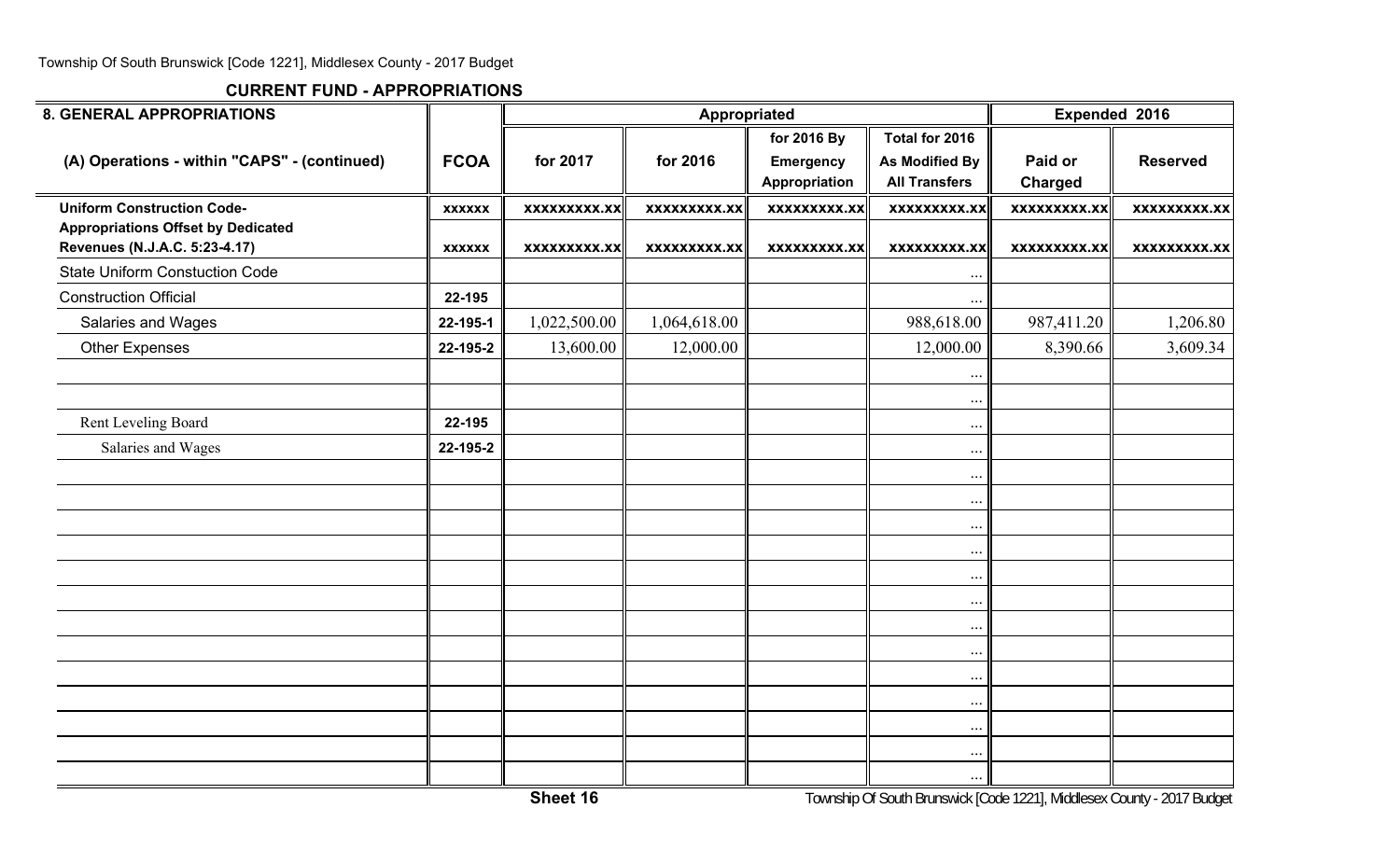## CURRENT FUND - APPROPRIATIONS

| 8. GENERAL APPROPRIATIONS | | Appropriated | | | | Expended 2016 | |
|---|---|---|---|---|---|---|---|
| (A) Operations - within "CAPS" - (continued) | FCOA | for 2017 | for 2016 | for 2016 By Emergency Appropriation | Total for 2016 As Modified By All Transfers | Paid or Charged | Reserved |
| **Uniform Construction Code-** | xxxxxx | xxxxxxxxx.xx | xxxxxxxxx.xx | xxxxxxxxx.xx | xxxxxxxxx.xx | xxxxxxxxx.xx | xxxxxxxxx.xx |
| **Appropriations Offset by Dedicated Revenues (N.J.A.C. 5:23-4.17)** | xxxxxx | xxxxxxxxx.xx | xxxxxxxxx.xx | xxxxxxxxx.xx | xxxxxxxxx.xx | xxxxxxxxx.xx | xxxxxxxxx.xx |
| State Uniform Constuction Code | | | | | ... | | |
| Construction Official | 22-195 | | | | ... | | |
| Salaries and Wages | 22-195-1 | 1,022,500.00 | 1,064,618.00 | | 988,618.00 | 987,411.20 | 1,206.80 |
| Other Expenses | 22-195-2 | 13,600.00 | 12,000.00 | | 12,000.00 | 8,390.66 | 3,609.34 |
| | | | | | ... | | |
| | | | | | ... | | |
| Rent Leveling Board | 22-195 | | | | ... | | |
| Salaries and Wages | 22-195-2 | | | | ... | | |
| | | | | | ... | | |
| | | | | | ... | | |
| | | | | | ... | | |
| | | | | | ... | | |
| | | | | | ... | | |
| | | | | | ... | | |
| | | | | | ... | | |
| | | | | | ... | | |
| | | | | | ... | | |
| | | | | | ... | | |
| | | | | | ... | | |
| | | | | | ... | | |
| | | | | | ... | | |

Sheet 16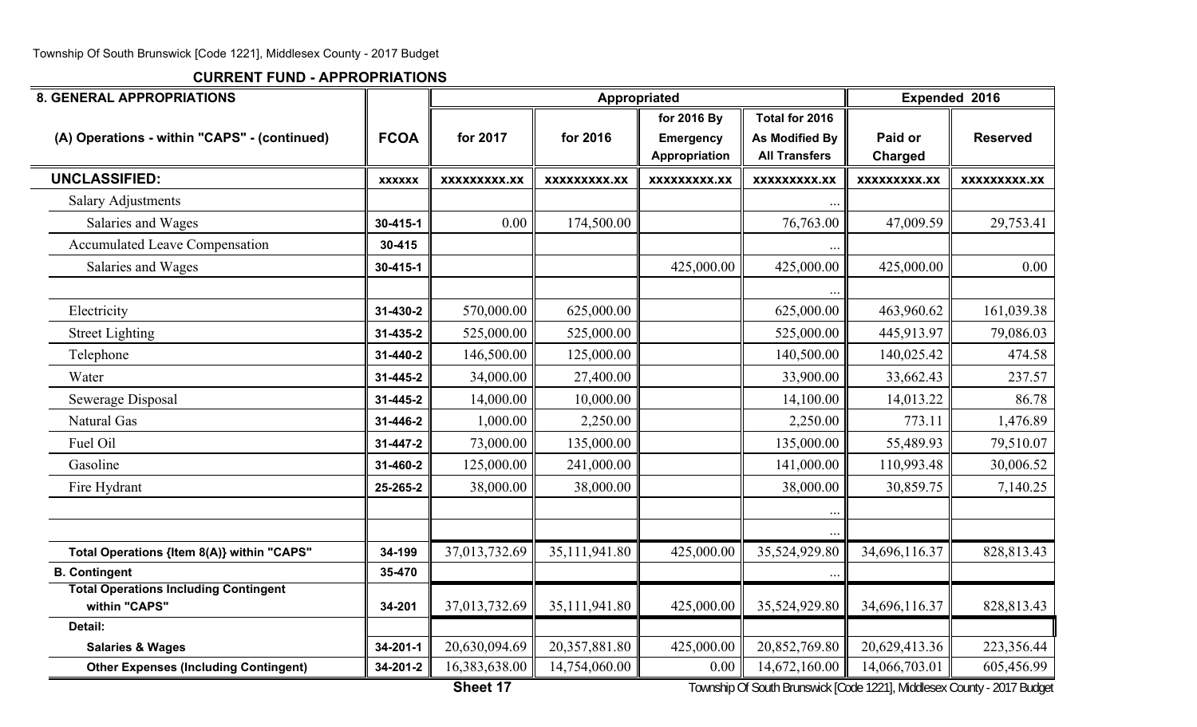## CURRENT FUND - APPROPRIATIONS

| 8. GENERAL APPROPRIATIONS | | Appropriated | | | | Expended 2016 | |
|---|---|---|---|---|---|---|---|
| (A) Operations - within "CAPS" - (continued) | FCOA | for 2017 | for 2016 | for 2016 By Emergency Appropriation | Total for 2016 As Modified By All Transfers | Paid or Charged | Reserved |
| **UNCLASSIFIED:** | xxxxxx | xxxxxxxxx.xx | xxxxxxxxx.xx | xxxxxxxxx.xx | xxxxxxxxx.xx | xxxxxxxxx.xx | xxxxxxxxx.xx |
| Salary Adjustments | | | | | ... | | |
| Salaries and Wages | 30-415-1 | 0.00 | 174,500.00 | | 76,763.00 | 47,009.59 | 29,753.41 |
| Accumulated Leave Compensation | 30-415 | | | | ... | | |
| Salaries and Wages | 30-415-1 | | | 425,000.00 | 425,000.00 | 425,000.00 | 0.00 |
| | | | | | ... | | |
| Electricity | 31-430-2 | 570,000.00 | 625,000.00 | | 625,000.00 | 463,960.62 | 161,039.38 |
| Street Lighting | 31-435-2 | 525,000.00 | 525,000.00 | | 525,000.00 | 445,913.97 | 79,086.03 |
| Telephone | 31-440-2 | 146,500.00 | 125,000.00 | | 140,500.00 | 140,025.42 | 474.58 |
| Water | 31-445-2 | 34,000.00 | 27,400.00 | | 33,900.00 | 33,662.43 | 237.57 |
| Sewerage Disposal | 31-445-2 | 14,000.00 | 10,000.00 | | 14,100.00 | 14,013.22 | 86.78 |
| Natural Gas | 31-446-2 | 1,000.00 | 2,250.00 | | 2,250.00 | 773.11 | 1,476.89 |
| Fuel Oil | 31-447-2 | 73,000.00 | 135,000.00 | | 135,000.00 | 55,489.93 | 79,510.07 |
| Gasoline | 31-460-2 | 125,000.00 | 241,000.00 | | 141,000.00 | 110,993.48 | 30,006.52 |
| Fire Hydrant | 25-265-2 | 38,000.00 | 38,000.00 | | 38,000.00 | 30,859.75 | 7,140.25 |
| | | | | | ... | | |
| | | | | | ... | | |
| **Total Operations {Item 8(A)} within "CAPS"** | 34-199 | 37,013,732.69 | 35,111,941.80 | 425,000.00 | 35,524,929.80 | 34,696,116.37 | 828,813.43 |
| **B. Contingent** | 35-470 | | | | ... | | |
| **Total Operations Including Contingent within "CAPS"** | 34-201 | 37,013,732.69 | 35,111,941.80 | 425,000.00 | 35,524,929.80 | 34,696,116.37 | 828,813.43 |
| **Detail:** | | | | | | | |
| **Salaries & Wages** | 34-201-1 | 20,630,094.69 | 20,357,881.80 | 425,000.00 | 20,852,769.80 | 20,629,413.36 | 223,356.44 |
| **Other Expenses (Including Contingent)** | 34-201-2 | 16,383,638.00 | 14,754,060.00 | 0.00 | 14,672,160.00 | 14,066,703.01 | 605,456.99 |

Sheet 17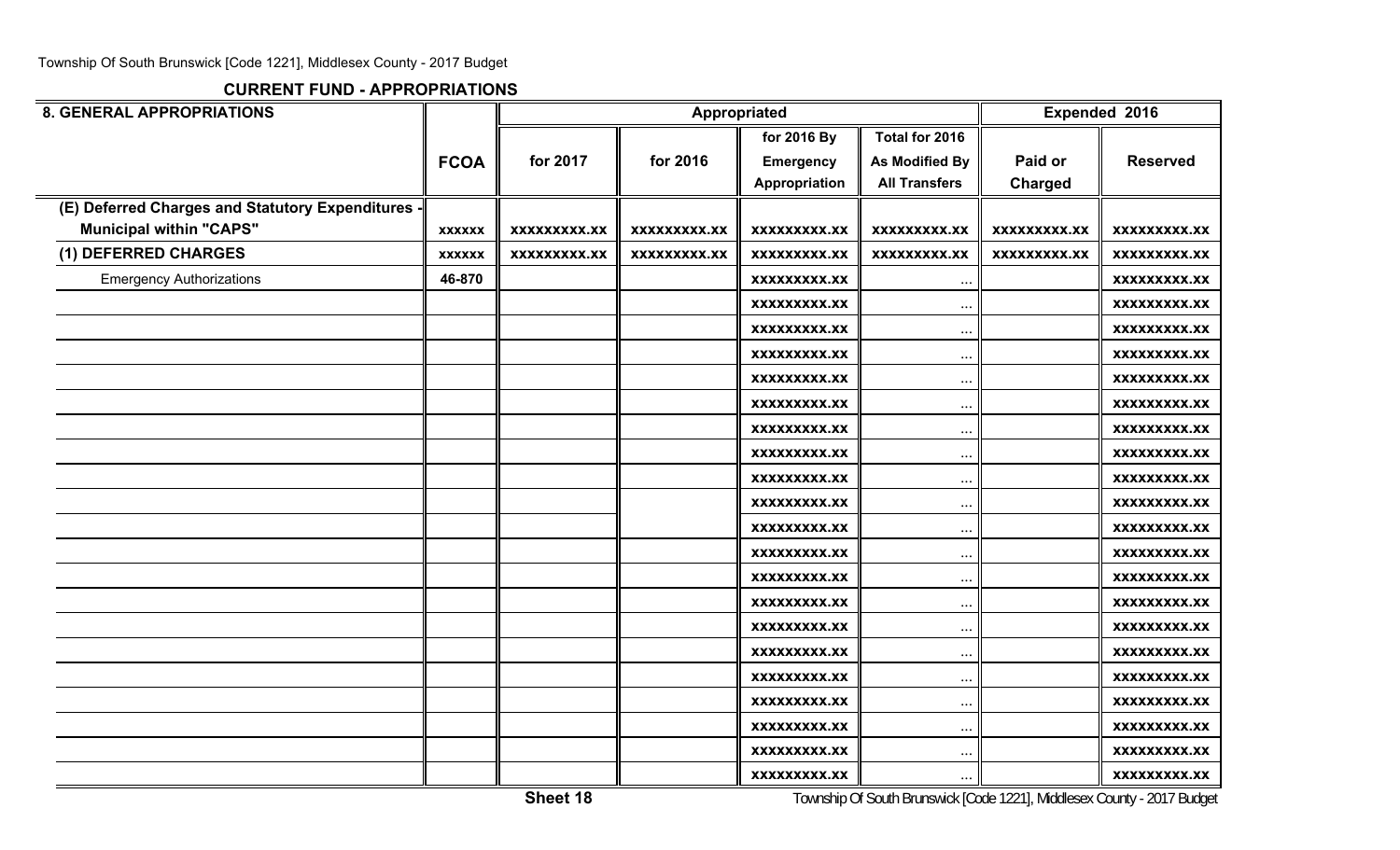## CURRENT FUND - APPROPRIATIONS

| 8. GENERAL APPROPRIATIONS | FCOA | Appropriated for 2017 | Appropriated for 2016 | for 2016 By Emergency Appropriation | Total for 2016 As Modified By All Transfers | Expended 2016 Paid or Charged | Expended 2016 Reserved |
|---|---|---|---|---|---|---|---|
| (E) Deferred Charges and Statutory Expenditures - Municipal within "CAPS" | xxxxxx | xxxxxxxxx.xx | xxxxxxxxx.xx | xxxxxxxxx.xx | xxxxxxxxx.xx | xxxxxxxxx.xx | xxxxxxxxx.xx |
| (1) DEFERRED CHARGES | xxxxxx | xxxxxxxxx.xx | xxxxxxxxx.xx | xxxxxxxxx.xx | xxxxxxxxx.xx | xxxxxxxxx.xx | xxxxxxxxx.xx |
| Emergency Authorizations | 46-870 | | | xxxxxxxxx.xx | ... | | xxxxxxxxx.xx |
| | | | | xxxxxxxxx.xx | ... | | xxxxxxxxx.xx |
| | | | | xxxxxxxxx.xx | ... | | xxxxxxxxx.xx |
| | | | | xxxxxxxxx.xx | ... | | xxxxxxxxx.xx |
| | | | | xxxxxxxxx.xx | ... | | xxxxxxxxx.xx |
| | | | | xxxxxxxxx.xx | ... | | xxxxxxxxx.xx |
| | | | | xxxxxxxxx.xx | ... | | xxxxxxxxx.xx |
| | | | | xxxxxxxxx.xx | ... | | xxxxxxxxx.xx |
| | | | | xxxxxxxxx.xx | ... | | xxxxxxxxx.xx |
| | | | | xxxxxxxxx.xx | ... | | xxxxxxxxx.xx |
| | | | | xxxxxxxxx.xx | ... | | xxxxxxxxx.xx |
| | | | | xxxxxxxxx.xx | ... | | xxxxxxxxx.xx |
| | | | | xxxxxxxxx.xx | ... | | xxxxxxxxx.xx |
| | | | | xxxxxxxxx.xx | ... | | xxxxxxxxx.xx |
| | | | | xxxxxxxxx.xx | ... | | xxxxxxxxx.xx |
| | | | | xxxxxxxxx.xx | ... | | xxxxxxxxx.xx |
| | | | | xxxxxxxxx.xx | ... | | xxxxxxxxx.xx |
| | | | | xxxxxxxxx.xx | ... | | xxxxxxxxx.xx |
| | | | | xxxxxxxxx.xx | ... | | xxxxxxxxx.xx |
| | | | | xxxxxxxxx.xx | ... | | xxxxxxxxx.xx |
| | | | | xxxxxxxxx.xx | ... | | xxxxxxxxx.xx |

Sheet 18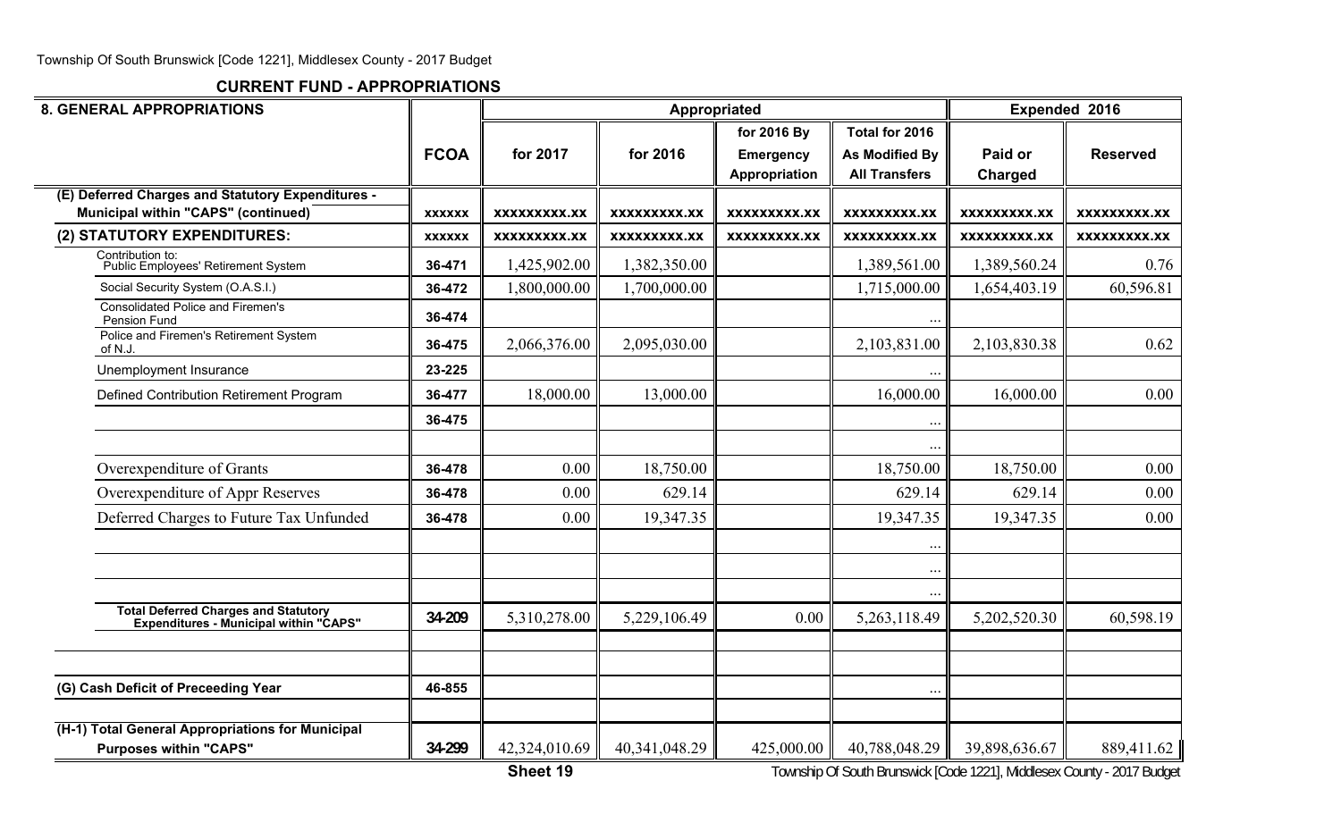## CURRENT FUND - APPROPRIATIONS

| 8. GENERAL APPROPRIATIONS | FCOA | Appropriated | | | | Expended 2016 | |
|---|---|---|---|---|---|---|---|
| | | for 2017 | for 2016 | for 2016 By Emergency Appropriation | Total for 2016 As Modified By All Transfers | Paid or Charged | Reserved |
| (E) Deferred Charges and Statutory Expenditures - Municipal within "CAPS" (continued) | xxxxxx | xxxxxxxxx.xx | xxxxxxxxx.xx | xxxxxxxxx.xx | xxxxxxxxx.xx | xxxxxxxxx.xx | xxxxxxxxx.xx |
| (2) STATUTORY EXPENDITURES: | xxxxxx | xxxxxxxxx.xx | xxxxxxxxx.xx | xxxxxxxxx.xx | xxxxxxxxx.xx | xxxxxxxxx.xx | xxxxxxxxx.xx |
| Contribution to: Public Employees' Retirement System | 36-471 | 1,425,902.00 | 1,382,350.00 | | 1,389,561.00 | 1,389,560.24 | 0.76 |
| Social Security System (O.A.S.I.) | 36-472 | 1,800,000.00 | 1,700,000.00 | | 1,715,000.00 | 1,654,403.19 | 60,596.81 |
| Consolidated Police and Firemen's Pension Fund | 36-474 | | | | ... | | |
| Police and Firemen's Retirement System of N.J. | 36-475 | 2,066,376.00 | 2,095,030.00 | | 2,103,831.00 | 2,103,830.38 | 0.62 |
| Unemployment Insurance | 23-225 | | | | ... | | |
| Defined Contribution Retirement Program | 36-477 | 18,000.00 | 13,000.00 | | 16,000.00 | 16,000.00 | 0.00 |
| | 36-475 | | | | ... | | |
| | | | | | ... | | |
| Overexpenditure of Grants | 36-478 | 0.00 | 18,750.00 | | 18,750.00 | 18,750.00 | 0.00 |
| Overexpenditure of Appr Reserves | 36-478 | 0.00 | 629.14 | | 629.14 | 629.14 | 0.00 |
| Deferred Charges to Future Tax Unfunded | 36-478 | 0.00 | 19,347.35 | | 19,347.35 | 19,347.35 | 0.00 |
| | | | | | ... | | |
| | | | | | ... | | |
| | | | | | ... | | |
| Total Deferred Charges and Statutory Expenditures - Municipal within "CAPS" | 34-209 | 5,310,278.00 | 5,229,106.49 | 0.00 | 5,263,118.49 | 5,202,520.30 | 60,598.19 |
| | | | | | | | |
| | | | | | | | |
| (G) Cash Deficit of Preceeding Year | 46-855 | | | | ... | | |
| | | | | | | | |
| (H-1) Total General Appropriations for Municipal Purposes within "CAPS" | 34-299 | 42,324,010.69 | 40,341,048.29 | 425,000.00 | 40,788,048.29 | 39,898,636.67 | 889,411.62 |

Sheet 19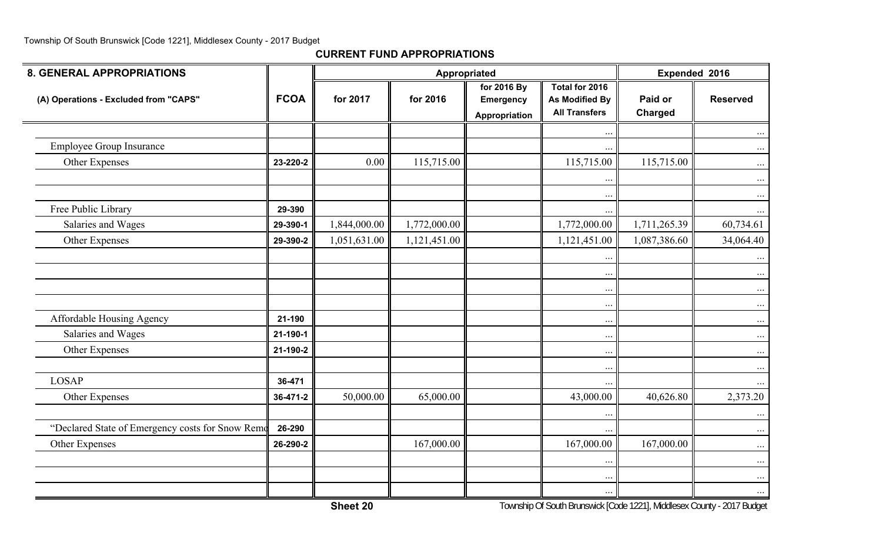## CURRENT FUND APPROPRIATIONS

| 8. GENERAL APPROPRIATIONS | | Appropriated | | | | Expended 2016 | |
|---|---|---|---|---|---|---|---|
| (A) Operations - Excluded from "CAPS" | FCOA | for 2017 | for 2016 | for 2016 By Emergency Appropriation | Total for 2016 As Modified By All Transfers | Paid or Charged | Reserved |
| | | | | | ... | | ... |
| Employee Group Insurance | | | | | ... | | ... |
| Other Expenses | 23-220-2 | 0.00 | 115,715.00 | | 115,715.00 | 115,715.00 | ... |
| | | | | | ... | | ... |
| | | | | | ... | | ... |
| Free Public Library | 29-390 | | | | ... | | ... |
| Salaries and Wages | 29-390-1 | 1,844,000.00 | 1,772,000.00 | | 1,772,000.00 | 1,711,265.39 | 60,734.61 |
| Other Expenses | 29-390-2 | 1,051,631.00 | 1,121,451.00 | | 1,121,451.00 | 1,087,386.60 | 34,064.40 |
| | | | | | ... | | ... |
| | | | | | ... | | ... |
| | | | | | ... | | ... |
| | | | | | ... | | ... |
| Affordable Housing Agency | 21-190 | | | | ... | | ... |
| Salaries and Wages | 21-190-1 | | | | ... | | ... |
| Other Expenses | 21-190-2 | | | | ... | | ... |
| | | | | | ... | | ... |
| LOSAP | 36-471 | | | | ... | | ... |
| Other Expenses | 36-471-2 | 50,000.00 | 65,000.00 | | 43,000.00 | 40,626.80 | 2,373.20 |
| | | | | | ... | | ... |
| "Declared State of Emergency costs for Snow Remo | 26-290 | | | | ... | | ... |
| Other Expenses | 26-290-2 | | 167,000.00 | | 167,000.00 | 167,000.00 | ... |
| | | | | | ... | | ... |
| | | | | | ... | | ... |
| | | | | | ... | | ... |

Sheet 20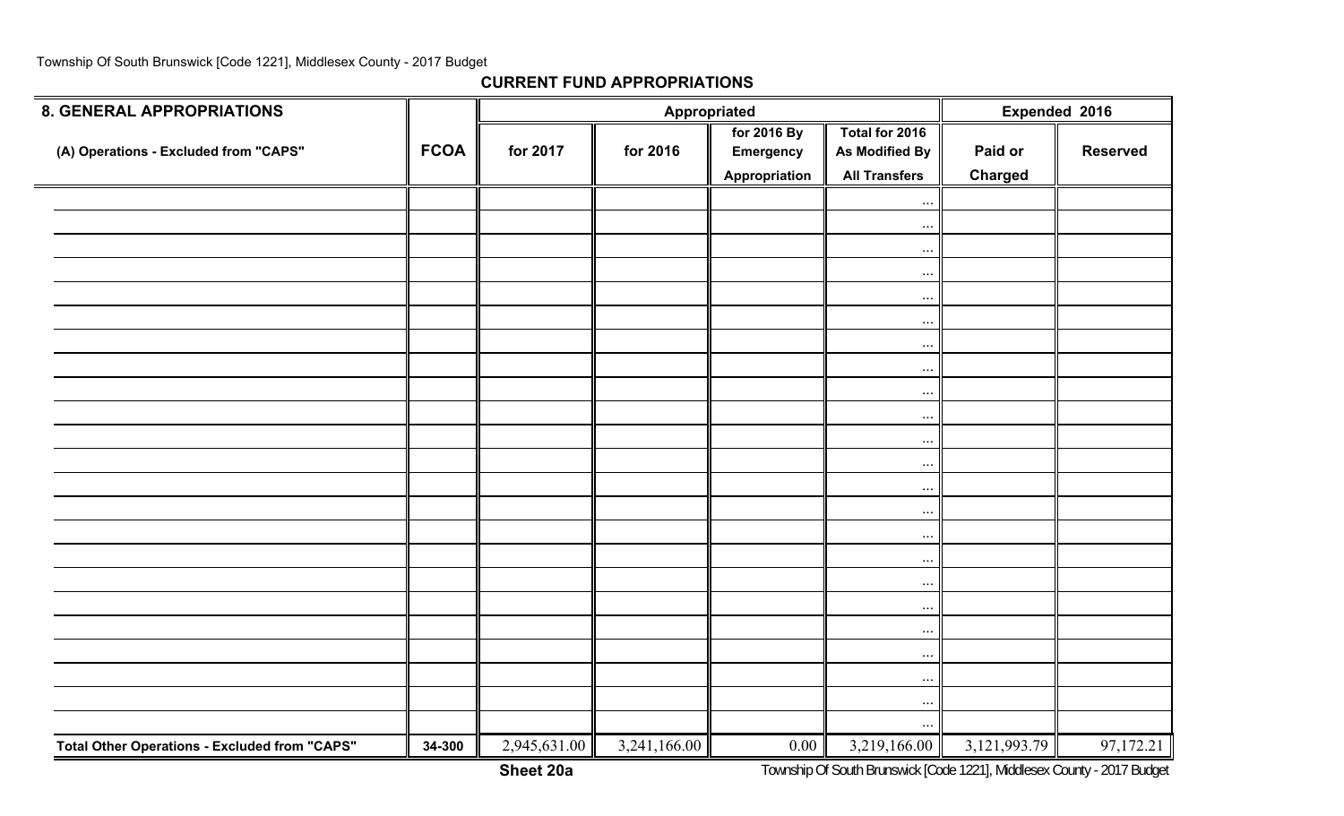**CURRENT FUND APPROPRIATIONS**

| 8. GENERAL APPROPRIATIONS | | Appropriated | | | | Expended 2016 | |
|---|---|---|---|---|---|---|---|
| (A) Operations - Excluded from "CAPS" | FCOA | for 2017 | for 2016 | for 2016 By Emergency Appropriation | Total for 2016 As Modified By All Transfers | Paid or Charged | Reserved |
| | | | | | ... | | |
| | | | | | ... | | |
| | | | | | ... | | |
| | | | | | ... | | |
| | | | | | ... | | |
| | | | | | ... | | |
| | | | | | ... | | |
| | | | | | ... | | |
| | | | | | ... | | |
| | | | | | ... | | |
| | | | | | ... | | |
| | | | | | ... | | |
| | | | | | ... | | |
| | | | | | ... | | |
| | | | | | ... | | |
| | | | | | ... | | |
| | | | | | ... | | |
| | | | | | ... | | |
| | | | | | ... | | |
| | | | | | ... | | |
| | | | | | ... | | |
| | | | | | ... | | |
| | | | | | ... | | |
| **Total Other Operations - Excluded from "CAPS"** | **34-300** | 2,945,631.00 | 3,241,166.00 | 0.00 | 3,219,166.00 | 3,121,993.79 | 97,172.21 |

**Sheet 20a**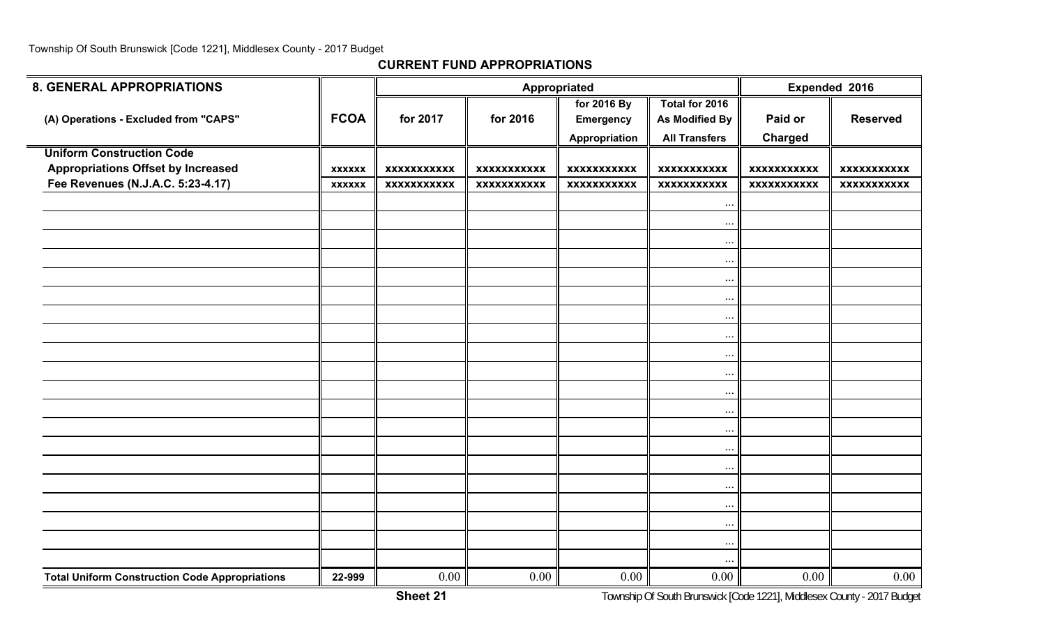## CURRENT FUND APPROPRIATIONS

| 8. GENERAL APPROPRIATIONS | | Appropriated | | | | Expended 2016 | |
|---|---|---|---|---|---|---|---|
| (A) Operations - Excluded from "CAPS" | FCOA | for 2017 | for 2016 | for 2016 By Emergency Appropriation | Total for 2016 As Modified By All Transfers | Paid or Charged | Reserved |
| **Uniform Construction Code** | | | | | | | |
| **Appropriations Offset by Increased** | xxxxxx | xxxxxxxxxxx | xxxxxxxxxxx | xxxxxxxxxxx | xxxxxxxxxxx | xxxxxxxxxxx | xxxxxxxxxxx |
| **Fee Revenues (N.J.A.C. 5:23-4.17)** | xxxxxx | xxxxxxxxxxx | xxxxxxxxxxx | xxxxxxxxxxx | xxxxxxxxxxx | xxxxxxxxxxx | xxxxxxxxxxx |
| | | | | | ... | | |
| | | | | | ... | | |
| | | | | | ... | | |
| | | | | | ... | | |
| | | | | | ... | | |
| | | | | | ... | | |
| | | | | | ... | | |
| | | | | | ... | | |
| | | | | | ... | | |
| | | | | | ... | | |
| | | | | | ... | | |
| | | | | | ... | | |
| | | | | | ... | | |
| | | | | | ... | | |
| | | | | | ... | | |
| | | | | | ... | | |
| | | | | | ... | | |
| | | | | | ... | | |
| | | | | | ... | | |
| | | | | | ... | | |
| **Total Uniform Construction Code Appropriations** | 22-999 | 0.00 | 0.00 | 0.00 | 0.00 | 0.00 | 0.00 |

**Sheet 21**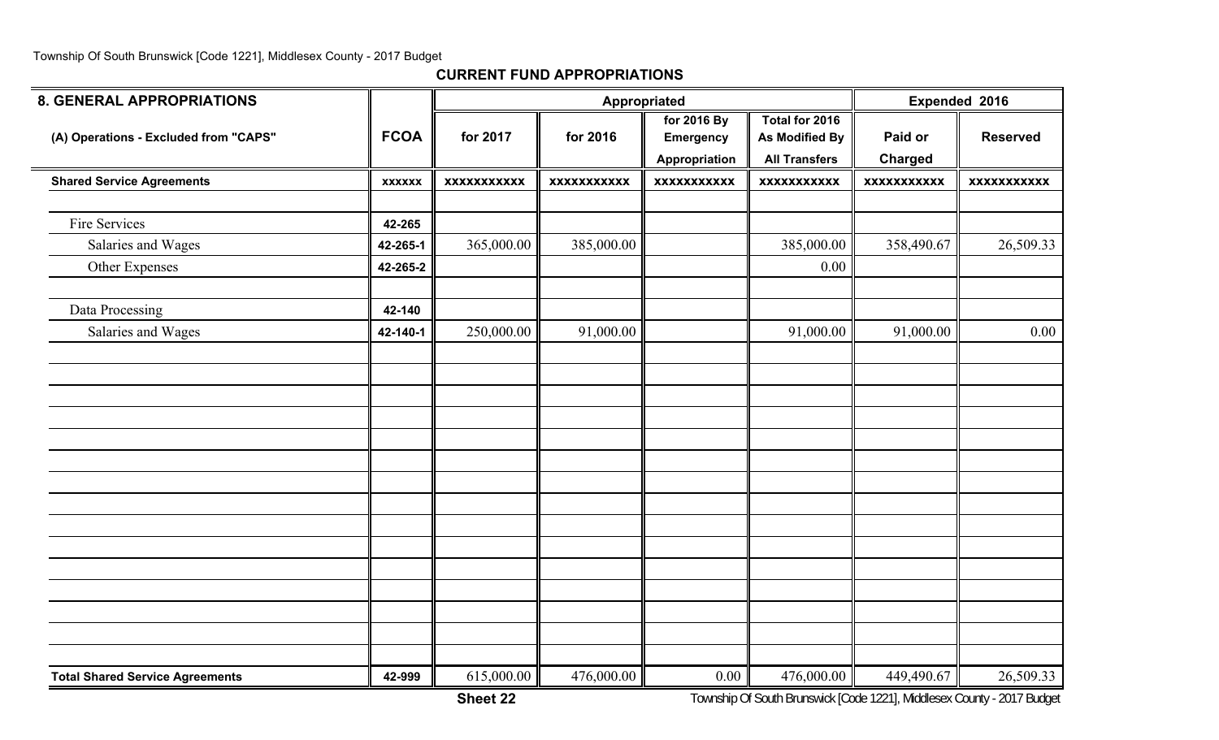**CURRENT FUND APPROPRIATIONS**

| 8. GENERAL APPROPRIATIONS | | Appropriated | | | | Expended 2016 | |
|---|---|---|---|---|---|---|---|
| (A) Operations - Excluded from "CAPS" | FCOA | for 2017 | for 2016 | for 2016 By Emergency Appropriation | Total for 2016 As Modified By All Transfers | Paid or Charged | Reserved |
| **Shared Service Agreements** | xxxxxx | xxxxxxxxxxx | xxxxxxxxxxx | xxxxxxxxxxx | xxxxxxxxxxx | xxxxxxxxxxx | xxxxxxxxxxx |
| | | | | | | | |
| Fire Services | 42-265 | | | | | | |
| Salaries and Wages | 42-265-1 | 365,000.00 | 385,000.00 | | 385,000.00 | 358,490.67 | 26,509.33 |
| Other Expenses | 42-265-2 | | | | 0.00 | | |
| | | | | | | | |
| Data Processing | 42-140 | | | | | | |
| Salaries and Wages | 42-140-1 | 250,000.00 | 91,000.00 | | 91,000.00 | 91,000.00 | 0.00 |
| **Total Shared Service Agreements** | 42-999 | 615,000.00 | 476,000.00 | 0.00 | 476,000.00 | 449,490.67 | 26,509.33 |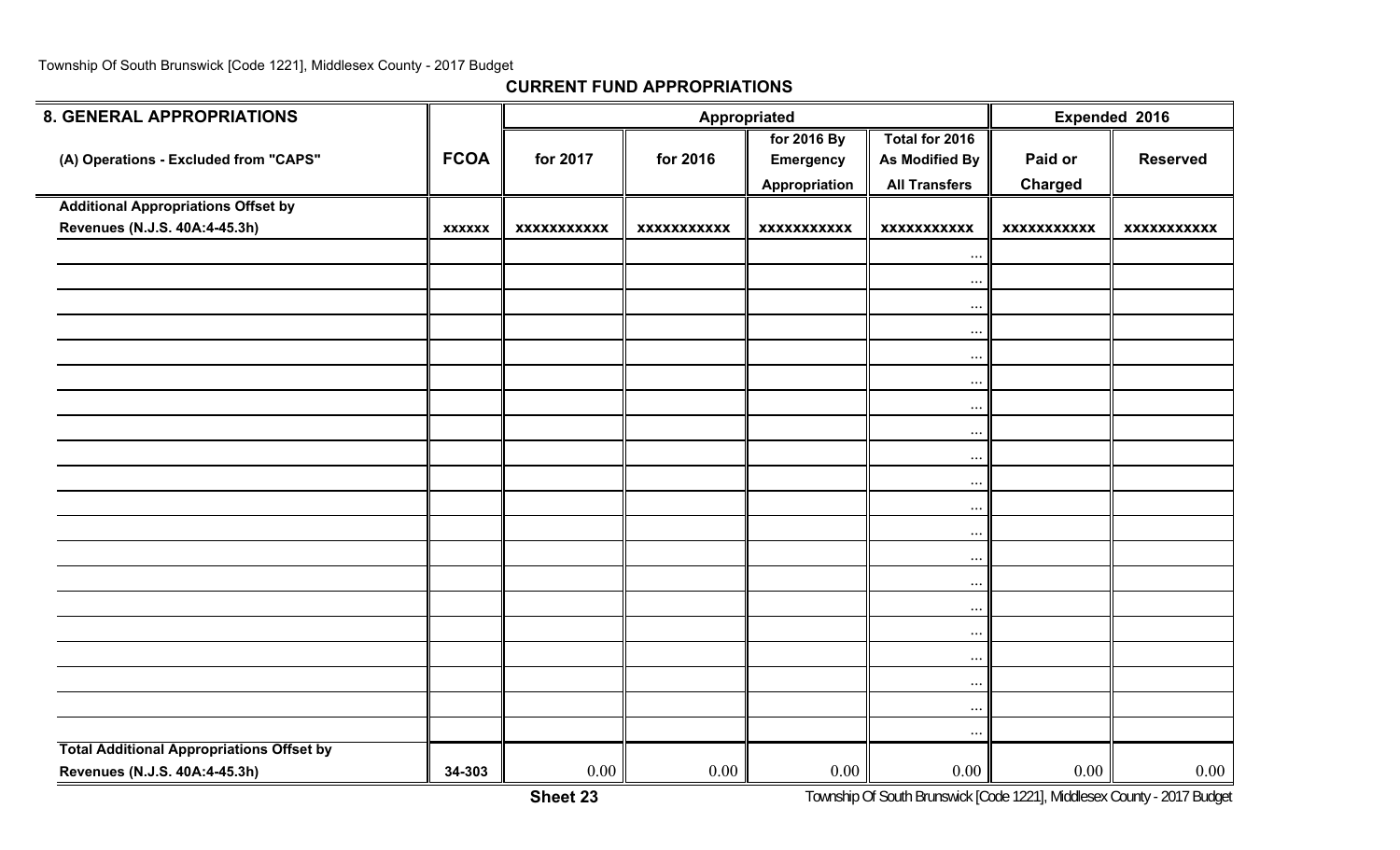## CURRENT FUND APPROPRIATIONS

| 8. GENERAL APPROPRIATIONS | | Appropriated | | | | Expended 2016 | |
|---|---|---|---|---|---|---|---|
| (A) Operations - Excluded from "CAPS" | FCOA | for 2017 | for 2016 | for 2016 By Emergency Appropriation | Total for 2016 As Modified By All Transfers | Paid or Charged | Reserved |
| **Additional Appropriations Offset by Revenues (N.J.S. 40A:4-45.3h)** | xxxxxx | xxxxxxxxxxx | xxxxxxxxxxx | xxxxxxxxxxx | xxxxxxxxxxx | xxxxxxxxxxx | xxxxxxxxxxx |
| | | | | | ... | | |
| | | | | | ... | | |
| | | | | | ... | | |
| | | | | | ... | | |
| | | | | | ... | | |
| | | | | | ... | | |
| | | | | | ... | | |
| | | | | | ... | | |
| | | | | | ... | | |
| | | | | | ... | | |
| | | | | | ... | | |
| | | | | | ... | | |
| | | | | | ... | | |
| | | | | | ... | | |
| | | | | | ... | | |
| | | | | | ... | | |
| | | | | | ... | | |
| | | | | | ... | | |
| | | | | | ... | | |
| | | | | | ... | | |
| **Total Additional Appropriations Offset by Revenues (N.J.S. 40A:4-45.3h)** | 34-303 | 0.00 | 0.00 | 0.00 | 0.00 | 0.00 | 0.00 |

Sheet 23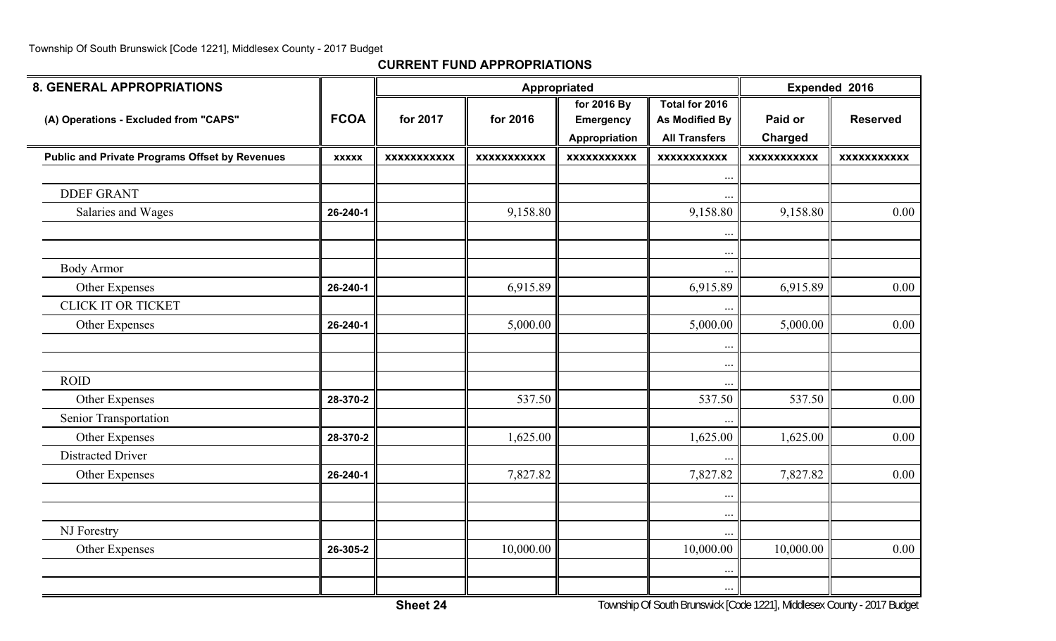## CURRENT FUND APPROPRIATIONS

| 8. GENERAL APPROPRIATIONS | | Appropriated | | | | Expended 2016 | |
|---|---|---|---|---|---|---|---|
| (A) Operations - Excluded from "CAPS" | FCOA | for 2017 | for 2016 | for 2016 By Emergency Appropriation | Total for 2016 As Modified By All Transfers | Paid or Charged | Reserved |
| **Public and Private Programs Offset by Revenues** | xxxxx | xxxxxxxxxxx | xxxxxxxxxxx | xxxxxxxxxxx | xxxxxxxxxxx | xxxxxxxxxxx | xxxxxxxxxxx |
| | | | | | ... | | |
| DDEF GRANT | | | | | ... | | |
| Salaries and Wages | 26-240-1 | | 9,158.80 | | 9,158.80 | 9,158.80 | 0.00 |
| | | | | | ... | | |
| | | | | | ... | | |
| Body Armor | | | | | ... | | |
| Other Expenses | 26-240-1 | | 6,915.89 | | 6,915.89 | 6,915.89 | 0.00 |
| CLICK IT OR TICKET | | | | | ... | | |
| Other Expenses | 26-240-1 | | 5,000.00 | | 5,000.00 | 5,000.00 | 0.00 |
| | | | | | ... | | |
| | | | | | ... | | |
| ROID | | | | | ... | | |
| Other Expenses | 28-370-2 | | 537.50 | | 537.50 | 537.50 | 0.00 |
| Senior Transportation | | | | | ... | | |
| Other Expenses | 28-370-2 | | 1,625.00 | | 1,625.00 | 1,625.00 | 0.00 |
| Distracted Driver | | | | | ... | | |
| Other Expenses | 26-240-1 | | 7,827.82 | | 7,827.82 | 7,827.82 | 0.00 |
| | | | | | ... | | |
| | | | | | ... | | |
| NJ Forestry | | | | | ... | | |
| Other Expenses | 26-305-2 | | 10,000.00 | | 10,000.00 | 10,000.00 | 0.00 |
| | | | | | ... | | |
| | | | | | ... | | |

Sheet 24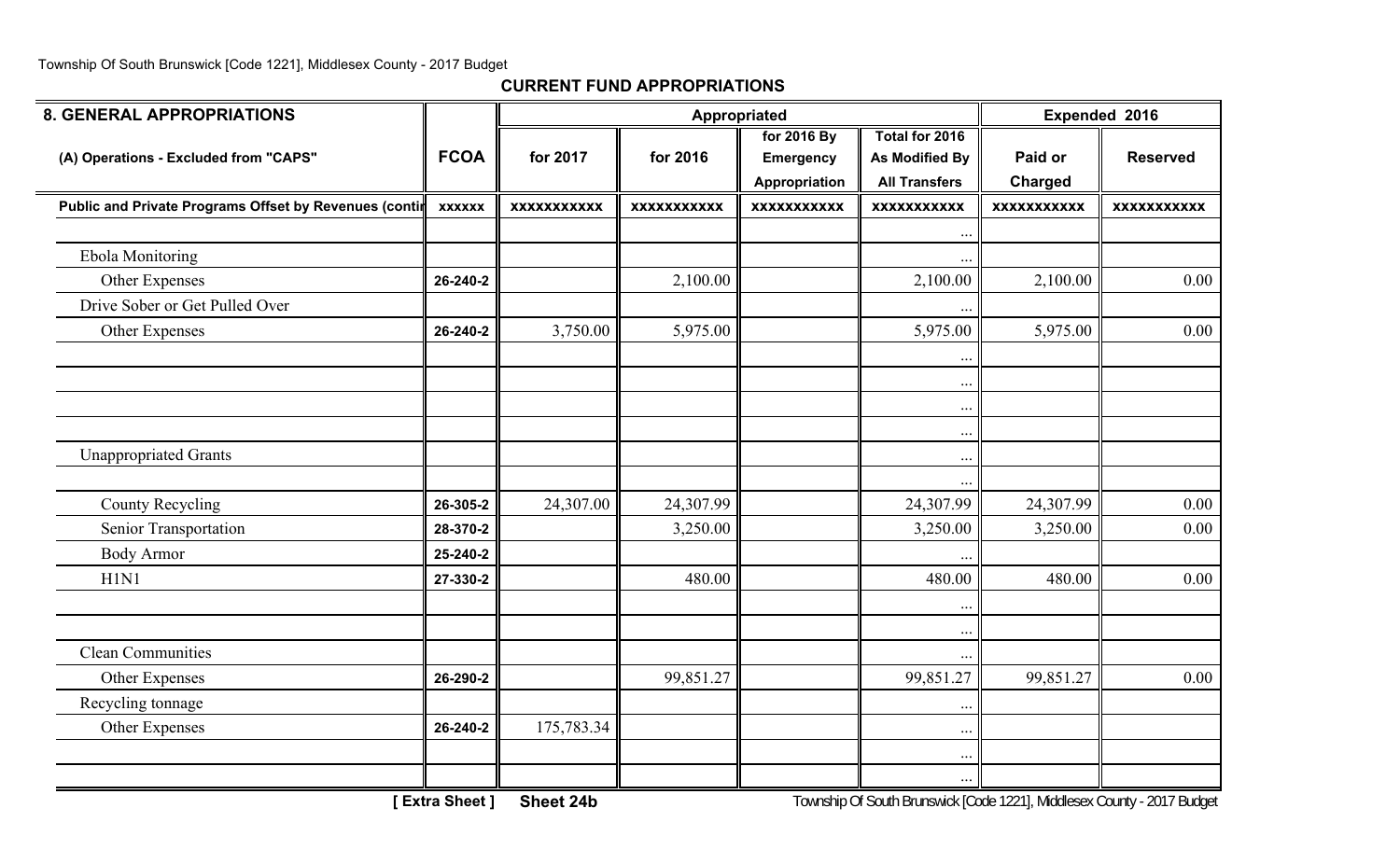Township Of South Brunswick [Code 1221], Middlesex County - 2017 Budget

**CURRENT FUND APPROPRIATIONS**

| 8. GENERAL APPROPRIATIONS | | Appropriated | | | | Expended 2016 | |
|---|---|---|---|---|---|---|---|
| (A) Operations - Excluded from "CAPS" | FCOA | for 2017 | for 2016 | for 2016 By Emergency Appropriation | Total for 2016 As Modified By All Transfers | Paid or Charged | Reserved |
| Public and Private Programs Offset by Revenues (contir | xxxxxx | xxxxxxxxxxx | xxxxxxxxxxx | xxxxxxxxxxx | xxxxxxxxxxx | xxxxxxxxxxx | xxxxxxxxxxx |
| | | | | | ... | | |
| Ebola Monitoring | | | | | ... | | |
| Other Expenses | 26-240-2 | | 2,100.00 | | 2,100.00 | 2,100.00 | 0.00 |
| Drive Sober or Get Pulled Over | | | | | ... | | |
| Other Expenses | 26-240-2 | 3,750.00 | 5,975.00 | | 5,975.00 | 5,975.00 | 0.00 |
| | | | | | ... | | |
| | | | | | ... | | |
| | | | | | ... | | |
| | | | | | ... | | |
| Unappropriated Grants | | | | | ... | | |
| | | | | | ... | | |
| County Recycling | 26-305-2 | 24,307.00 | 24,307.99 | | 24,307.99 | 24,307.99 | 0.00 |
| Senior Transportation | 28-370-2 | | 3,250.00 | | 3,250.00 | 3,250.00 | 0.00 |
| Body Armor | 25-240-2 | | | | ... | | |
| H1N1 | 27-330-2 | | 480.00 | | 480.00 | 480.00 | 0.00 |
| | | | | | ... | | |
| | | | | | ... | | |
| Clean Communities | | | | | ... | | |
| Other Expenses | 26-290-2 | | 99,851.27 | | 99,851.27 | 99,851.27 | 0.00 |
| Recycling tonnage | | | | | ... | | |
| Other Expenses | 26-240-2 | 175,783.34 | | | ... | | |
| | | | | | ... | | |
| | | | | | ... | | |

[ Extra Sheet ] **Sheet 24b**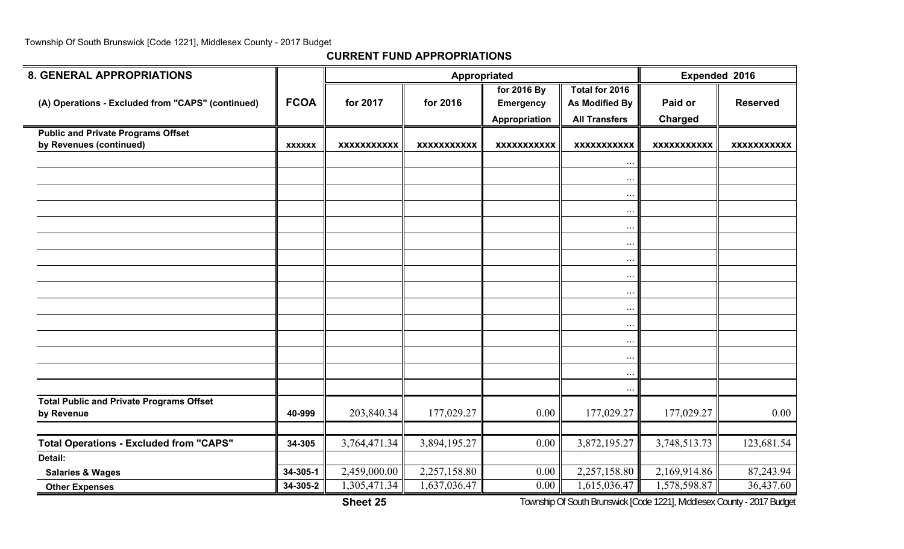## CURRENT FUND APPROPRIATIONS

| 8. GENERAL APPROPRIATIONS | | Appropriated | | | | Expended 2016 | |
|---|---|---|---|---|---|---|---|
| (A) Operations - Excluded from "CAPS" (continued) | FCOA | for 2017 | for 2016 | for 2016 By Emergency Appropriation | Total for 2016 As Modified By All Transfers | Paid or Charged | Reserved |
| **Public and Private Programs Offset by Revenues (continued)** | xxxxxx | xxxxxxxxxxx | xxxxxxxxxxx | xxxxxxxxxxx | xxxxxxxxxxx | xxxxxxxxxxx | xxxxxxxxxxx |
| | | | | | ... | | |
| | | | | | ... | | |
| | | | | | ... | | |
| | | | | | ... | | |
| | | | | | ... | | |
| | | | | | ... | | |
| | | | | | ... | | |
| | | | | | ... | | |
| | | | | | ... | | |
| | | | | | ... | | |
| | | | | | ... | | |
| | | | | | ... | | |
| | | | | | ... | | |
| | | | | | ... | | |
| | | | | | ... | | |
| **Total Public and Private Programs Offset by Revenue** | 40-999 | 203,840.34 | 177,029.27 | 0.00 | 177,029.27 | 177,029.27 | 0.00 |
| | | | | | | | |
| **Total Operations - Excluded from "CAPS"** | 34-305 | 3,764,471.34 | 3,894,195.27 | 0.00 | 3,872,195.27 | 3,748,513.73 | 123,681.54 |
| **Detail:** | | | | | | | |
| **Salaries & Wages** | 34-305-1 | 2,459,000.00 | 2,257,158.80 | 0.00 | 2,257,158.80 | 2,169,914.86 | 87,243.94 |
| **Other Expenses** | 34-305-2 | 1,305,471.34 | 1,637,036.47 | 0.00 | 1,615,036.47 | 1,578,598.87 | 36,437.60 |

**Sheet 25**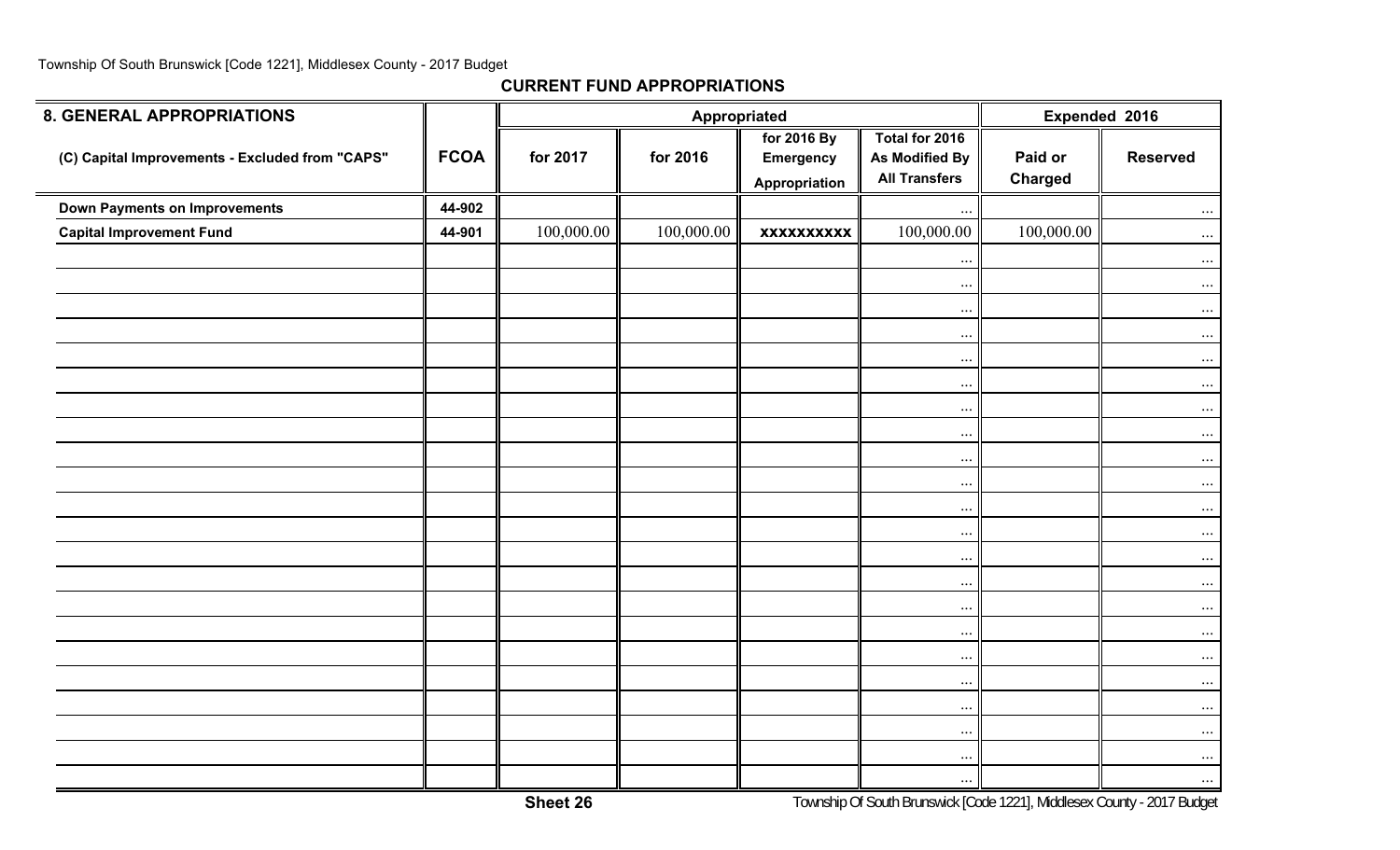## CURRENT FUND APPROPRIATIONS

| 8. GENERAL APPROPRIATIONS | | Appropriated | | | | Expended 2016 | |
|---|---|---|---|---|---|---|---|
| (C) Capital Improvements - Excluded from "CAPS" | FCOA | for 2017 | for 2016 | for 2016 By Emergency Appropriation | Total for 2016 As Modified By All Transfers | Paid or Charged | Reserved |
| Down Payments on Improvements | 44-902 | | | | ... | | ... |
| Capital Improvement Fund | 44-901 | 100,000.00 | 100,000.00 | xxxxxxxxxx | 100,000.00 | 100,000.00 | ... |
| | | | | | ... | | ... |
| | | | | | ... | | ... |
| | | | | | ... | | ... |
| | | | | | ... | | ... |
| | | | | | ... | | ... |
| | | | | | ... | | ... |
| | | | | | ... | | ... |
| | | | | | ... | | ... |
| | | | | | ... | | ... |
| | | | | | ... | | ... |
| | | | | | ... | | ... |
| | | | | | ... | | ... |
| | | | | | ... | | ... |
| | | | | | ... | | ... |
| | | | | | ... | | ... |
| | | | | | ... | | ... |
| | | | | | ... | | ... |
| | | | | | ... | | ... |
| | | | | | ... | | ... |
| | | | | | ... | | ... |
| | | | | | ... | | ... |
| | | | | | ... | | ... |

Sheet 26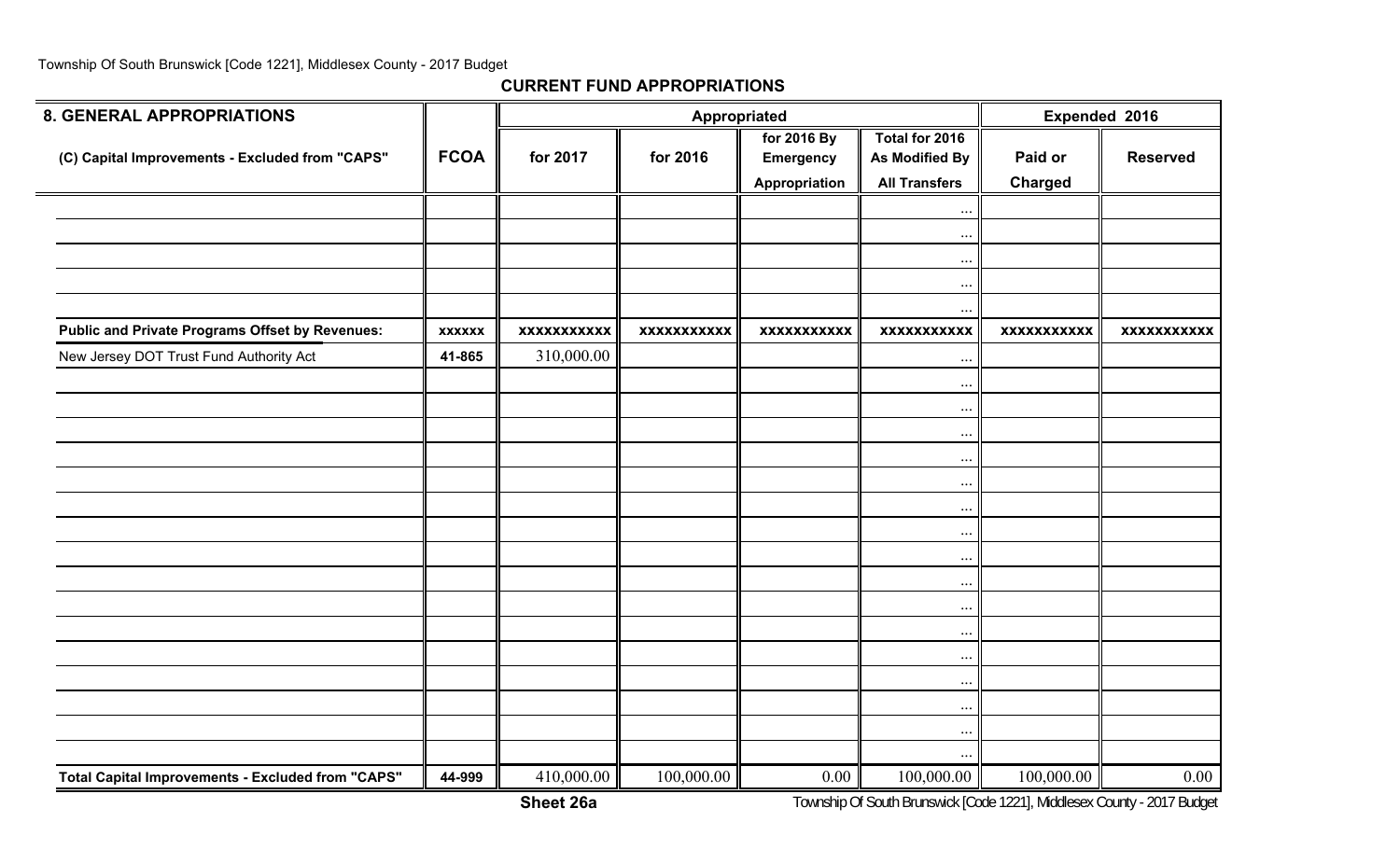Township Of South Brunswick [Code 1221], Middlesex County - 2017 Budget

## CURRENT FUND APPROPRIATIONS

| 8. GENERAL APPROPRIATIONS | | Appropriated | | | | Expended 2016 | |
|---|---|---|---|---|---|---|---|
| (C) Capital Improvements - Excluded from "CAPS" | FCOA | for 2017 | for 2016 | for 2016 By Emergency Appropriation | Total for 2016 As Modified By All Transfers | Paid or Charged | Reserved |
| | | | | | ... | | |
| | | | | | ... | | |
| | | | | | ... | | |
| | | | | | ... | | |
| | | | | | ... | | |
| **Public and Private Programs Offset by Revenues:** | xxxxxx | xxxxxxxxxxx | xxxxxxxxxxx | xxxxxxxxxxx | xxxxxxxxxxx | xxxxxxxxxxx | xxxxxxxxxxx |
| New Jersey DOT Trust Fund Authority Act | 41-865 | 310,000.00 | | | ... | | |
| | | | | | ... | | |
| | | | | | ... | | |
| | | | | | ... | | |
| | | | | | ... | | |
| | | | | | ... | | |
| | | | | | ... | | |
| | | | | | ... | | |
| | | | | | ... | | |
| | | | | | ... | | |
| | | | | | ... | | |
| | | | | | ... | | |
| | | | | | ... | | |
| | | | | | ... | | |
| | | | | | ... | | |
| | | | | | ... | | |
| | | | | | ... | | |
| **Total Capital Improvements - Excluded from "CAPS"** | 44-999 | 410,000.00 | 100,000.00 | 0.00 | 100,000.00 | 100,000.00 | 0.00 |

**Sheet 26a**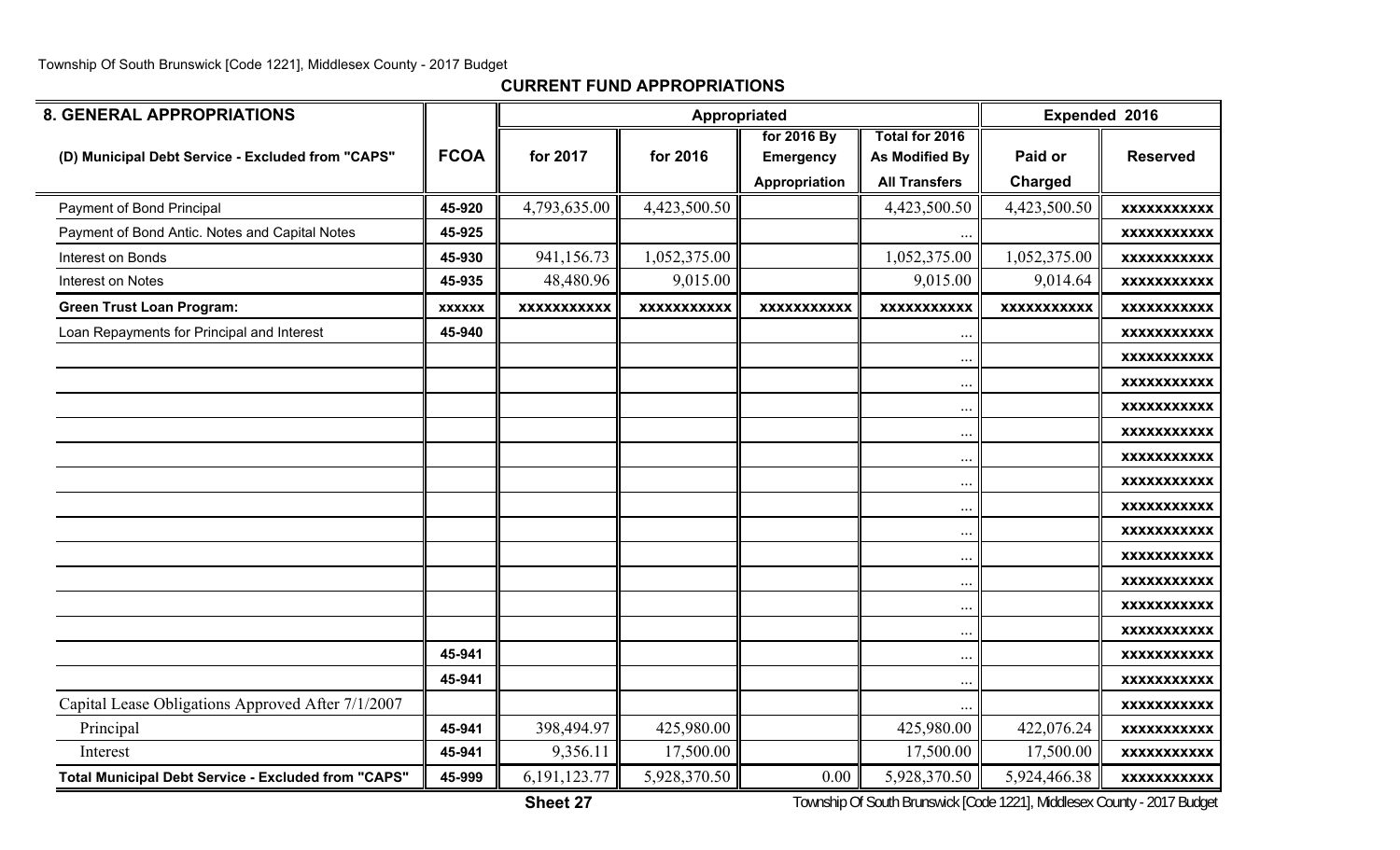Township Of South Brunswick [Code 1221], Middlesex County - 2017 Budget

## CURRENT FUND APPROPRIATIONS

| 8. GENERAL APPROPRIATIONS | | Appropriated | | | | Expended 2016 | |
|---|---|---|---|---|---|---|---|
| (D) Municipal Debt Service - Excluded from "CAPS" | FCOA | for 2017 | for 2016 | for 2016 By Emergency Appropriation | Total for 2016 As Modified By All Transfers | Paid or Charged | Reserved |
| Payment of Bond Principal | 45-920 | 4,793,635.00 | 4,423,500.50 | | 4,423,500.50 | 4,423,500.50 | xxxxxxxxxxx |
| Payment of Bond Antic. Notes and Capital Notes | 45-925 | | | | ... | | xxxxxxxxxxx |
| Interest on Bonds | 45-930 | 941,156.73 | 1,052,375.00 | | 1,052,375.00 | 1,052,375.00 | xxxxxxxxxxx |
| Interest on Notes | 45-935 | 48,480.96 | 9,015.00 | | 9,015.00 | 9,014.64 | xxxxxxxxxxx |
| **Green Trust Loan Program:** | xxxxxx | xxxxxxxxxxx | xxxxxxxxxxx | xxxxxxxxxxx | xxxxxxxxxxx | xxxxxxxxxxx | xxxxxxxxxxx |
| Loan Repayments for Principal and Interest | 45-940 | | | | ... | | xxxxxxxxxxx |
| | | | | | ... | | xxxxxxxxxxx |
| | | | | | ... | | xxxxxxxxxxx |
| | | | | | ... | | xxxxxxxxxxx |
| | | | | | ... | | xxxxxxxxxxx |
| | | | | | ... | | xxxxxxxxxxx |
| | | | | | ... | | xxxxxxxxxxx |
| | | | | | ... | | xxxxxxxxxxx |
| | | | | | ... | | xxxxxxxxxxx |
| | | | | | ... | | xxxxxxxxxxx |
| | | | | | ... | | xxxxxxxxxxx |
| | | | | | ... | | xxxxxxxxxxx |
| | | | | | ... | | xxxxxxxxxxx |
| | 45-941 | | | | ... | | xxxxxxxxxxx |
| | 45-941 | | | | ... | | xxxxxxxxxxx |
| Capital Lease Obligations Approved After 7/1/2007 | | | | | ... | | xxxxxxxxxxx |
| Principal | 45-941 | 398,494.97 | 425,980.00 | | 425,980.00 | 422,076.24 | xxxxxxxxxxx |
| Interest | 45-941 | 9,356.11 | 17,500.00 | | 17,500.00 | 17,500.00 | xxxxxxxxxxx |
| **Total Municipal Debt Service - Excluded from "CAPS"** | 45-999 | 6,191,123.77 | 5,928,370.50 | 0.00 | 5,928,370.50 | 5,924,466.38 | xxxxxxxxxxx |

Sheet 27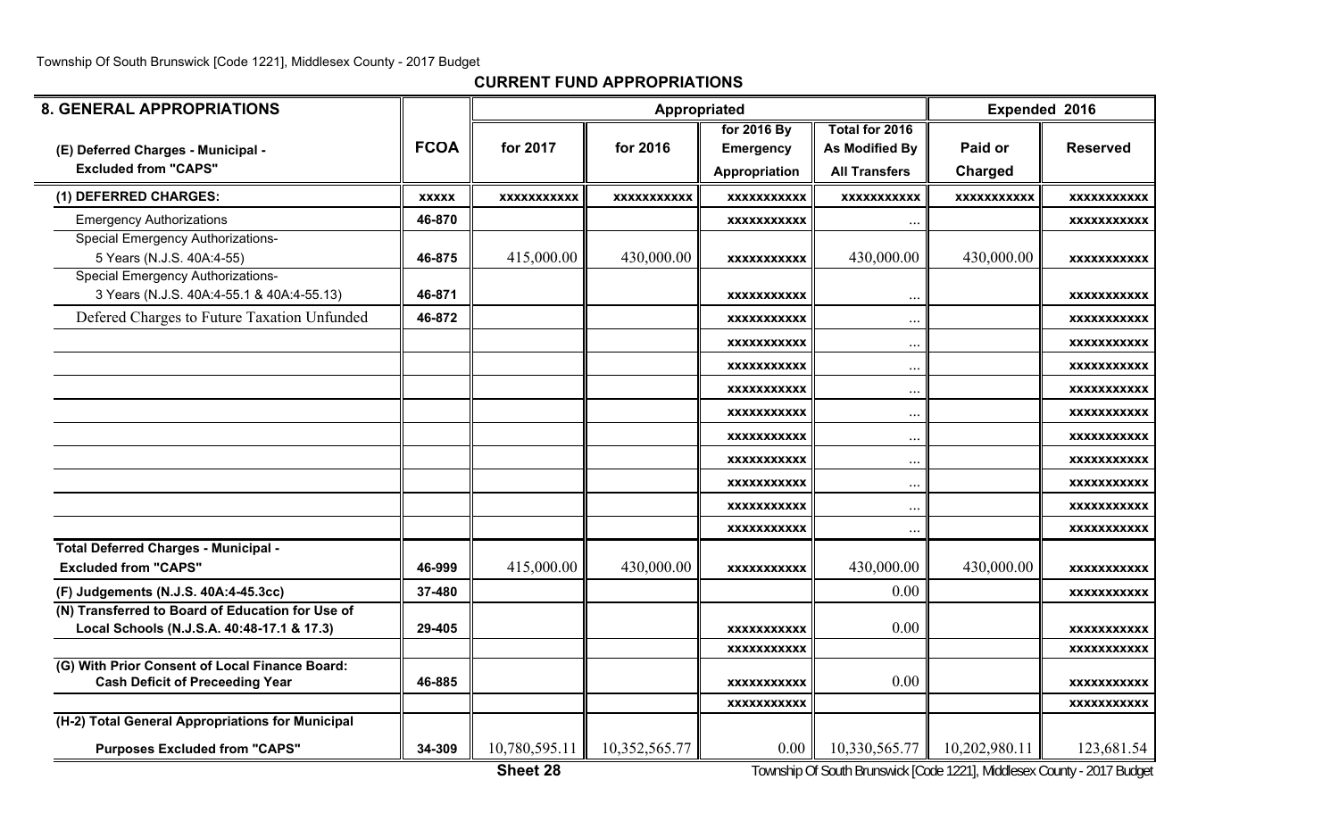## CURRENT FUND APPROPRIATIONS

| 8. GENERAL APPROPRIATIONS | | Appropriated | | | | Expended 2016 | |
|---|---|---|---|---|---|---|---|
| (E) Deferred Charges - Municipal - Excluded from "CAPS" | FCOA | for 2017 | for 2016 | for 2016 By Emergency Appropriation | Total for 2016 As Modified By All Transfers | Paid or Charged | Reserved |
| **(1) DEFERRED CHARGES:** | xxxxx | xxxxxxxxxxx | xxxxxxxxxxx | xxxxxxxxxxx | xxxxxxxxxxx | xxxxxxxxxxx | xxxxxxxxxxx |
| Emergency Authorizations | 46-870 | | | xxxxxxxxxxx | ... | | xxxxxxxxxxx |
| Special Emergency Authorizations- 5 Years (N.J.S. 40A:4-55) | 46-875 | 415,000.00 | 430,000.00 | xxxxxxxxxxx | 430,000.00 | 430,000.00 | xxxxxxxxxxx |
| Special Emergency Authorizations- 3 Years (N.J.S. 40A:4-55.1 & 40A:4-55.13) | 46-871 | | | xxxxxxxxxxx | ... | | xxxxxxxxxxx |
| Defered Charges to Future Taxation Unfunded | 46-872 | | | xxxxxxxxxxx | ... | | xxxxxxxxxxx |
| | | | | xxxxxxxxxxx | ... | | xxxxxxxxxxx |
| | | | | xxxxxxxxxxx | ... | | xxxxxxxxxxx |
| | | | | xxxxxxxxxxx | ... | | xxxxxxxxxxx |
| | | | | xxxxxxxxxxx | ... | | xxxxxxxxxxx |
| | | | | xxxxxxxxxxx | ... | | xxxxxxxxxxx |
| | | | | xxxxxxxxxxx | ... | | xxxxxxxxxxx |
| | | | | xxxxxxxxxxx | ... | | xxxxxxxxxxx |
| | | | | xxxxxxxxxxx | ... | | xxxxxxxxxxx |
| | | | | xxxxxxxxxxx | ... | | xxxxxxxxxxx |
| **Total Deferred Charges - Municipal - Excluded from "CAPS"** | 46-999 | 415,000.00 | 430,000.00 | xxxxxxxxxxx | 430,000.00 | 430,000.00 | xxxxxxxxxxx |
| **(F) Judgements (N.J.S. 40A:4-45.3cc)** | 37-480 | | | | 0.00 | | xxxxxxxxxxx |
| **(N) Transferred to Board of Education for Use of Local Schools (N.J.S.A. 40:48-17.1 & 17.3)** | 29-405 | | | xxxxxxxxxxx | 0.00 | | xxxxxxxxxxx |
| | | | | xxxxxxxxxxx | | | xxxxxxxxxxx |
| **(G) With Prior Consent of Local Finance Board: Cash Deficit of Preceeding Year** | 46-885 | | | xxxxxxxxxxx | 0.00 | | xxxxxxxxxxx |
| | | | | xxxxxxxxxxx | | | xxxxxxxxxxx |
| **(H-2) Total General Appropriations for Municipal Purposes Excluded from "CAPS"** | 34-309 | 10,780,595.11 | 10,352,565.77 | 0.00 | 10,330,565.77 | 10,202,980.11 | 123,681.54 |

Sheet 28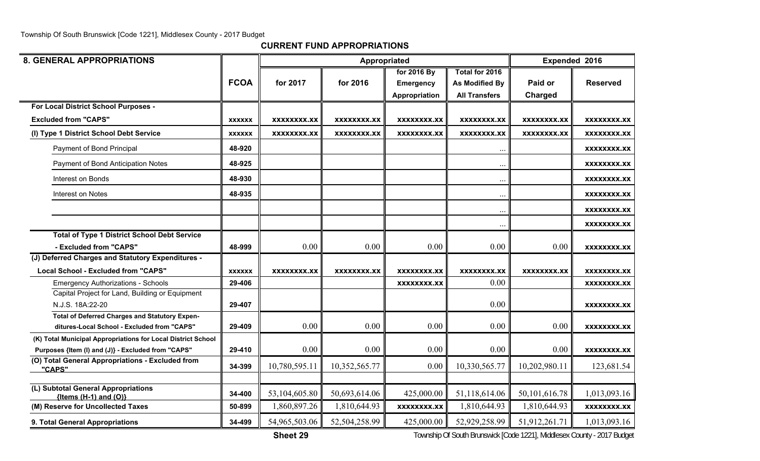Township Of South Brunswick [Code 1221], Middlesex County - 2017 Budget

## CURRENT FUND APPROPRIATIONS

| 8. GENERAL APPROPRIATIONS | FCOA | Appropriated for 2017 | Appropriated for 2016 | Appropriated for 2016 By Emergency Appropriation | Total for 2016 As Modified By All Transfers | Expended 2016 Paid or Charged | Expended 2016 Reserved |
|---|---|---|---|---|---|---|---|
| For Local District School Purposes - Excluded from "CAPS" | xxxxxx | xxxxxxxx.xx | xxxxxxxx.xx | xxxxxxxx.xx | xxxxxxxx.xx | xxxxxxxx.xx | xxxxxxxx.xx |
| (I) Type 1 District School Debt Service | xxxxxx | xxxxxxxx.xx | xxxxxxxx.xx | xxxxxxxx.xx | xxxxxxxx.xx | xxxxxxxx.xx | xxxxxxxx.xx |
| Payment of Bond Principal | 48-920 | | | | ... | | xxxxxxxx.xx |
| Payment of Bond Anticipation Notes | 48-925 | | | | ... | | xxxxxxxx.xx |
| Interest on Bonds | 48-930 | | | | ... | | xxxxxxxx.xx |
| Interest on Notes | 48-935 | | | | ... | | xxxxxxxx.xx |
| | | | | | ... | | xxxxxxxx.xx |
| | | | | | ... | | xxxxxxxx.xx |
| Total of Type 1 District School Debt Service - Excluded from "CAPS" | 48-999 | 0.00 | 0.00 | 0.00 | 0.00 | 0.00 | xxxxxxxx.xx |
| (J) Deferred Charges and Statutory Expenditures - Local School - Excluded from "CAPS" | xxxxxx | xxxxxxxx.xx | xxxxxxxx.xx | xxxxxxxx.xx | xxxxxxxx.xx | xxxxxxxx.xx | xxxxxxxx.xx |
| Emergency Authorizations - Schools | 29-406 | | | xxxxxxxx.xx | 0.00 | | xxxxxxxx.xx |
| Capital Project for Land, Building or Equipment N.J.S. 18A:22-20 | 29-407 | | | | 0.00 | | xxxxxxxx.xx |
| Total of Deferred Charges and Statutory Expenditures-Local School - Excluded from "CAPS" | 29-409 | 0.00 | 0.00 | 0.00 | 0.00 | 0.00 | xxxxxxxx.xx |
| (K) Total Municipal Appropriations for Local District School Purposes {Item (I) and (J)} - Excluded from "CAPS" | 29-410 | 0.00 | 0.00 | 0.00 | 0.00 | 0.00 | xxxxxxxx.xx |
| (O) Total General Appropriations - Excluded from "CAPS" | 34-399 | 10,780,595.11 | 10,352,565.77 | 0.00 | 10,330,565.77 | 10,202,980.11 | 123,681.54 |
| | | | | | | | |
| (L) Subtotal General Appropriations {Items (H-1) and (O)} | 34-400 | 53,104,605.80 | 50,693,614.06 | 425,000.00 | 51,118,614.06 | 50,101,616.78 | 1,013,093.16 |
| (M) Reserve for Uncollected Taxes | 50-899 | 1,860,897.26 | 1,810,644.93 | xxxxxxxx.xx | 1,810,644.93 | 1,810,644.93 | xxxxxxxx.xx |
| 9. Total General Appropriations | 34-499 | 54,965,503.06 | 52,504,258.99 | 425,000.00 | 52,929,258.99 | 51,912,261.71 | 1,013,093.16 |

Sheet 29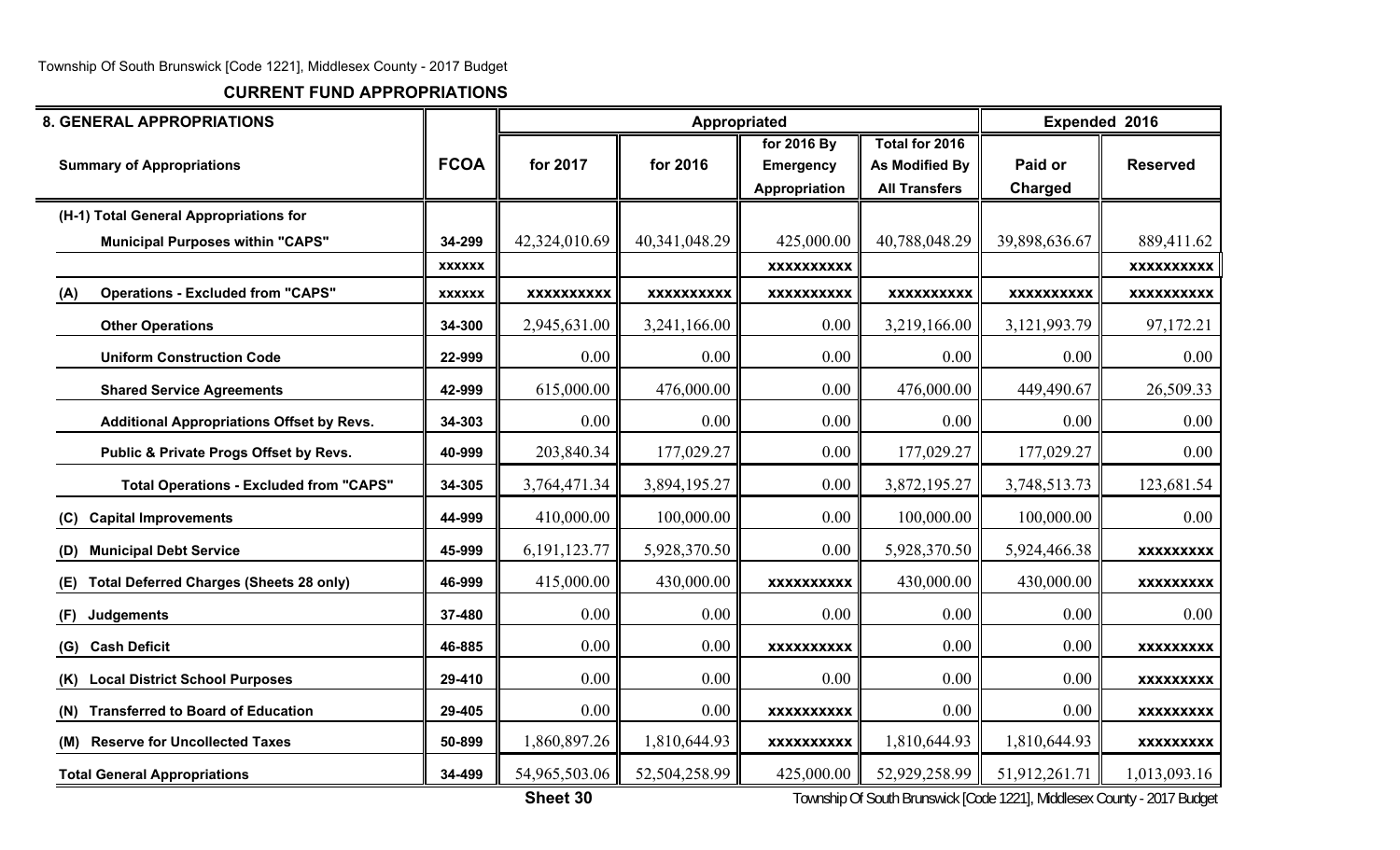## CURRENT FUND APPROPRIATIONS

| 8. GENERAL APPROPRIATIONS | | Appropriated | | | | Expended 2016 | |
|---|---|---|---|---|---|---|---|
| Summary of Appropriations | FCOA | for 2017 | for 2016 | for 2016 By Emergency Appropriation | Total for 2016 As Modified By All Transfers | Paid or Charged | Reserved |
| (H-1) Total General Appropriations for Municipal Purposes within "CAPS" | 34-299 | 42,324,010.69 | 40,341,048.29 | 425,000.00 | 40,788,048.29 | 39,898,636.67 | 889,411.62 |
| | xxxxxx | | | xxxxxxxxxx | | | xxxxxxxxxx |
| (A) Operations - Excluded from "CAPS" | xxxxxx | xxxxxxxxxx | xxxxxxxxxx | xxxxxxxxxx | xxxxxxxxxx | xxxxxxxxxx | xxxxxxxxxx |
| Other Operations | 34-300 | 2,945,631.00 | 3,241,166.00 | 0.00 | 3,219,166.00 | 3,121,993.79 | 97,172.21 |
| Uniform Construction Code | 22-999 | 0.00 | 0.00 | 0.00 | 0.00 | 0.00 | 0.00 |
| Shared Service Agreements | 42-999 | 615,000.00 | 476,000.00 | 0.00 | 476,000.00 | 449,490.67 | 26,509.33 |
| Additional Appropriations Offset by Revs. | 34-303 | 0.00 | 0.00 | 0.00 | 0.00 | 0.00 | 0.00 |
| Public & Private Progs Offset by Revs. | 40-999 | 203,840.34 | 177,029.27 | 0.00 | 177,029.27 | 177,029.27 | 0.00 |
| Total Operations - Excluded from "CAPS" | 34-305 | 3,764,471.34 | 3,894,195.27 | 0.00 | 3,872,195.27 | 3,748,513.73 | 123,681.54 |
| (C) Capital Improvements | 44-999 | 410,000.00 | 100,000.00 | 0.00 | 100,000.00 | 100,000.00 | 0.00 |
| (D) Municipal Debt Service | 45-999 | 6,191,123.77 | 5,928,370.50 | 0.00 | 5,928,370.50 | 5,924,466.38 | xxxxxxxxx |
| (E) Total Deferred Charges (Sheets 28 only) | 46-999 | 415,000.00 | 430,000.00 | xxxxxxxxxx | 430,000.00 | 430,000.00 | xxxxxxxxx |
| (F) Judgements | 37-480 | 0.00 | 0.00 | 0.00 | 0.00 | 0.00 | 0.00 |
| (G) Cash Deficit | 46-885 | 0.00 | 0.00 | xxxxxxxxxx | 0.00 | 0.00 | xxxxxxxxx |
| (K) Local District School Purposes | 29-410 | 0.00 | 0.00 | 0.00 | 0.00 | 0.00 | xxxxxxxxx |
| (N) Transferred to Board of Education | 29-405 | 0.00 | 0.00 | xxxxxxxxxx | 0.00 | 0.00 | xxxxxxxxx |
| (M) Reserve for Uncollected Taxes | 50-899 | 1,860,897.26 | 1,810,644.93 | xxxxxxxxxx | 1,810,644.93 | 1,810,644.93 | xxxxxxxxx |
| Total General Appropriations | 34-499 | 54,965,503.06 | 52,504,258.99 | 425,000.00 | 52,929,258.99 | 51,912,261.71 | 1,013,093.16 |

Sheet 30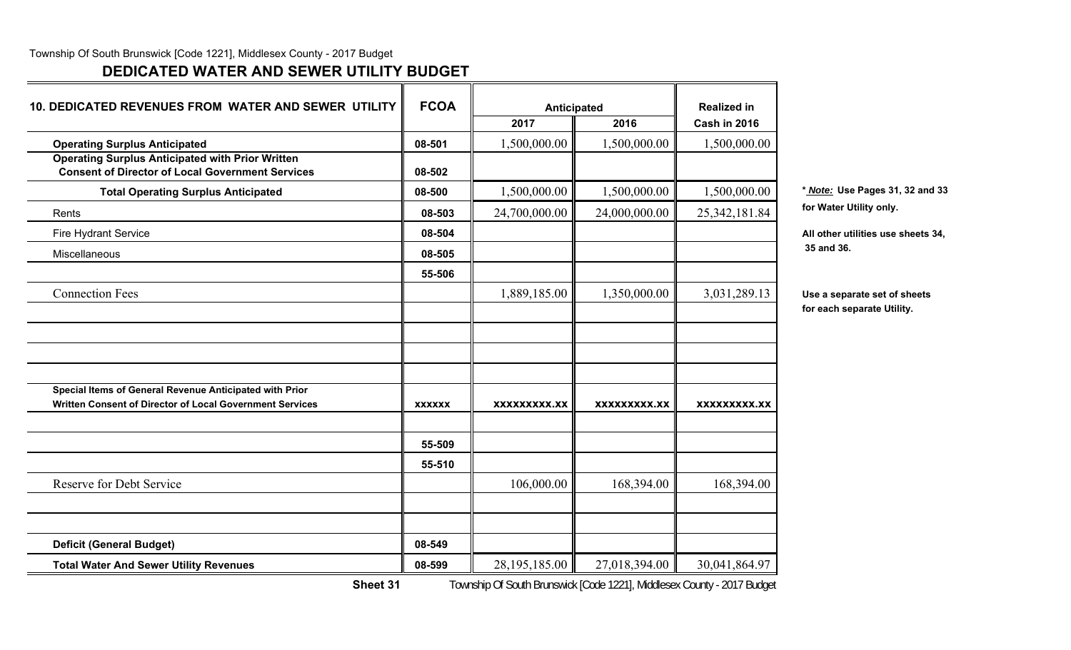Township Of South Brunswick [Code 1221], Middlesex County - 2017 Budget

## DEDICATED WATER AND SEWER UTILITY BUDGET

| 10. DEDICATED REVENUES FROM WATER AND SEWER UTILITY | FCOA | Anticipated | | Realized in |
|---|---|---|---|---|
| | | 2017 | 2016 | Cash in 2016 |
| **Operating Surplus Anticipated** | 08-501 | 1,500,000.00 | 1,500,000.00 | 1,500,000.00 |
| **Operating Surplus Anticipated with Prior Written Consent of Director of Local Government Services** | 08-502 | | | |
| **Total Operating Surplus Anticipated** | 08-500 | 1,500,000.00 | 1,500,000.00 | 1,500,000.00 |
| Rents | 08-503 | 24,700,000.00 | 24,000,000.00 | 25,342,181.84 |
| Fire Hydrant Service | 08-504 | | | |
| Miscellaneous | 08-505 | | | |
| | 55-506 | | | |
| Connection Fees | | 1,889,185.00 | 1,350,000.00 | 3,031,289.13 |
| | | | | |
| | | | | |
| | | | | |
| | | | | |
| **Special Items of General Revenue Anticipated with Prior Written Consent of Director of Local Government Services** | **xxxxxx** | **xxxxxxxxx.xx** | **xxxxxxxxx.xx** | **xxxxxxxxx.xx** |
| | | | | |
| | 55-509 | | | |
| | 55-510 | | | |
| Reserve for Debt Service | | 106,000.00 | 168,394.00 | 168,394.00 |
| | | | | |
| | | | | |
| **Deficit (General Budget)** | 08-549 | | | |
| **Total Water And Sewer Utility Revenues** | 08-599 | 28,195,185.00 | 27,018,394.00 | 30,041,864.97 |

**\* *Note:* Use Pages 31, 32 and 33 for Water Utility only.**

**All other utilities use sheets 34, 35 and 36.**

**Use a separate set of sheets for each separate Utility.**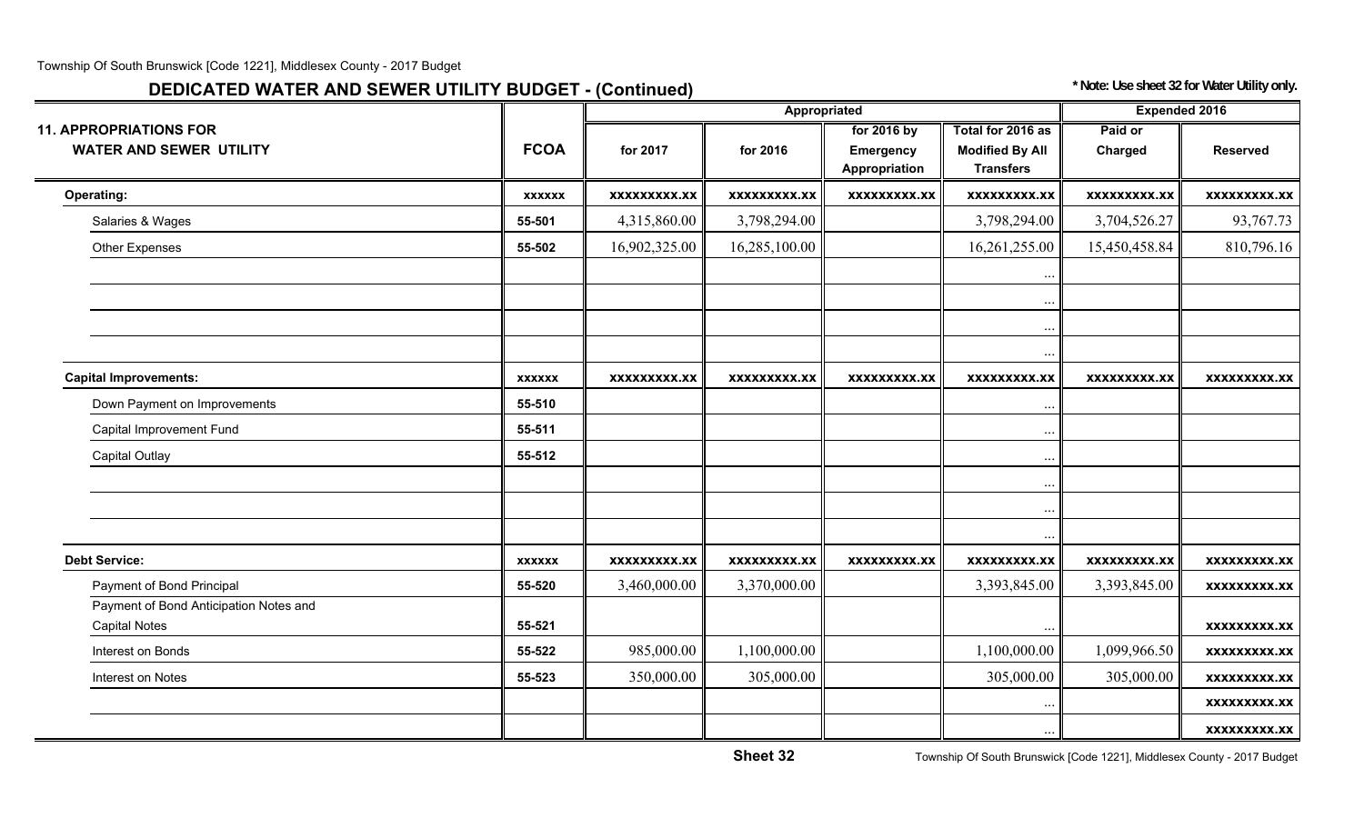## DEDICATED WATER AND SEWER UTILITY BUDGET - (Continued)

**\* Note: Use sheet 32 for Water Utility only.**

| 11. APPROPRIATIONS FOR WATER AND SEWER UTILITY | FCOA | Appropriated for 2017 | Appropriated for 2016 | for 2016 by Emergency Appropriation | Total for 2016 as Modified By All Transfers | Expended 2016 Paid or Charged | Expended 2016 Reserved |
|---|---|---|---|---|---|---|---|
| **Operating:** | xxxxxx | xxxxxxxxx.xx | xxxxxxxxx.xx | xxxxxxxxx.xx | xxxxxxxxx.xx | xxxxxxxxx.xx | xxxxxxxxx.xx |
| Salaries & Wages | 55-501 | 4,315,860.00 | 3,798,294.00 | | 3,798,294.00 | 3,704,526.27 | 93,767.73 |
| Other Expenses | 55-502 | 16,902,325.00 | 16,285,100.00 | | 16,261,255.00 | 15,450,458.84 | 810,796.16 |
| | | | | | ... | | |
| | | | | | ... | | |
| | | | | | ... | | |
| | | | | | ... | | |
| **Capital Improvements:** | xxxxxx | xxxxxxxxx.xx | xxxxxxxxx.xx | xxxxxxxxx.xx | xxxxxxxxx.xx | xxxxxxxxx.xx | xxxxxxxxx.xx |
| Down Payment on Improvements | 55-510 | | | | ... | | |
| Capital Improvement Fund | 55-511 | | | | ... | | |
| Capital Outlay | 55-512 | | | | ... | | |
| | | | | | ... | | |
| | | | | | ... | | |
| | | | | | ... | | |
| **Debt Service:** | xxxxxx | xxxxxxxxx.xx | xxxxxxxxx.xx | xxxxxxxxx.xx | xxxxxxxxx.xx | xxxxxxxxx.xx | xxxxxxxxx.xx |
| Payment of Bond Principal | 55-520 | 3,460,000.00 | 3,370,000.00 | | 3,393,845.00 | 3,393,845.00 | xxxxxxxxx.xx |
| Payment of Bond Anticipation Notes and Capital Notes | 55-521 | | | | ... | | xxxxxxxxx.xx |
| Interest on Bonds | 55-522 | 985,000.00 | 1,100,000.00 | | 1,100,000.00 | 1,099,966.50 | xxxxxxxxx.xx |
| Interest on Notes | 55-523 | 350,000.00 | 305,000.00 | | 305,000.00 | 305,000.00 | xxxxxxxxx.xx |
| | | | | | ... | | xxxxxxxxx.xx |
| | | | | | ... | | xxxxxxxxx.xx |

Sheet 32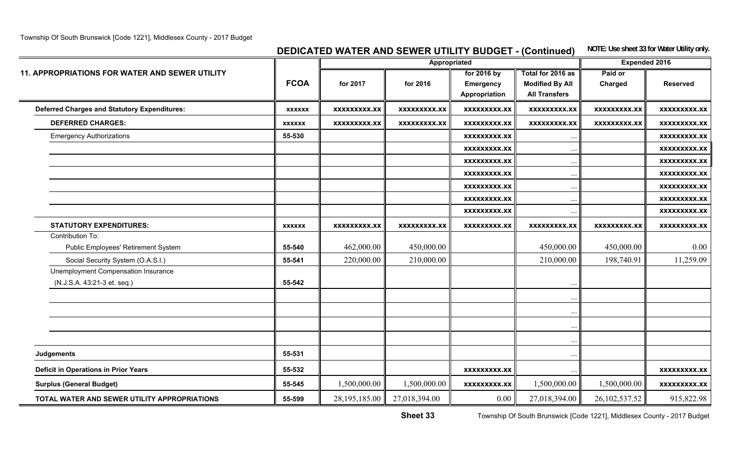## DEDICATED WATER AND SEWER UTILITY BUDGET - (Continued)

NOTE: Use sheet 33 for Water Utility only.

| 11. APPROPRIATIONS FOR WATER AND SEWER UTILITY | FCOA | Appropriated | | | | Expended 2016 | |
|---|---|---|---|---|---|---|---|
| | | for 2017 | for 2016 | for 2016 by Emergency Appropriation | Total for 2016 as Modified By All Transfers | Paid or Charged | Reserved |
| **Deferred Charges and Statutory Expenditures:** | xxxxxx | xxxxxxxxx.xx | xxxxxxxxx.xx | xxxxxxxxx.xx | xxxxxxxxx.xx | xxxxxxxxx.xx | xxxxxxxxx.xx |
| **DEFERRED CHARGES:** | xxxxxx | xxxxxxxxx.xx | xxxxxxxxx.xx | xxxxxxxxx.xx | xxxxxxxxx.xx | xxxxxxxxx.xx | xxxxxxxxx.xx |
| Emergency Authorizations | 55-530 | | | xxxxxxxxx.xx | ... | | xxxxxxxxx.xx |
| | | | | xxxxxxxxx.xx | ... | | xxxxxxxxx.xx |
| | | | | xxxxxxxxx.xx | ... | | xxxxxxxxx.xx |
| | | | | xxxxxxxxx.xx | ... | | xxxxxxxxx.xx |
| | | | | xxxxxxxxx.xx | ... | | xxxxxxxxx.xx |
| | | | | xxxxxxxxx.xx | ... | | xxxxxxxxx.xx |
| | | | | xxxxxxxxx.xx | ... | | xxxxxxxxx.xx |
| **STATUTORY EXPENDITURES:** | xxxxxx | xxxxxxxxx.xx | xxxxxxxxx.xx | xxxxxxxxx.xx | xxxxxxxxx.xx | xxxxxxxxx.xx | xxxxxxxxx.xx |
| Contribution To: | | | | | | | |
| Public Employees' Retirement System | 55-540 | 462,000.00 | 450,000.00 | | 450,000.00 | 450,000.00 | 0.00 |
| Social Security System (O.A.S.I.) | 55-541 | 220,000.00 | 210,000.00 | | 210,000.00 | 198,740.91 | 11,259.09 |
| Unemployment Compensation Insurance (N.J.S.A. 43:21-3 et. seq.) | 55-542 | | | | ... | | |
| | | | | | ... | | |
| | | | | | ... | | |
| | | | | | ... | | |
| | | | | | ... | | |
| **Judgements** | 55-531 | | | | ... | | |
| **Deficit in Operations in Prior Years** | 55-532 | | | xxxxxxxxx.xx | ... | | xxxxxxxxx.xx |
| **Surplus (General Budget)** | 55-545 | 1,500,000.00 | 1,500,000.00 | xxxxxxxxx.xx | 1,500,000.00 | 1,500,000.00 | xxxxxxxxx.xx |
| **TOTAL WATER AND SEWER UTILITY APPROPRIATIONS** | 55-599 | 28,195,185.00 | 27,018,394.00 | 0.00 | 27,018,394.00 | 26,102,537.52 | 915,822.98 |

**Sheet 33**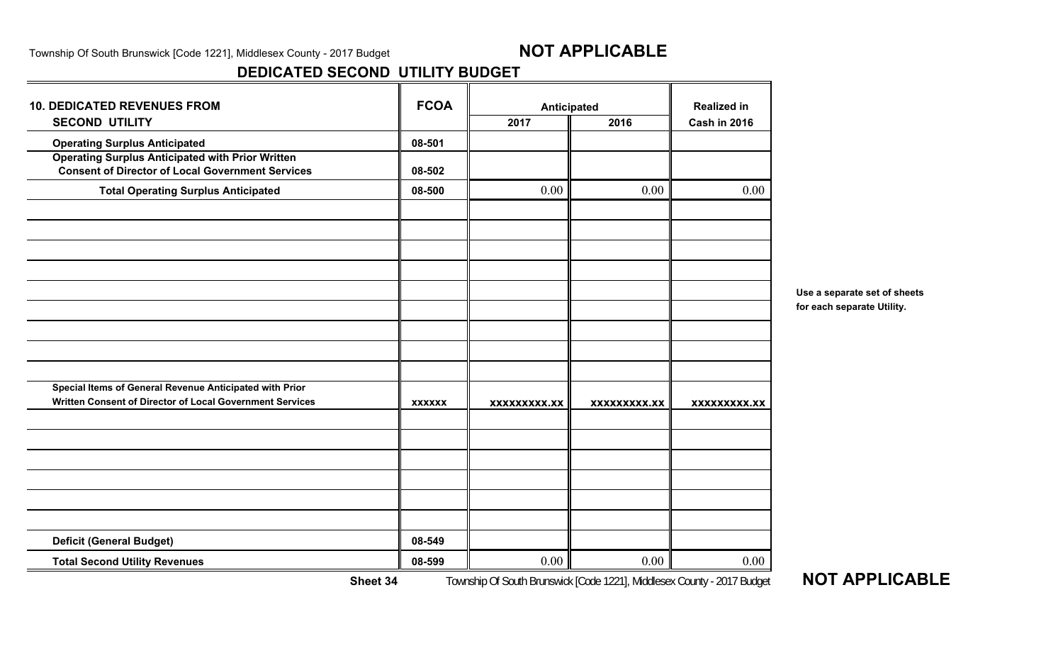**NOT APPLICABLE**

## DEDICATED SECOND UTILITY BUDGET

| 10. DEDICATED REVENUES FROM SECOND UTILITY | FCOA | Anticipated 2017 | Anticipated 2016 | Realized in Cash in 2016 |
|---|---|---|---|---|
| Operating Surplus Anticipated | 08-501 | | | |
| Operating Surplus Anticipated with Prior Written Consent of Director of Local Government Services | 08-502 | | | |
| Total Operating Surplus Anticipated | 08-500 | 0.00 | 0.00 | 0.00 |
| | | | | |
| | | | | |
| | | | | |
| | | | | |
| | | | | |
| | | | | |
| | | | | |
| | | | | |
| | | | | |
| Special Items of General Revenue Anticipated with Prior Written Consent of Director of Local Government Services | xxxxxx | xxxxxxxxx.xx | xxxxxxxxx.xx | xxxxxxxxx.xx |
| | | | | |
| | | | | |
| | | | | |
| | | | | |
| | | | | |
| | | | | |
| Deficit (General Budget) | 08-549 | | | |
| Total Second Utility Revenues | 08-599 | 0.00 | 0.00 | 0.00 |

**Use a separate set of sheets for each separate Utility.**

Sheet 34

**NOT APPLICABLE**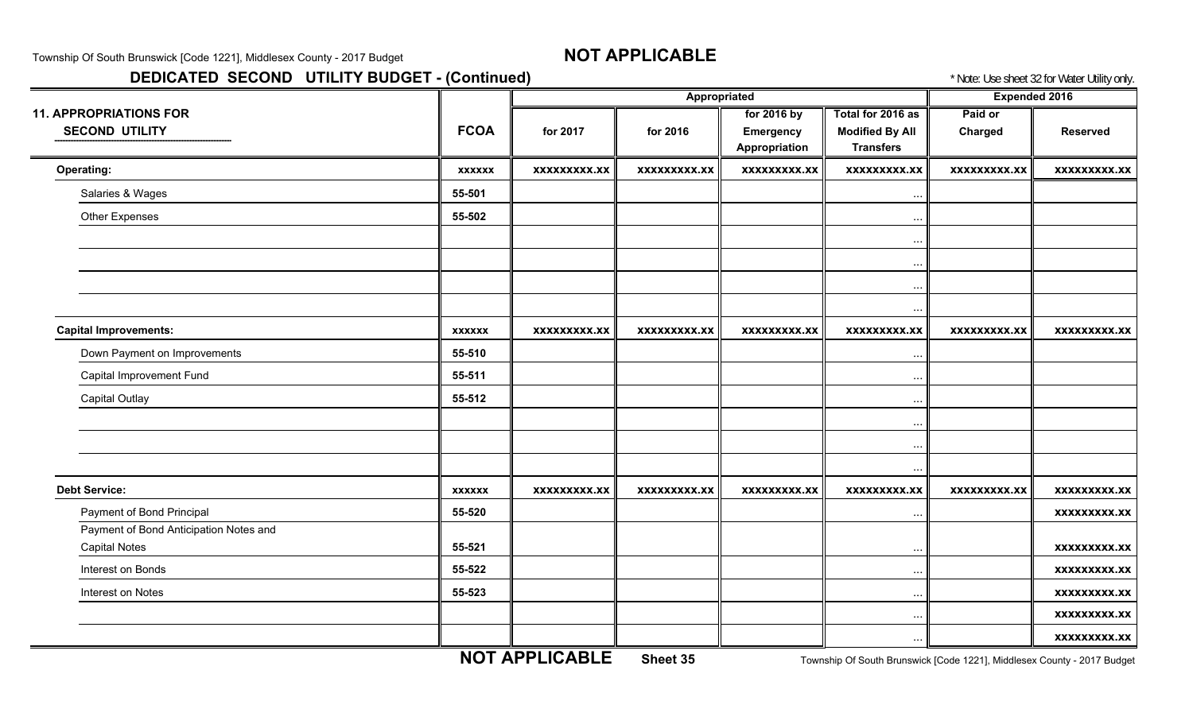# NOT APPLICABLE

## DEDICATED SECOND UTILITY BUDGET - (Continued)

\* Note: Use sheet 32 for Water Utility only.

| 11. APPROPRIATIONS FOR SECOND UTILITY | FCOA | Appropriated | | | | Expended 2016 | |
|---|---|---|---|---|---|---|---|
| | | for 2017 | for 2016 | for 2016 by Emergency Appropriation | Total for 2016 as Modified By All Transfers | Paid or Charged | Reserved |
| **Operating:** | xxxxxx | xxxxxxxxx.xx | xxxxxxxxx.xx | xxxxxxxxx.xx | xxxxxxxxx.xx | xxxxxxxxx.xx | xxxxxxxxx.xx |
| Salaries & Wages | 55-501 | | | | ... | | |
| Other Expenses | 55-502 | | | | ... | | |
| | | | | | ... | | |
| | | | | | ... | | |
| | | | | | ... | | |
| | | | | | ... | | |
| **Capital Improvements:** | xxxxxx | xxxxxxxxx.xx | xxxxxxxxx.xx | xxxxxxxxx.xx | xxxxxxxxx.xx | xxxxxxxxx.xx | xxxxxxxxx.xx |
| Down Payment on Improvements | 55-510 | | | | ... | | |
| Capital Improvement Fund | 55-511 | | | | ... | | |
| Capital Outlay | 55-512 | | | | ... | | |
| | | | | | ... | | |
| | | | | | ... | | |
| | | | | | ... | | |
| **Debt Service:** | xxxxxx | xxxxxxxxx.xx | xxxxxxxxx.xx | xxxxxxxxx.xx | xxxxxxxxx.xx | xxxxxxxxx.xx | xxxxxxxxx.xx |
| Payment of Bond Principal | 55-520 | | | | ... | | xxxxxxxxx.xx |
| Payment of Bond Anticipation Notes and Capital Notes | 55-521 | | | | ... | | xxxxxxxxx.xx |
| Interest on Bonds | 55-522 | | | | ... | | xxxxxxxxx.xx |
| Interest on Notes | 55-523 | | | | ... | | xxxxxxxxx.xx |
| | | | | | ... | | xxxxxxxxx.xx |
| | | | | | ... | | xxxxxxxxx.xx |

**NOT APPLICABLE** **Sheet 35**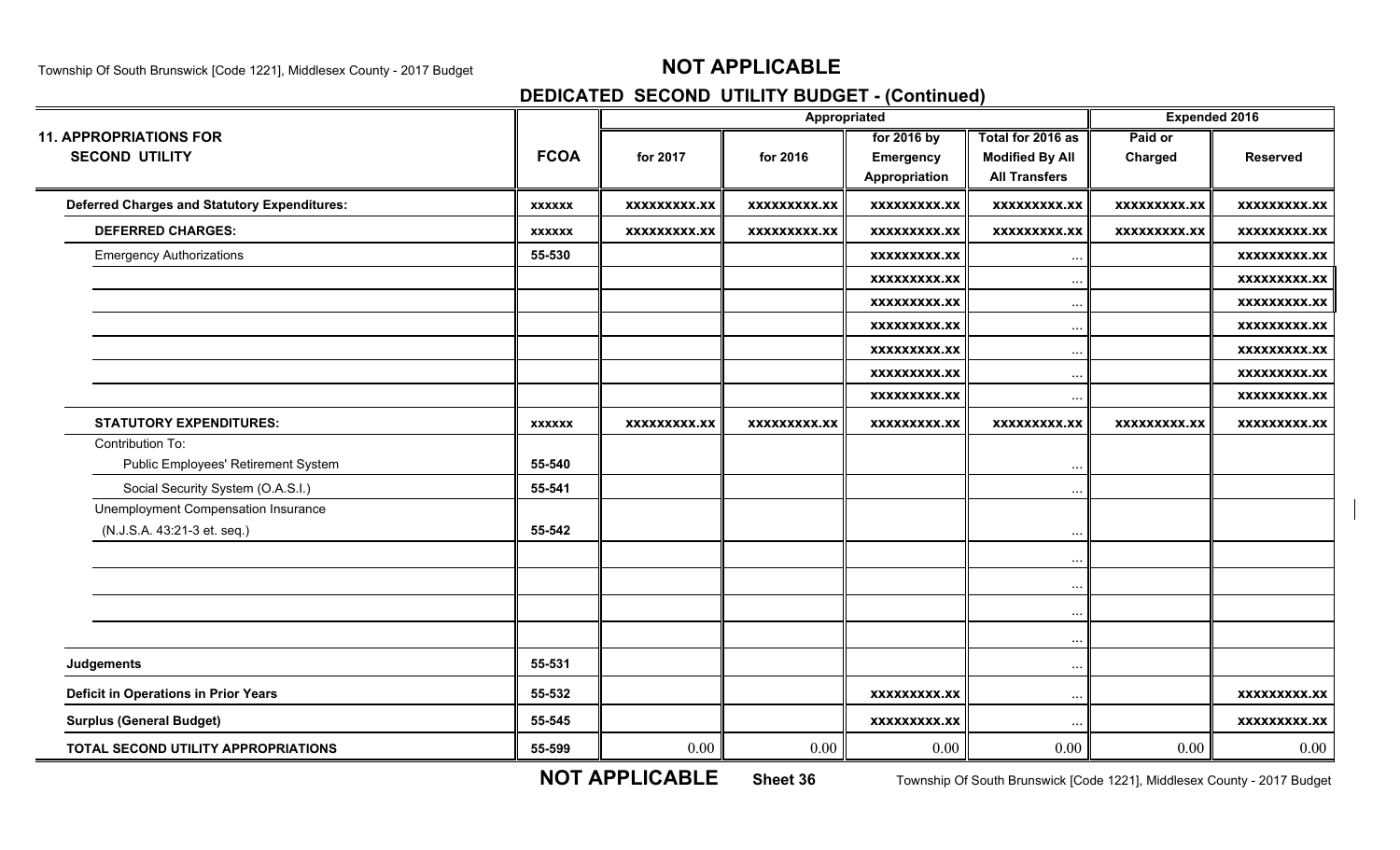# NOT APPLICABLE

## DEDICATED SECOND UTILITY BUDGET - (Continued)

| 11. APPROPRIATIONS FOR SECOND UTILITY | FCOA | Appropriated | | | | Expended 2016 | |
|---|---|---|---|---|---|---|---|
| | | for 2017 | for 2016 | for 2016 by Emergency Appropriation | Total for 2016 as Modified By All Transfers | Paid or Charged | Reserved |
| **Deferred Charges and Statutory Expenditures:** | xxxxxx | xxxxxxxxx.xx | xxxxxxxxx.xx | xxxxxxxxx.xx | xxxxxxxxx.xx | xxxxxxxxx.xx | xxxxxxxxx.xx |
| **DEFERRED CHARGES:** | xxxxxx | xxxxxxxxx.xx | xxxxxxxxx.xx | xxxxxxxxx.xx | xxxxxxxxx.xx | xxxxxxxxx.xx | xxxxxxxxx.xx |
| Emergency Authorizations | 55-530 | | | xxxxxxxxx.xx | ... | | xxxxxxxxx.xx |
| | | | | xxxxxxxxx.xx | ... | | xxxxxxxxx.xx |
| | | | | xxxxxxxxx.xx | ... | | xxxxxxxxx.xx |
| | | | | xxxxxxxxx.xx | ... | | xxxxxxxxx.xx |
| | | | | xxxxxxxxx.xx | ... | | xxxxxxxxx.xx |
| | | | | xxxxxxxxx.xx | ... | | xxxxxxxxx.xx |
| | | | | xxxxxxxxx.xx | ... | | xxxxxxxxx.xx |
| **STATUTORY EXPENDITURES:** | xxxxxx | xxxxxxxxx.xx | xxxxxxxxx.xx | xxxxxxxxx.xx | xxxxxxxxx.xx | xxxxxxxxx.xx | xxxxxxxxx.xx |
| Contribution To: | | | | | | | |
| Public Employees' Retirement System | 55-540 | | | | ... | | |
| Social Security System (O.A.S.I.) | 55-541 | | | | ... | | |
| Unemployment Compensation Insurance (N.J.S.A. 43:21-3 et. seq.) | 55-542 | | | | ... | | |
| | | | | | ... | | |
| | | | | | ... | | |
| | | | | | ... | | |
| | | | | | ... | | |
| **Judgements** | 55-531 | | | | ... | | |
| **Deficit in Operations in Prior Years** | 55-532 | | | xxxxxxxxx.xx | ... | | xxxxxxxxx.xx |
| **Surplus (General Budget)** | 55-545 | | | xxxxxxxxx.xx | ... | | xxxxxxxxx.xx |
| **TOTAL SECOND UTILITY APPROPRIATIONS** | 55-599 | 0.00 | 0.00 | 0.00 | 0.00 | 0.00 | 0.00 |

**NOT APPLICABLE** **Sheet 36**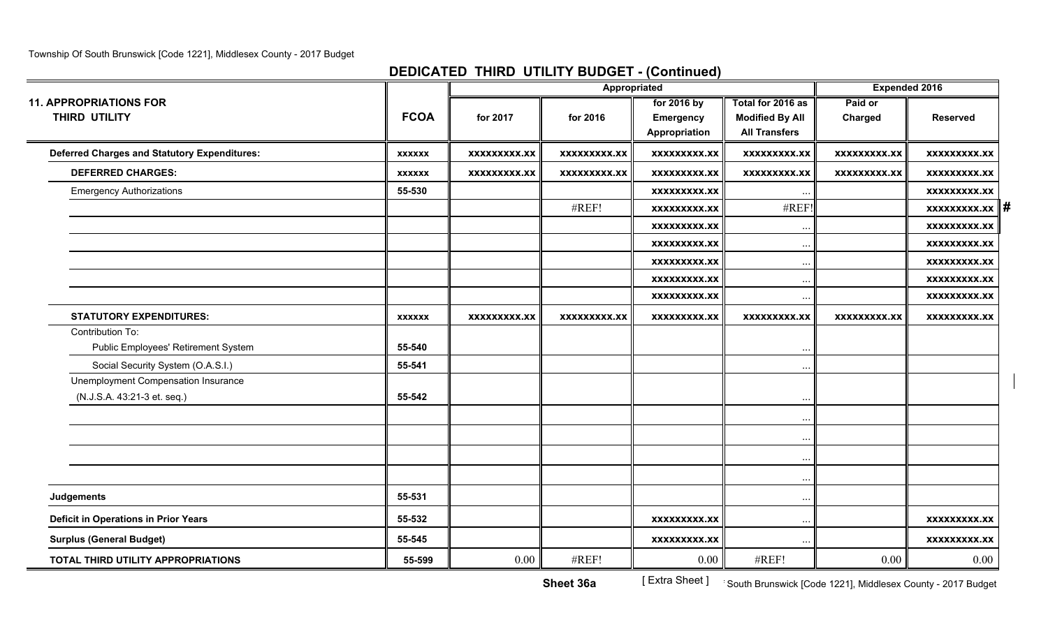## DEDICATED THIRD UTILITY BUDGET - (Continued)

| 11. APPROPRIATIONS FOR THIRD UTILITY | FCOA | Appropriated | | | | Expended 2016 | |
|---|---|---|---|---|---|---|---|
| | | for 2017 | for 2016 | for 2016 by Emergency Appropriation | Total for 2016 as Modified By All Transfers | Paid or Charged | Reserved |
| **Deferred Charges and Statutory Expenditures:** | xxxxxx | xxxxxxxxx.xx | xxxxxxxxx.xx | xxxxxxxxx.xx | xxxxxxxxx.xx | xxxxxxxxx.xx | xxxxxxxxx.xx |
| **DEFERRED CHARGES:** | xxxxxx | xxxxxxxxx.xx | xxxxxxxxx.xx | xxxxxxxxx.xx | xxxxxxxxx.xx | xxxxxxxxx.xx | xxxxxxxxx.xx |
| Emergency Authorizations | 55-530 | | | xxxxxxxxx.xx | ... | | xxxxxxxxx.xx |
| | | | #REF! | xxxxxxxxx.xx | #REF! | | xxxxxxxxx.xx |
| | | | | xxxxxxxxx.xx | ... | | xxxxxxxxx.xx |
| | | | | xxxxxxxxx.xx | ... | | xxxxxxxxx.xx |
| | | | | xxxxxxxxx.xx | ... | | xxxxxxxxx.xx |
| | | | | xxxxxxxxx.xx | ... | | xxxxxxxxx.xx |
| | | | | xxxxxxxxx.xx | ... | | xxxxxxxxx.xx |
| **STATUTORY EXPENDITURES:** | xxxxxx | xxxxxxxxx.xx | xxxxxxxxx.xx | xxxxxxxxx.xx | xxxxxxxxx.xx | xxxxxxxxx.xx | xxxxxxxxx.xx |
| Contribution To: | | | | | | | |
| Public Employees' Retirement System | 55-540 | | | | ... | | |
| Social Security System (O.A.S.I.) | 55-541 | | | | ... | | |
| Unemployment Compensation Insurance (N.J.S.A. 43:21-3 et. seq.) | 55-542 | | | | ... | | |
| | | | | | ... | | |
| | | | | | ... | | |
| | | | | | ... | | |
| | | | | | ... | | |
| **Judgements** | 55-531 | | | | ... | | |
| **Deficit in Operations in Prior Years** | 55-532 | | | xxxxxxxxx.xx | ... | | xxxxxxxxx.xx |
| **Surplus (General Budget)** | 55-545 | | | xxxxxxxxx.xx | ... | | xxxxxxxxx.xx |
| **TOTAL THIRD UTILITY APPROPRIATIONS** | 55-599 | 0.00 | #REF! | 0.00 | #REF! | 0.00 | 0.00 |

**Sheet 36a** [ Extra Sheet ]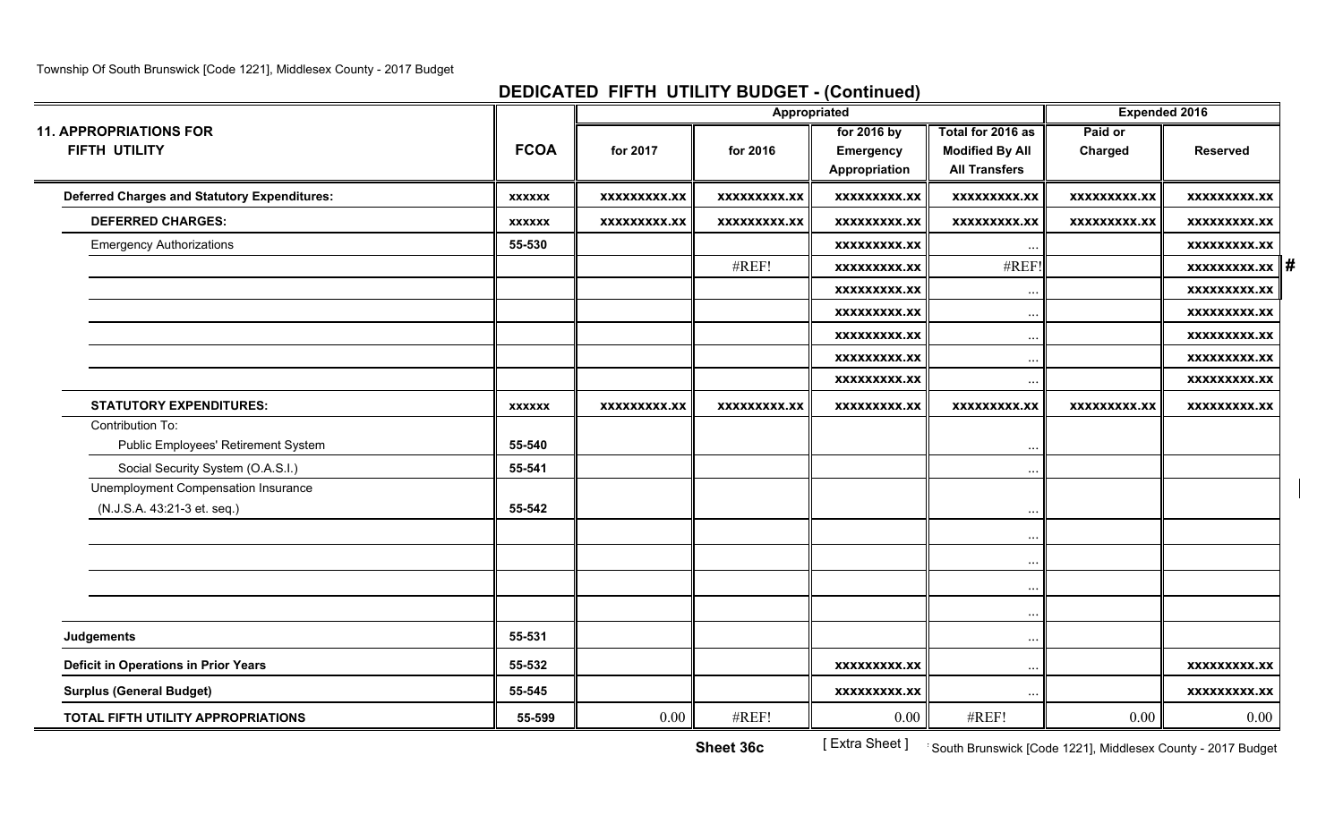## DEDICATED FIFTH UTILITY BUDGET - (Continued)

| 11. APPROPRIATIONS FOR FIFTH UTILITY | FCOA | Appropriated | | | | Expended 2016 | |
|---|---|---|---|---|---|---|---|
| | | for 2017 | for 2016 | for 2016 by Emergency Appropriation | Total for 2016 as Modified By All Transfers | Paid or Charged | Reserved |
| **Deferred Charges and Statutory Expenditures:** | **xxxxxx** | **xxxxxxxxx.xx** | **xxxxxxxxx.xx** | **xxxxxxxxx.xx** | **xxxxxxxxx.xx** | **xxxxxxxxx.xx** | **xxxxxxxxx.xx** |
| **DEFERRED CHARGES:** | **xxxxxx** | **xxxxxxxxx.xx** | **xxxxxxxxx.xx** | **xxxxxxxxx.xx** | **xxxxxxxxx.xx** | **xxxxxxxxx.xx** | **xxxxxxxxx.xx** |
| Emergency Authorizations | 55-530 | | | **xxxxxxxxx.xx** | ... | | **xxxxxxxxx.xx** |
| | | | #REF! | **xxxxxxxxx.xx** | #REF! | | **xxxxxxxxx.xx** |
| | | | | **xxxxxxxxx.xx** | ... | | **xxxxxxxxx.xx** |
| | | | | **xxxxxxxxx.xx** | ... | | **xxxxxxxxx.xx** |
| | | | | **xxxxxxxxx.xx** | ... | | **xxxxxxxxx.xx** |
| | | | | **xxxxxxxxx.xx** | ... | | **xxxxxxxxx.xx** |
| | | | | **xxxxxxxxx.xx** | ... | | **xxxxxxxxx.xx** |
| **STATUTORY EXPENDITURES:** | **xxxxxx** | **xxxxxxxxx.xx** | **xxxxxxxxx.xx** | **xxxxxxxxx.xx** | **xxxxxxxxx.xx** | **xxxxxxxxx.xx** | **xxxxxxxxx.xx** |
| Contribution To: | | | | | | | |
| Public Employees' Retirement System | 55-540 | | | | ... | | |
| Social Security System (O.A.S.I.) | 55-541 | | | | ... | | |
| Unemployment Compensation Insurance (N.J.S.A. 43:21-3 et. seq.) | 55-542 | | | | ... | | |
| | | | | | ... | | |
| | | | | | ... | | |
| | | | | | ... | | |
| | | | | | ... | | |
| **Judgements** | 55-531 | | | | ... | | |
| **Deficit in Operations in Prior Years** | 55-532 | | | **xxxxxxxxx.xx** | ... | | **xxxxxxxxx.xx** |
| **Surplus (General Budget)** | 55-545 | | | **xxxxxxxxx.xx** | ... | | **xxxxxxxxx.xx** |
| **TOTAL FIFTH UTILITY APPROPRIATIONS** | 55-599 | 0.00 | #REF! | 0.00 | #REF! | 0.00 | 0.00 |

**Sheet 36c** [ Extra Sheet ]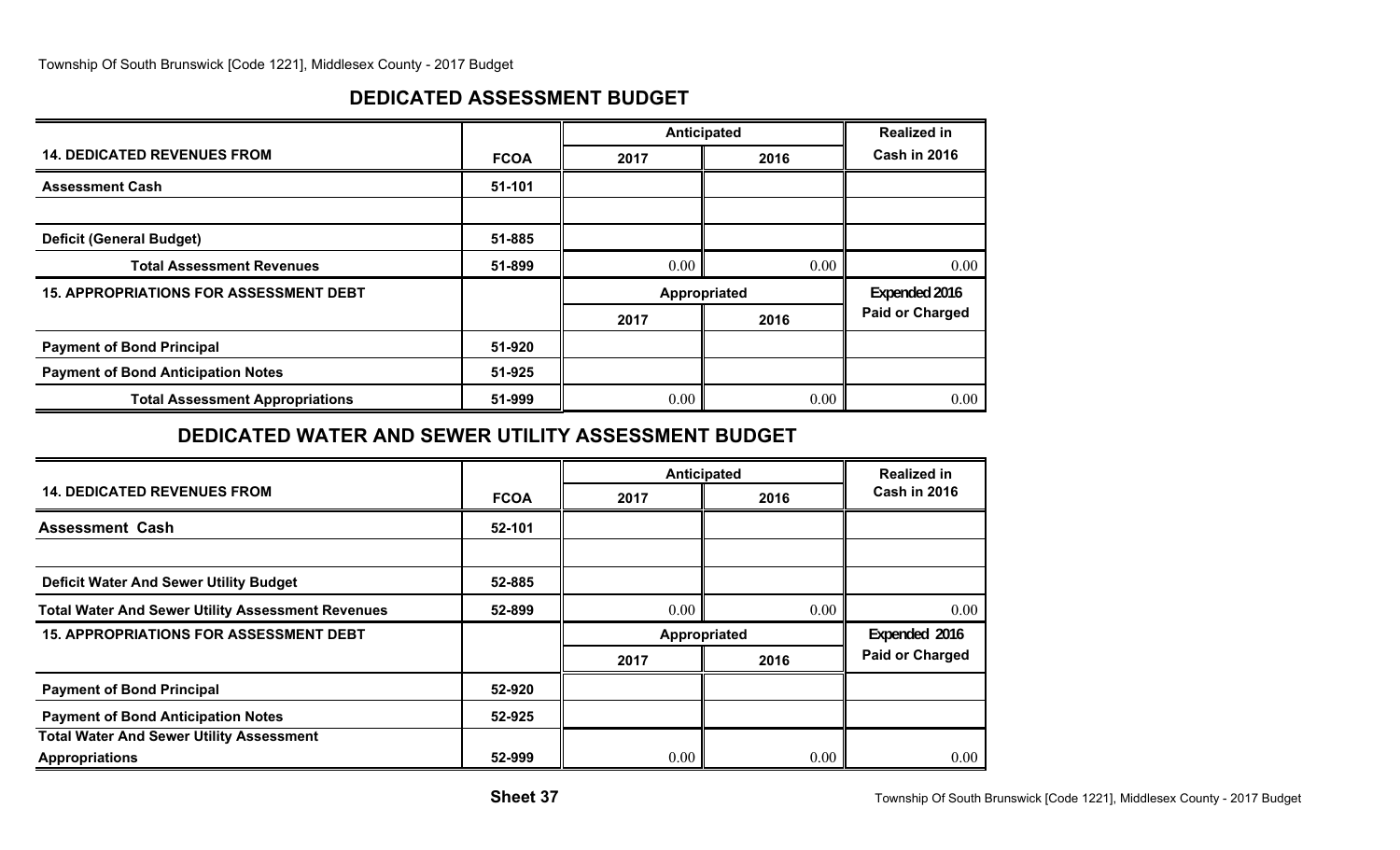## DEDICATED ASSESSMENT BUDGET

| 14. DEDICATED REVENUES FROM | FCOA | Anticipated | | Realized in |
|---|---|---|---|---|
| | | 2017 | 2016 | Cash in 2016 |
| Assessment Cash | 51-101 | | | |
| | | | | |
| Deficit (General Budget) | 51-885 | | | |
| Total Assessment Revenues | 51-899 | 0.00 | 0.00 | 0.00 |
| **15. APPROPRIATIONS FOR ASSESSMENT DEBT** | | **Appropriated** | | **Expended 2016** |
| | | 2017 | 2016 | Paid or Charged |
| Payment of Bond Principal | 51-920 | | | |
| Payment of Bond Anticipation Notes | 51-925 | | | |
| Total Assessment Appropriations | 51-999 | 0.00 | 0.00 | 0.00 |

## DEDICATED WATER AND SEWER UTILITY ASSESSMENT BUDGET

| 14. DEDICATED REVENUES FROM | FCOA | Anticipated | | Realized in |
|---|---|---|---|---|
| | | 2017 | 2016 | Cash in 2016 |
| Assessment Cash | 52-101 | | | |
| | | | | |
| Deficit Water And Sewer Utility Budget | 52-885 | | | |
| Total Water And Sewer Utility Assessment Revenues | 52-899 | 0.00 | 0.00 | 0.00 |
| **15. APPROPRIATIONS FOR ASSESSMENT DEBT** | | **Appropriated** | | **Expended 2016** |
| | | 2017 | 2016 | Paid or Charged |
| Payment of Bond Principal | 52-920 | | | |
| Payment of Bond Anticipation Notes | 52-925 | | | |
| Total Water And Sewer Utility Assessment Appropriations | 52-999 | 0.00 | 0.00 | 0.00 |

**Sheet 37**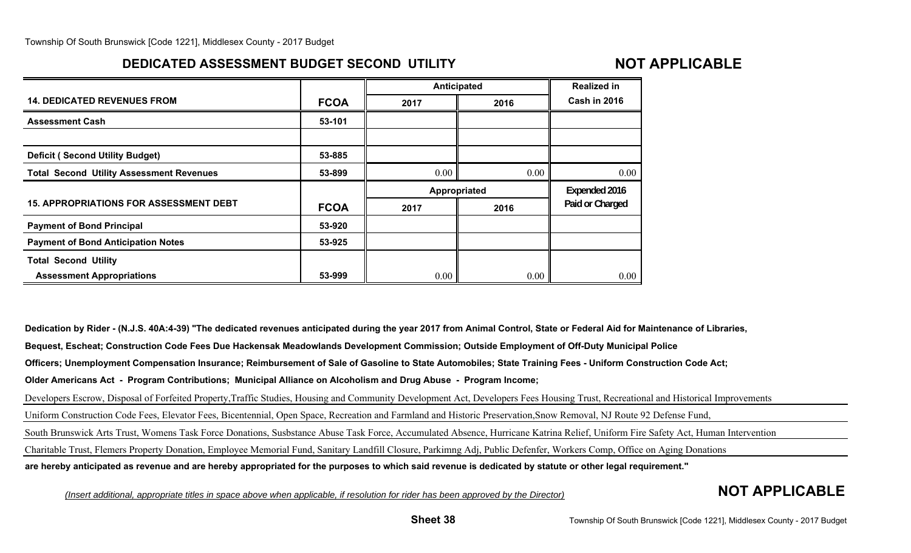## DEDICATED ASSESSMENT BUDGET SECOND UTILITY

## NOT APPLICABLE

| 14. DEDICATED REVENUES FROM | FCOA | Anticipated 2017 | Anticipated 2016 | Realized in Cash in 2016 |
|---|---|---|---|---|
| Assessment Cash | 53-101 | | | |
| | | | | |
| Deficit ( Second Utility Budget) | 53-885 | | | |
| Total Second Utility Assessment Revenues | 53-899 | 0.00 | 0.00 | 0.00 |

| 15. APPROPRIATIONS FOR ASSESSMENT DEBT | FCOA | Appropriated 2017 | Appropriated 2016 | Expended 2016 Paid or Charged |
|---|---|---|---|---|
| Payment of Bond Principal | 53-920 | | | |
| Payment of Bond Anticipation Notes | 53-925 | | | |
| Total Second Utility Assessment Appropriations | 53-999 | 0.00 | 0.00 | 0.00 |

**Dedication by Rider - (N.J.S. 40A:4-39) "The dedicated revenues anticipated during the year 2017 from Animal Control, State or Federal Aid for Maintenance of Libraries, Bequest, Escheat; Construction Code Fees Due Hackensak Meadowlands Development Commission; Outside Employment of Off-Duty Municipal Police Officers; Unemployment Compensation Insurance; Reimbursement of Sale of Gasoline to State Automobiles; State Training Fees - Uniform Construction Code Act; Older Americans Act - Program Contributions; Municipal Alliance on Alcoholism and Drug Abuse - Program Income;**

Developers Escrow, Disposal of Forfeited Property,Traffic Studies, Housing and Community Development Act, Developers Fees Housing Trust, Recreational and Historical Improvements

Uniform Construction Code Fees, Elevator Fees, Bicentennial, Open Space, Recreation and Farmland and Historic Preservation,Snow Removal, NJ Route 92 Defense Fund,

South Brunswick Arts Trust, Womens Task Force Donations, Susbstance Abuse Task Force, Accumulated Absence, Hurricane Katrina Relief, Uniform Fire Safety Act, Human Intervention

Charitable Trust, Flemers Property Donation, Employee Memorial Fund, Sanitary Landfill Closure, Parkimng Adj, Public Defenfer, Workers Comp, Office on Aging Donations

**are hereby anticipated as revenue and are hereby appropriated for the purposes to which said revenue is dedicated by statute or other legal requirement."**

*(Insert additional, appropriate titles in space above when applicable, if resolution for rider has been approved by the Director)*

## NOT APPLICABLE

**Sheet 38**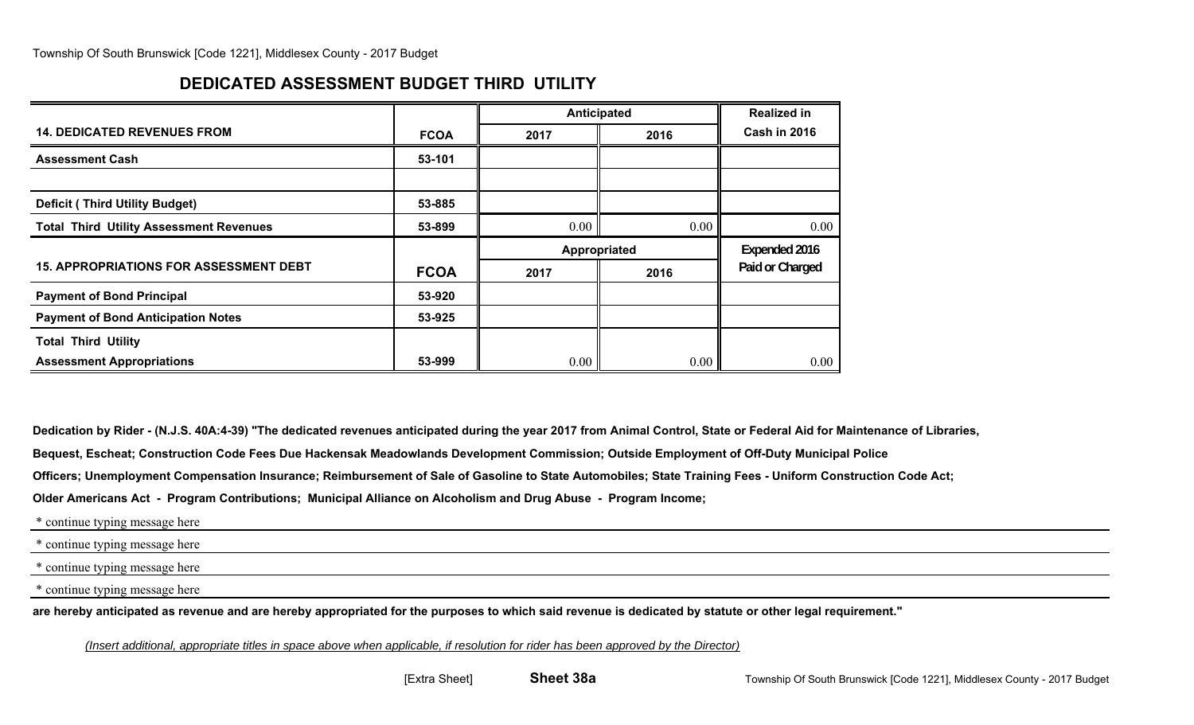## DEDICATED ASSESSMENT BUDGET THIRD UTILITY

| 14. DEDICATED REVENUES FROM | FCOA | Anticipated 2017 | Anticipated 2016 | Realized in Cash in 2016 |
|---|---|---|---|---|
| Assessment Cash | 53-101 | | | |
| | | | | |
| Deficit ( Third Utility Budget) | 53-885 | | | |
| Total Third Utility Assessment Revenues | 53-899 | 0.00 | 0.00 | 0.00 |

| 15. APPROPRIATIONS FOR ASSESSMENT DEBT | FCOA | Appropriated 2017 | Appropriated 2016 | Expended 2016 Paid or Charged |
|---|---|---|---|---|
| Payment of Bond Principal | 53-920 | | | |
| Payment of Bond Anticipation Notes | 53-925 | | | |
| Total Third Utility Assessment Appropriations | 53-999 | 0.00 | 0.00 | 0.00 |

**Dedication by Rider - (N.J.S. 40A:4-39) "The dedicated revenues anticipated during the year 2017 from Animal Control, State or Federal Aid for Maintenance of Libraries, Bequest, Escheat; Construction Code Fees Due Hackensak Meadowlands Development Commission; Outside Employment of Off-Duty Municipal Police Officers; Unemployment Compensation Insurance; Reimbursement of Sale of Gasoline to State Automobiles; State Training Fees - Uniform Construction Code Act; Older Americans Act - Program Contributions; Municipal Alliance on Alcoholism and Drug Abuse - Program Income;**

* continue typing message here

* continue typing message here

* continue typing message here

* continue typing message here

**are hereby anticipated as revenue and are hereby appropriated for the purposes to which said revenue is dedicated by statute or other legal requirement."**

*(Insert additional, appropriate titles in space above when applicable, if resolution for rider has been approved by the Director)*

[Extra Sheet] **Sheet 38a**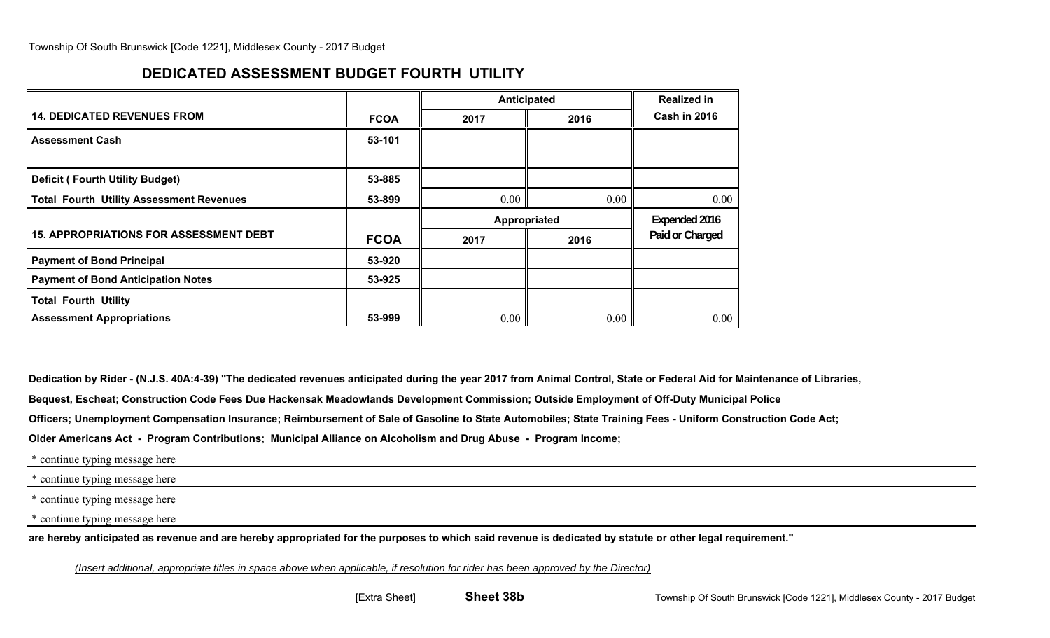## DEDICATED ASSESSMENT BUDGET FOURTH UTILITY

| 14. DEDICATED REVENUES FROM | FCOA | Anticipated 2017 | Anticipated 2016 | Realized in Cash in 2016 |
|---|---|---|---|---|
| Assessment Cash | 53-101 | | | |
| | | | | |
| Deficit ( Fourth Utility Budget) | 53-885 | | | |
| Total Fourth Utility Assessment Revenues | 53-899 | 0.00 | 0.00 | 0.00 |

| 15. APPROPRIATIONS FOR ASSESSMENT DEBT | FCOA | Appropriated 2017 | Appropriated 2016 | Expended 2016 Paid or Charged |
|---|---|---|---|---|
| Payment of Bond Principal | 53-920 | | | |
| Payment of Bond Anticipation Notes | 53-925 | | | |
| Total Fourth Utility Assessment Appropriations | 53-999 | 0.00 | 0.00 | 0.00 |

**Dedication by Rider - (N.J.S. 40A:4-39) "The dedicated revenues anticipated during the year 2017 from Animal Control, State or Federal Aid for Maintenance of Libraries, Bequest, Escheat; Construction Code Fees Due Hackensak Meadowlands Development Commission; Outside Employment of Off-Duty Municipal Police Officers; Unemployment Compensation Insurance; Reimbursement of Sale of Gasoline to State Automobiles; State Training Fees - Uniform Construction Code Act; Older Americans Act - Program Contributions; Municipal Alliance on Alcoholism and Drug Abuse - Program Income;**

* continue typing message here

* continue typing message here

* continue typing message here

* continue typing message here

**are hereby anticipated as revenue and are hereby appropriated for the purposes to which said revenue is dedicated by statute or other legal requirement."**

*(Insert additional, appropriate titles in space above when applicable, if resolution for rider has been approved by the Director)*

[Extra Sheet] **Sheet 38b**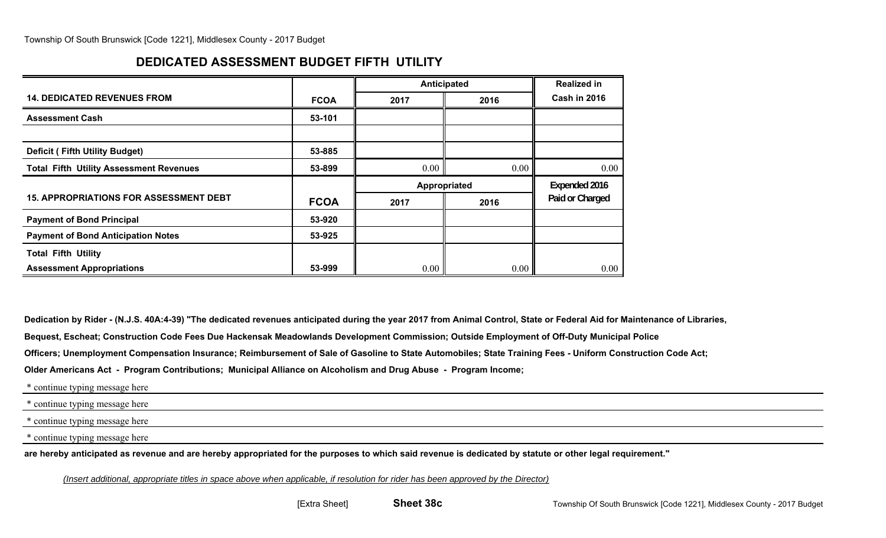## DEDICATED ASSESSMENT BUDGET FIFTH UTILITY

| 14. DEDICATED REVENUES FROM | FCOA | Anticipated 2017 | Anticipated 2016 | Realized in Cash in 2016 |
|---|---|---|---|---|
| Assessment Cash | 53-101 | | | |
| | | | | |
| Deficit ( Fifth Utility Budget) | 53-885 | | | |
| Total Fifth Utility Assessment Revenues | 53-899 | 0.00 | 0.00 | 0.00 |

| 15. APPROPRIATIONS FOR ASSESSMENT DEBT | FCOA | Appropriated 2017 | Appropriated 2016 | Expended 2016 Paid or Charged |
|---|---|---|---|---|
| Payment of Bond Principal | 53-920 | | | |
| Payment of Bond Anticipation Notes | 53-925 | | | |
| Total Fifth Utility Assessment Appropriations | 53-999 | 0.00 | 0.00 | 0.00 |

**Dedication by Rider - (N.J.S. 40A:4-39) "The dedicated revenues anticipated during the year 2017 from Animal Control, State or Federal Aid for Maintenance of Libraries, Bequest, Escheat; Construction Code Fees Due Hackensak Meadowlands Development Commission; Outside Employment of Off-Duty Municipal Police Officers; Unemployment Compensation Insurance; Reimbursement of Sale of Gasoline to State Automobiles; State Training Fees - Uniform Construction Code Act; Older Americans Act - Program Contributions; Municipal Alliance on Alcoholism and Drug Abuse - Program Income;**

* continue typing message here

* continue typing message here

* continue typing message here

* continue typing message here

**are hereby anticipated as revenue and are hereby appropriated for the purposes to which said revenue is dedicated by statute or other legal requirement."**

*(Insert additional, appropriate titles in space above when applicable, if resolution for rider has been approved by the Director)*

[Extra Sheet] **Sheet 38c**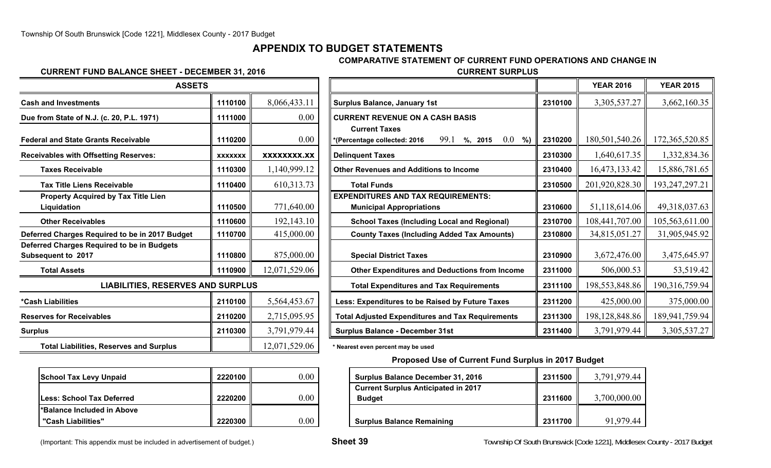# APPENDIX TO BUDGET STATEMENTS

## CURRENT FUND BALANCE SHEET - DECEMBER 31, 2016

| ASSETS | | |
|---|---|---|
| Cash and Investments | 1110100 | 8,066,433.11 |
| Due from State of N.J. (c. 20, P.L. 1971) | 1111000 | 0.00 |
| Federal and State Grants Receivable | 1110200 | 0.00 |
| Receivables with Offsetting Reserves: | xxxxxxx | xxxxxxxxx.xx |
| Taxes Receivable | 1110300 | 1,140,999.12 |
| Tax Title Liens Receivable | 1110400 | 610,313.73 |
| Property Acquired by Tax Title Lien Liquidation | 1110500 | 771,640.00 |
| Other Receivables | 1110600 | 192,143.10 |
| Deferred Charges Required to be in 2017 Budget | 1110700 | 415,000.00 |
| Deferred Charges Required to be in Budgets Subsequent to 2017 | 1110800 | 875,000.00 |
| Total Assets | 1110900 | 12,071,529.06 |
| **LIABILITIES, RESERVES AND SURPLUS** | | |
| *Cash Liabilities | 2110100 | 5,564,453.67 |
| Reserves for Receivables | 2110200 | 2,715,095.95 |
| Surplus | 2110300 | 3,791,979.44 |
| Total Liabilities, Reserves and Surplus | | 12,071,529.06 |

| | | |
|---|---|---|
| School Tax Levy Unpaid | 2220100 | 0.00 |
| Less: School Tax Deferred | 2220200 | 0.00 |
| *Balance Included in Above "Cash Liabilities" | 2220300 | 0.00 |

## COMPARATIVE STATEMENT OF CURRENT FUND OPERATIONS AND CHANGE IN CURRENT SURPLUS

| | | YEAR 2016 | YEAR 2015 |
|---|---|---|---|
| Surplus Balance, January 1st | 2310100 | 3,305,537.27 | 3,662,160.35 |
| **CURRENT REVENUE ON A CASH BASIS** | | | |
| Current Taxes *(Percentage collected: 2016 99.1 %, 2015 0.0 %) | 2310200 | 180,501,540.26 | 172,365,520.85 |
| Delinquent Taxes | 2310300 | 1,640,617.35 | 1,332,834.36 |
| Other Revenues and Additions to Income | 2310400 | 16,473,133.42 | 15,886,781.65 |
| Total Funds | 2310500 | 201,920,828.30 | 193,247,297.21 |
| **EXPENDITURES AND TAX REQUIREMENTS:** | | | |
| Municipal Appropriations | 2310600 | 51,118,614.06 | 49,318,037.63 |
| School Taxes (Including Local and Regional) | 2310700 | 108,441,707.00 | 105,563,611.00 |
| County Taxes (Including Added Tax Amounts) | 2310800 | 34,815,051.27 | 31,905,945.92 |
| Special District Taxes | 2310900 | 3,672,476.00 | 3,475,645.97 |
| Other Expenditures and Deductions from Income | 2311000 | 506,000.53 | 53,519.42 |
| Total Expenditures and Tax Requirements | 2311100 | 198,553,848.86 | 190,316,759.94 |
| Less: Expenditures to be Raised by Future Taxes | 2311200 | 425,000.00 | 375,000.00 |
| Total Adjusted Expenditures and Tax Requirements | 2311300 | 198,128,848.86 | 189,941,759.94 |
| Surplus Balance - December 31st | 2311400 | 3,791,979.44 | 3,305,537.27 |

* Nearest even percent may be used

### Proposed Use of Current Fund Surplus in 2017 Budget

| | | |
|---|---|---|
| Surplus Balance December 31, 2016 | 2311500 | 3,791,979.44 |
| Current Surplus Anticipated in 2017 Budget | 2311600 | 3,700,000.00 |
| Surplus Balance Remaining | 2311700 | 91,979.44 |

(Important: This appendix must be included in advertisement of budget.)

Sheet 39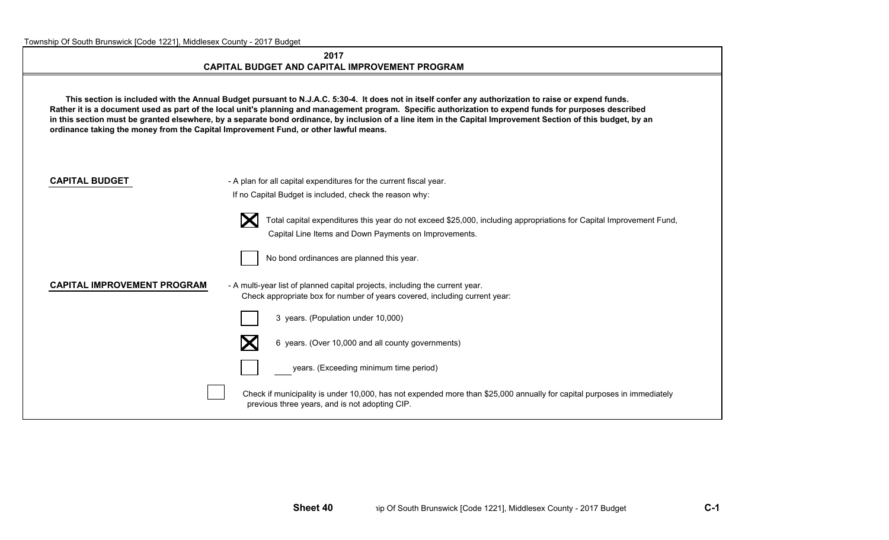## 2017
## CAPITAL BUDGET AND CAPITAL IMPROVEMENT PROGRAM

**This section is included with the Annual Budget pursuant to N.J.A.C. 5:30-4. It does not in itself confer any authorization to raise or expend funds. Rather it is a document used as part of the local unit's planning and management program. Specific authorization to expend funds for purposes described in this section must be granted elsewhere, by a separate bond ordinance, by inclusion of a line item in the Capital Improvement Section of this budget, by an ordinance taking the money from the Capital Improvement Fund, or other lawful means.**

**CAPITAL BUDGET** - A plan for all capital expenditures for the current fiscal year.

If no Capital Budget is included, check the reason why:

- [x] Total capital expenditures this year do not exceed $25,000, including appropriations for Capital Improvement Fund, Capital Line Items and Down Payments on Improvements.
- [ ] No bond ordinances are planned this year.

**CAPITAL IMPROVEMENT PROGRAM** - A multi-year list of planned capital projects, including the current year.

Check appropriate box for number of years covered, including current year:

- [ ] 3 years. (Population under 10,000)
- [x] 6 years. (Over 10,000 and all county governments)
- [ ] ___ years. (Exceeding minimum time period)

- [ ] Check if municipality is under 10,000, has not expended more than $25,000 annually for capital purposes in immediately previous three years, and is not adopting CIP.

Sheet 40

C-1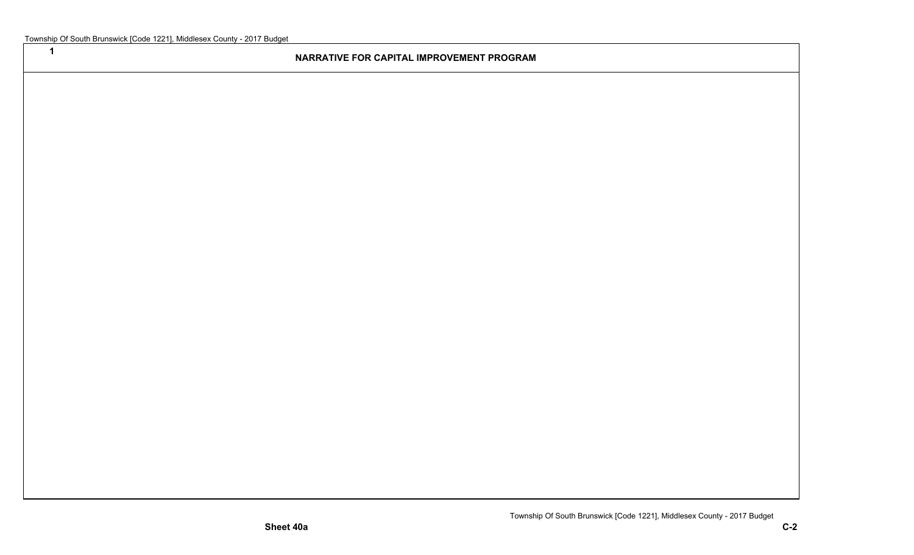1

## NARRATIVE FOR CAPITAL IMPROVEMENT PROGRAM

Sheet 40a

C-2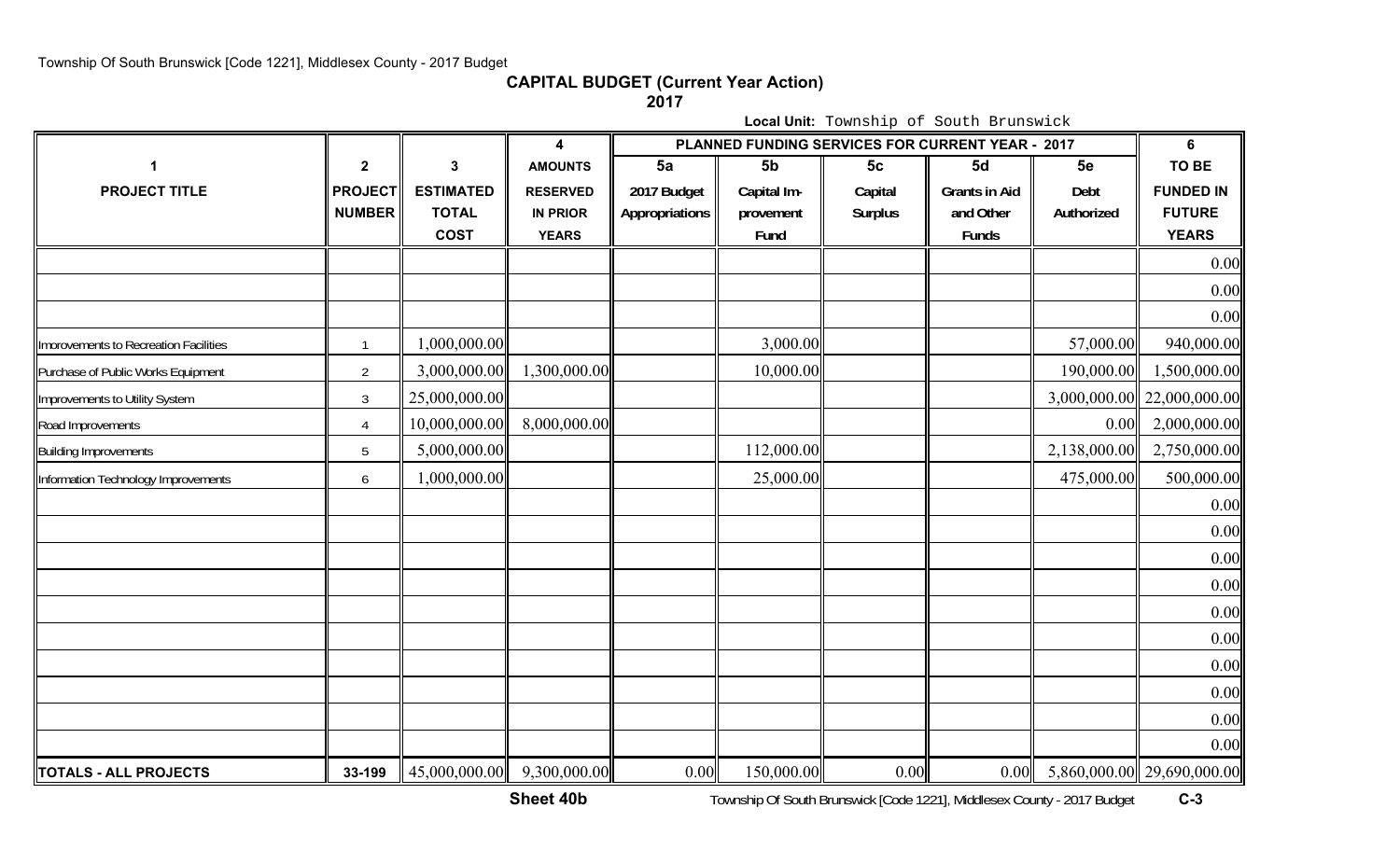## CAPITAL BUDGET (Current Year Action)

## 2017

**Local Unit:** Township of South Brunswick

| 1 | 2 | 3 | 4 | PLANNED FUNDING SERVICES FOR CURRENT YEAR - 2017 | | | | | 6 |
|---|---|---|---|---|---|---|---|---|---|
| PROJECT TITLE | PROJECT NUMBER | ESTIMATED TOTAL COST | AMOUNTS RESERVED IN PRIOR YEARS | 5a 2017 Budget Appropriations | 5b Capital Improvement Fund | 5c Capital Surplus | 5d Grants in Aid and Other Funds | 5e Debt Authorized | TO BE FUNDED IN FUTURE YEARS |
| | | | | | | | | | 0.00 |
| | | | | | | | | | 0.00 |
| | | | | | | | | | 0.00 |
| Improvements to Recreation Facilities | 1 | 1,000,000.00 | | | 3,000.00 | | | 57,000.00 | 940,000.00 |
| Purchase of Public Works Equipment | 2 | 3,000,000.00 | 1,300,000.00 | | 10,000.00 | | | 190,000.00 | 1,500,000.00 |
| Improvements to Utility System | 3 | 25,000,000.00 | | | | | | 3,000,000.00 | 22,000,000.00 |
| Road Improvements | 4 | 10,000,000.00 | 8,000,000.00 | | | | | 0.00 | 2,000,000.00 |
| Building Improvements | 5 | 5,000,000.00 | | | 112,000.00 | | | 2,138,000.00 | 2,750,000.00 |
| Information Technology Improvements | 6 | 1,000,000.00 | | | 25,000.00 | | | 475,000.00 | 500,000.00 |
| | | | | | | | | | 0.00 |
| | | | | | | | | | 0.00 |
| | | | | | | | | | 0.00 |
| | | | | | | | | | 0.00 |
| | | | | | | | | | 0.00 |
| | | | | | | | | | 0.00 |
| | | | | | | | | | 0.00 |
| | | | | | | | | | 0.00 |
| | | | | | | | | | 0.00 |
| | | | | | | | | | 0.00 |
| **TOTALS - ALL PROJECTS** | 33-199 | 45,000,000.00 | 9,300,000.00 | 0.00 | 150,000.00 | 0.00 | 0.00 | 5,860,000.00 | 29,690,000.00 |

**Sheet 40b**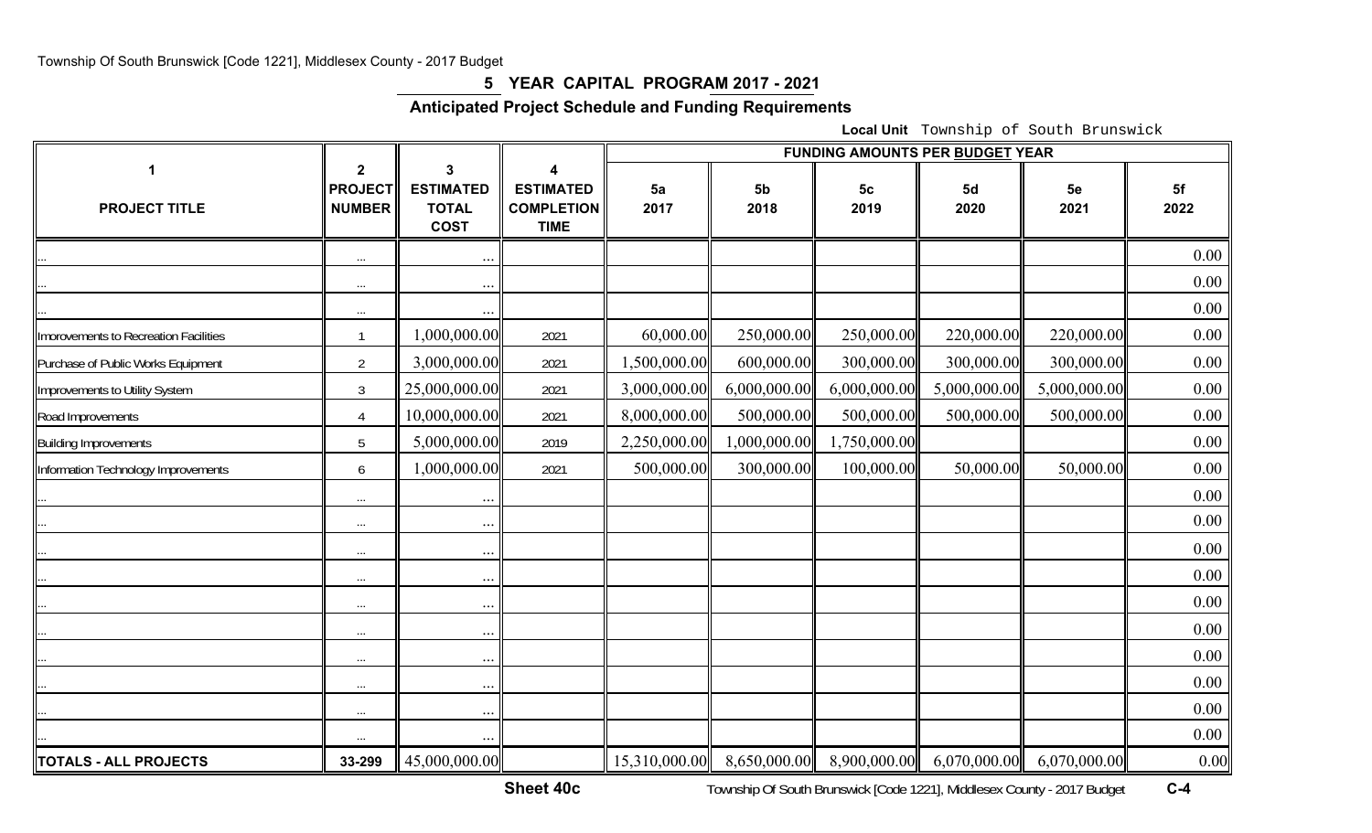# 5 YEAR CAPITAL PROGRAM 2017 - 2021

## Anticipated Project Schedule and Funding Requirements

**Local Unit** Township of South Brunswick

| 1 | 2 | 3 | 4 | FUNDING AMOUNTS PER BUDGET YEAR | | | | | |
|---|---|---|---|---|---|---|---|---|---|
| **PROJECT TITLE** | **PROJECT NUMBER** | **ESTIMATED TOTAL COST** | **ESTIMATED COMPLETION TIME** | **5a 2017** | **5b 2018** | **5c 2019** | **5d 2020** | **5e 2021** | **5f 2022** |
| ... | ... | ... | | | | | | | 0.00 |
| ... | ... | ... | | | | | | | 0.00 |
| ... | ... | ... | | | | | | | 0.00 |
| Improvements to Recreation Facilities | 1 | 1,000,000.00 | 2021 | 60,000.00 | 250,000.00 | 250,000.00 | 220,000.00 | 220,000.00 | 0.00 |
| Purchase of Public Works Equipment | 2 | 3,000,000.00 | 2021 | 1,500,000.00 | 600,000.00 | 300,000.00 | 300,000.00 | 300,000.00 | 0.00 |
| Improvements to Utility System | 3 | 25,000,000.00 | 2021 | 3,000,000.00 | 6,000,000.00 | 6,000,000.00 | 5,000,000.00 | 5,000,000.00 | 0.00 |
| Road Improvements | 4 | 10,000,000.00 | 2021 | 8,000,000.00 | 500,000.00 | 500,000.00 | 500,000.00 | 500,000.00 | 0.00 |
| Building Improvements | 5 | 5,000,000.00 | 2019 | 2,250,000.00 | 1,000,000.00 | 1,750,000.00 | | | 0.00 |
| Information Technology Improvements | 6 | 1,000,000.00 | 2021 | 500,000.00 | 300,000.00 | 100,000.00 | 50,000.00 | 50,000.00 | 0.00 |
| ... | ... | ... | | | | | | | 0.00 |
| ... | ... | ... | | | | | | | 0.00 |
| ... | ... | ... | | | | | | | 0.00 |
| ... | ... | ... | | | | | | | 0.00 |
| ... | ... | ... | | | | | | | 0.00 |
| ... | ... | ... | | | | | | | 0.00 |
| ... | ... | ... | | | | | | | 0.00 |
| ... | ... | ... | | | | | | | 0.00 |
| ... | ... | ... | | | | | | | 0.00 |
| ... | ... | ... | | | | | | | 0.00 |
| **TOTALS - ALL PROJECTS** | 33-299 | 45,000,000.00 | | 15,310,000.00 | 8,650,000.00 | 8,900,000.00 | 6,070,000.00 | 6,070,000.00 | 0.00 |

**Sheet 40c**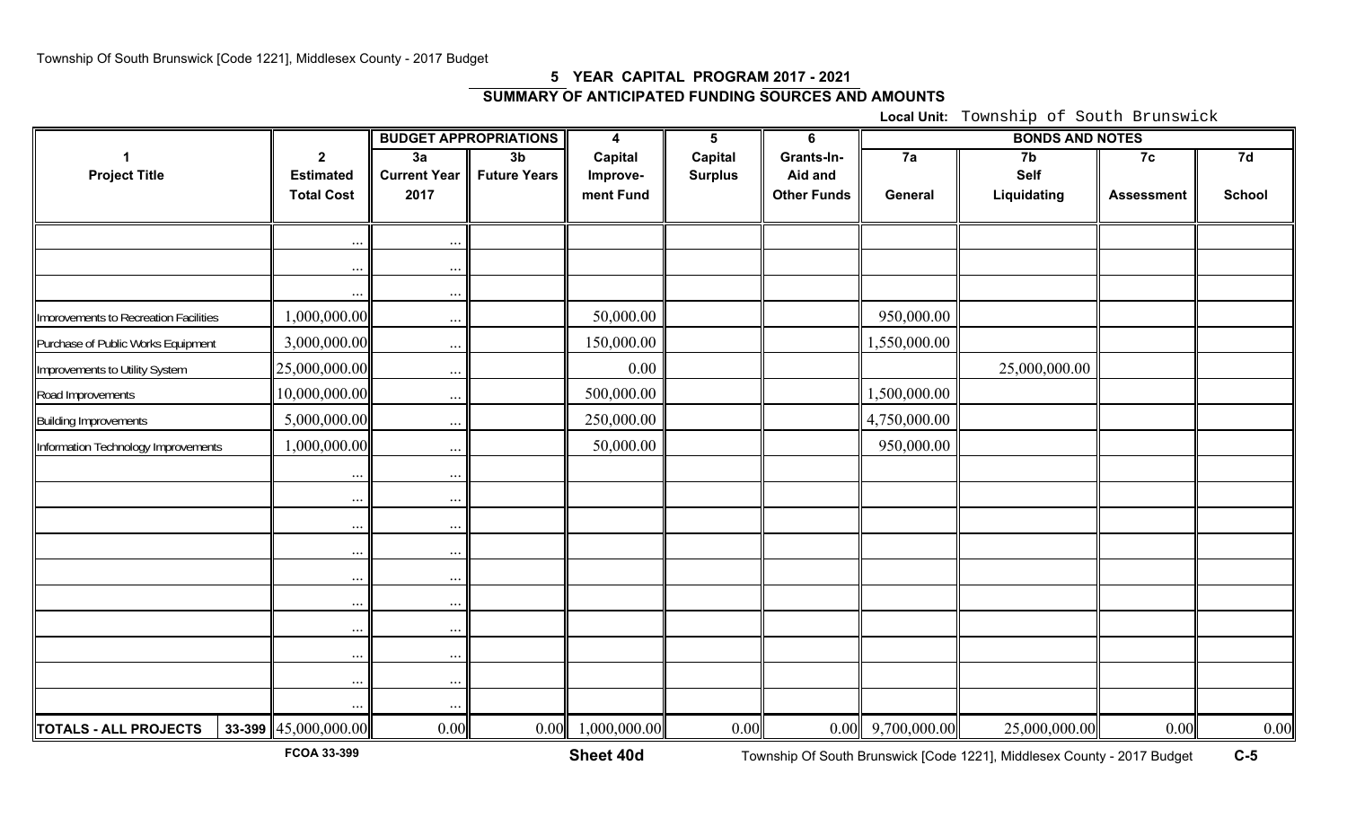## 5 YEAR CAPITAL PROGRAM 2017 - 2021

### SUMMARY OF ANTICIPATED FUNDING SOURCES AND AMOUNTS

**Local Unit:** Township of South Brunswick

| 1 | | 2 | BUDGET APPROPRIATIONS | | 4 | 5 | 6 | BONDS AND NOTES | | | |
|---|---|---|---|---|---|---|---|---|---|---|---|
| **Project Title** | | **Estimated Total Cost** | **3a Current Year 2017** | **3b Future Years** | **Capital Improve-ment Fund** | **Capital Surplus** | **Grants-In-Aid and Other Funds** | **7a General** | **7b Self Liquidating** | **7c Assessment** | **7d School** |
| | | ... | ... | | | | | | | | |
| | | ... | ... | | | | | | | | |
| | | ... | ... | | | | | | | | |
| Improvements to Recreation Facilities | | 1,000,000.00 | ... | | 50,000.00 | | | 950,000.00 | | | |
| Purchase of Public Works Equipment | | 3,000,000.00 | ... | | 150,000.00 | | | 1,550,000.00 | | | |
| Improvements to Utility System | | 25,000,000.00 | ... | | 0.00 | | | | 25,000,000.00 | | |
| Road Improvements | | 10,000,000.00 | ... | | 500,000.00 | | | 1,500,000.00 | | | |
| Building Improvements | | 5,000,000.00 | ... | | 250,000.00 | | | 4,750,000.00 | | | |
| Information Technology Improvements | | 1,000,000.00 | ... | | 50,000.00 | | | 950,000.00 | | | |
| | | ... | ... | | | | | | | | |
| | | ... | ... | | | | | | | | |
| | | ... | ... | | | | | | | | |
| | | ... | ... | | | | | | | | |
| | | ... | ... | | | | | | | | |
| | | ... | ... | | | | | | | | |
| | | ... | ... | | | | | | | | |
| | | ... | ... | | | | | | | | |
| | | ... | ... | | | | | | | | |
| | | ... | ... | | | | | | | | |
| **TOTALS - ALL PROJECTS** | 33-399 | 45,000,000.00 | 0.00 | 0.00 | 1,000,000.00 | 0.00 | 0.00 | 9,700,000.00 | 25,000,000.00 | 0.00 | 0.00 |

FCOA 33-399

**Sheet 40d**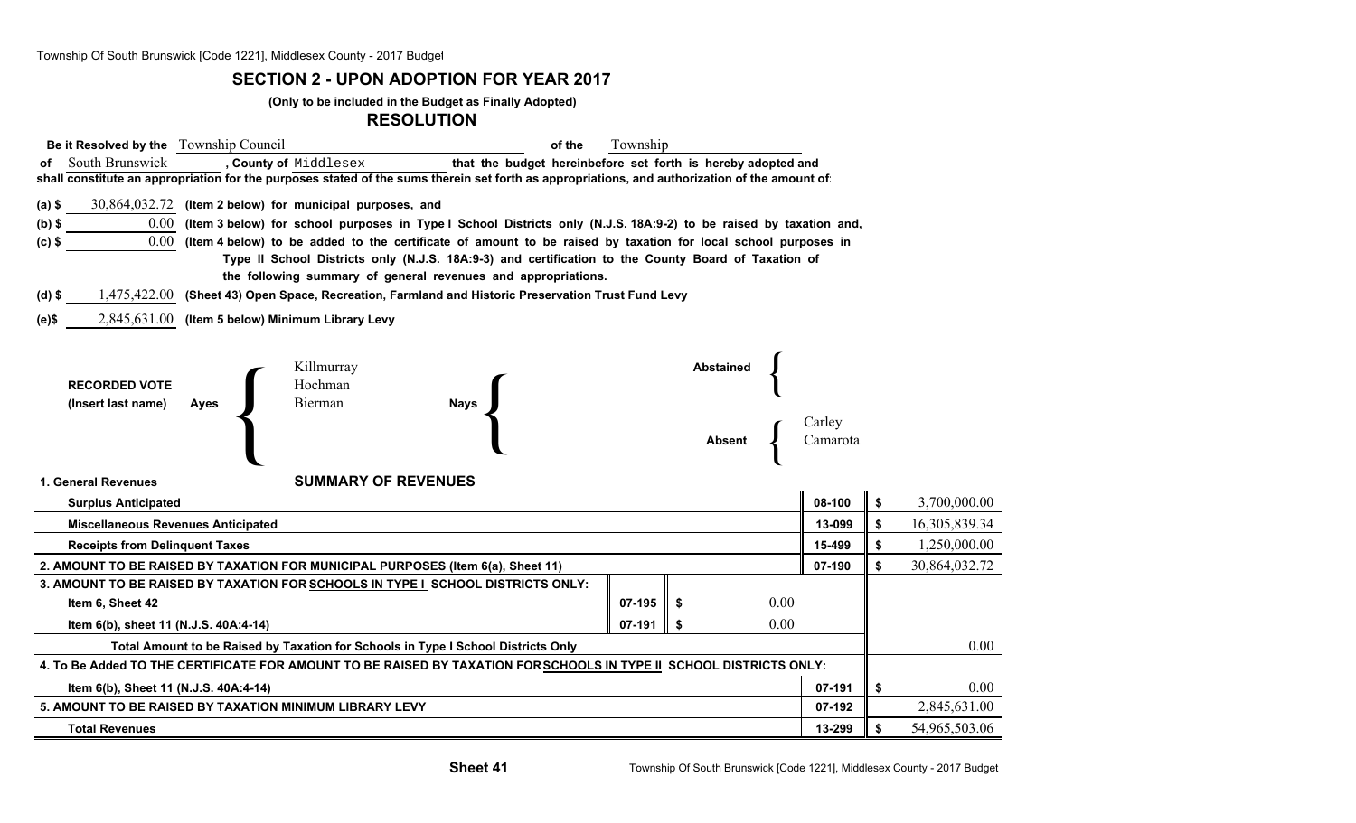## SECTION 2 - UPON ADOPTION FOR YEAR 2017

**(Only to be included in the Budget as Finally Adopted)**

## RESOLUTION

**Be it Resolved by the** Township Council **of the** Township **of** South Brunswick **, County of** Middlesex **that the budget hereinbefore set forth is hereby adopted and shall constitute an appropriation for the purposes stated of the sums therein set forth as appropriations, and authorization of the amount of:**

**(a) $** 30,864,032.72 **(Item 2 below) for municipal purposes, and**

**(b) $** 0.00 **(Item 3 below) for school purposes in Type I School Districts only (N.J.S. 18A:9-2) to be raised by taxation and,**

**(c) $** 0.00 **(Item 4 below) to be added to the certificate of amount to be raised by taxation for local school purposes in Type II School Districts only (N.J.S. 18A:9-3) and certification to the County Board of Taxation of the following summary of general revenues and appropriations.**

**(d) $** 1,475,422.00 **(Sheet 43) Open Space, Recreation, Farmland and Historic Preservation Trust Fund Levy**

**(e)$** 2,845,631.00 **(Item 5 below) Minimum Library Levy**

**RECORDED VOTE (Insert last name)**

| Ayes | Nays | Abstained | Absent |
|---|---|---|---|
| Killmurray | | | Carley |
| Hochman | | | Camarota |
| Bierman | | | |

### SUMMARY OF REVENUES

| **1. General Revenues** | | | | |
|---|---|---|---|---|
| **Surplus Anticipated** | | | 08-100 | $ 3,700,000.00 |
| **Miscellaneous Revenues Anticipated** | | | 13-099 | $ 16,305,839.34 |
| **Receipts from Delinquent Taxes** | | | 15-499 | $ 1,250,000.00 |
| **2. AMOUNT TO BE RAISED BY TAXATION FOR MUNICIPAL PURPOSES (Item 6(a), Sheet 11)** | | | 07-190 | $ 30,864,032.72 |
| **3. AMOUNT TO BE RAISED BY TAXATION FOR SCHOOLS IN TYPE I SCHOOL DISTRICTS ONLY:** | | | | |
| **Item 6, Sheet 42** | 07-195 | $ 0.00 | | |
| **Item 6(b), sheet 11 (N.J.S. 40A:4-14)** | 07-191 | $ 0.00 | | |
| **Total Amount to be Raised by Taxation for Schools in Type I School Districts Only** | | | | 0.00 |
| **4. To Be Added TO THE CERTIFICATE FOR AMOUNT TO BE RAISED BY TAXATION FOR SCHOOLS IN TYPE II SCHOOL DISTRICTS ONLY:** | | | | |
| **Item 6(b), Sheet 11 (N.J.S. 40A:4-14)** | | | 07-191 | $ 0.00 |
| **5. AMOUNT TO BE RAISED BY TAXATION MINIMUM LIBRARY LEVY** | | | 07-192 | 2,845,631.00 |
| **Total Revenues** | | | 13-299 | $ 54,965,503.06 |

**Sheet 41**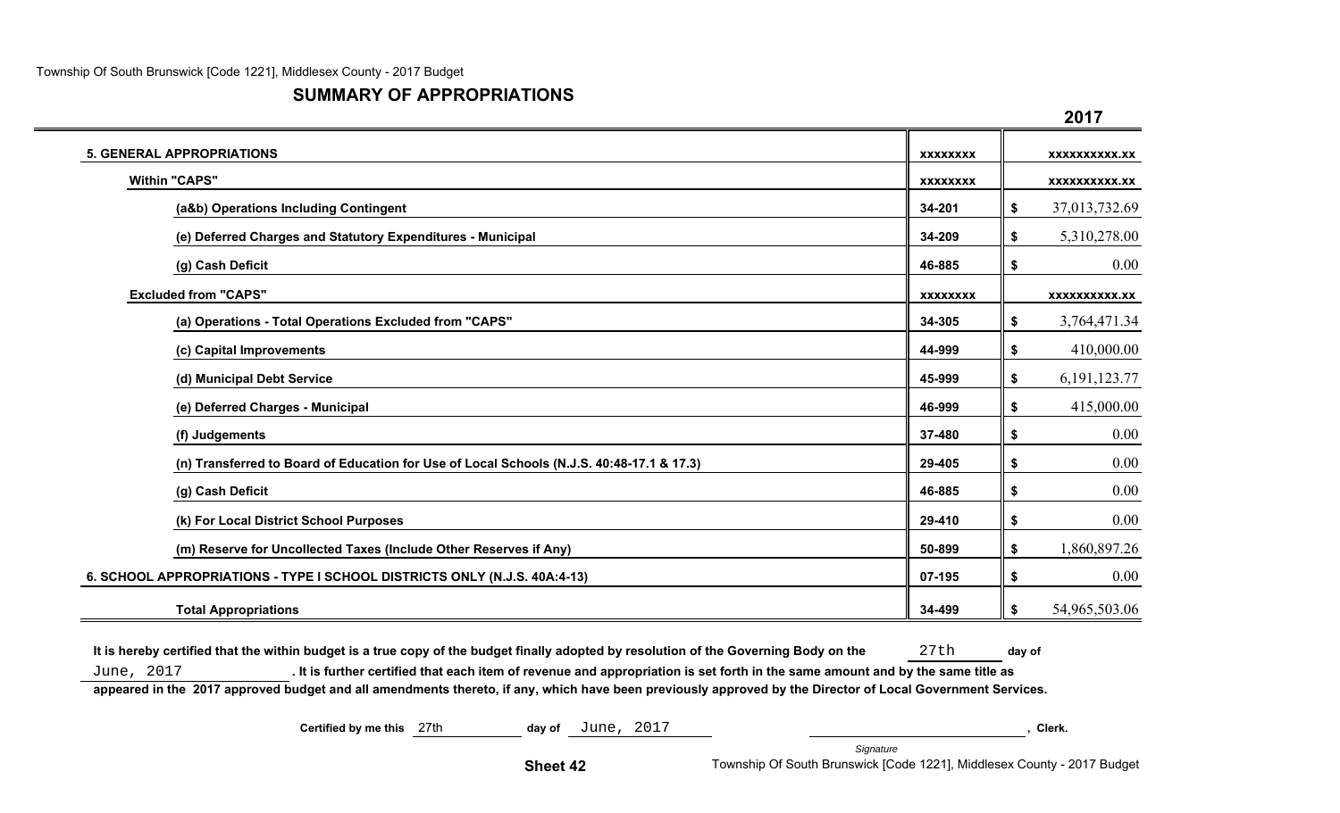## SUMMARY OF APPROPRIATIONS

| | | 2017 |
|---|---|---|
| **5. GENERAL APPROPRIATIONS** | xxxxxxxx | xxxxxxxxxx.xx |
| **Within "CAPS"** | xxxxxxxx | xxxxxxxxxx.xx |
| **(a&b) Operations Including Contingent** | 34-201 | $ 37,013,732.69 |
| **(e) Deferred Charges and Statutory Expenditures - Municipal** | 34-209 | $ 5,310,278.00 |
| **(g) Cash Deficit** | 46-885 | $ 0.00 |
| **Excluded from "CAPS"** | xxxxxxxx | xxxxxxxxxx.xx |
| **(a) Operations - Total Operations Excluded from "CAPS"** | 34-305 | $ 3,764,471.34 |
| **(c) Capital Improvements** | 44-999 | $ 410,000.00 |
| **(d) Municipal Debt Service** | 45-999 | $ 6,191,123.77 |
| **(e) Deferred Charges - Municipal** | 46-999 | $ 415,000.00 |
| **(f) Judgements** | 37-480 | $ 0.00 |
| **(n) Transferred to Board of Education for Use of Local Schools (N.J.S. 40:48-17.1 & 17.3)** | 29-405 | $ 0.00 |
| **(g) Cash Deficit** | 46-885 | $ 0.00 |
| **(k) For Local District School Purposes** | 29-410 | $ 0.00 |
| **(m) Reserve for Uncollected Taxes (Include Other Reserves if Any)** | 50-899 | $ 1,860,897.26 |
| **6. SCHOOL APPROPRIATIONS - TYPE I SCHOOL DISTRICTS ONLY (N.J.S. 40A:4-13)** | 07-195 | $ 0.00 |
| **Total Appropriations** | 34-499 | $ 54,965,503.06 |

**It is hereby certified that the within budget is a true copy of the budget finally adopted by resolution of the Governing Body on the** 27th **day of** June, 2017 **. It is further certified that each item of revenue and appropriation is set forth in the same amount and by the same title as appeared in the 2017 approved budget and all amendments thereto, if any, which have been previously approved by the Director of Local Government Services.**

**Certified by me this** 27th **day of** June, 2017 ______________________, **Clerk.**

*Signature*

**Sheet 42**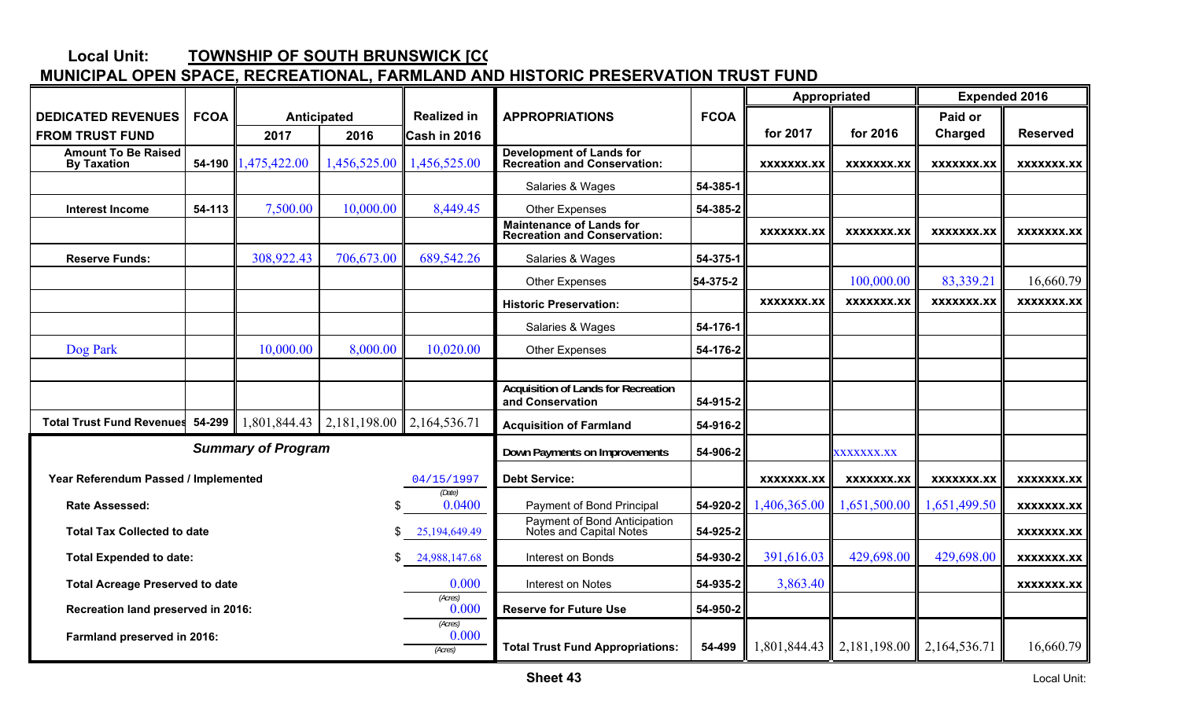**Local Unit:** **TOWNSHIP OF SOUTH BRUNSWICK [CC**

## MUNICIPAL OPEN SPACE, RECREATIONAL, FARMLAND AND HISTORIC PRESERVATION TRUST FUND

| DEDICATED REVENUES FROM TRUST FUND | FCOA | Anticipated 2017 | Anticipated 2016 | Realized in Cash in 2016 |
|---|---|---|---|---|
| Amount To Be Raised By Taxation | 54-190 | 1,475,422.00 | 1,456,525.00 | 1,456,525.00 |
| Interest Income | 54-113 | 7,500.00 | 10,000.00 | 8,449.45 |
| Reserve Funds: | | 308,922.43 | 706,673.00 | 689,542.26 |
| Dog Park | | 10,000.00 | 8,000.00 | 10,020.00 |
| Total Trust Fund Revenues | 54-299 | 1,801,844.43 | 2,181,198.00 | 2,164,536.71 |

| APPROPRIATIONS | FCOA | Appropriated for 2017 | Appropriated for 2016 | Expended 2016 Paid or Charged | Expended 2016 Reserved |
|---|---|---|---|---|---|
| Development of Lands for Recreation and Conservation: | | xxxxxxx.xx | xxxxxxx.xx | xxxxxxx.xx | xxxxxxx.xx |
| Salaries & Wages | 54-385-1 | | | | |
| Other Expenses | 54-385-2 | | | | |
| Maintenance of Lands for Recreation and Conservation: | | xxxxxxx.xx | xxxxxxx.xx | xxxxxxx.xx | xxxxxxx.xx |
| Salaries & Wages | 54-375-1 | | | | |
| Other Expenses | 54-375-2 | | 100,000.00 | 83,339.21 | 16,660.79 |
| Historic Preservation: | | xxxxxxx.xx | xxxxxxx.xx | xxxxxxx.xx | xxxxxxx.xx |
| Salaries & Wages | 54-176-1 | | | | |
| Other Expenses | 54-176-2 | | | | |
| Acquisition of Lands for Recreation and Conservation | 54-915-2 | | | | |
| Acquisition of Farmland | 54-916-2 | | | | |
| Down Payments on Improvements | 54-906-2 | | xxxxxxx.xx | | |
| Debt Service: | | xxxxxxx.xx | xxxxxxx.xx | xxxxxxx.xx | xxxxxxx.xx |
| Payment of Bond Principal | 54-920-2 | 1,406,365.00 | 1,651,500.00 | 1,651,499.50 | xxxxxxx.xx |
| Payment of Bond Anticipation Notes and Capital Notes | 54-925-2 | | | | xxxxxxx.xx |
| Interest on Bonds | 54-930-2 | 391,616.03 | 429,698.00 | 429,698.00 | xxxxxxx.xx |
| Interest on Notes | 54-935-2 | 3,863.40 | | | xxxxxxx.xx |
| Reserve for Future Use | 54-950-2 | | | | |
| Total Trust Fund Appropriations: | 54-499 | 1,801,844.43 | 2,181,198.00 | 2,164,536.71 | 16,660.79 |

### Summary of Program

| | |
|---|---|
| Year Referendum Passed / Implemented | 04/15/1997 (Date) |
| Rate Assessed: | $ 0.0400 |
| Total Tax Collected to date | $ 25,194,649.49 |
| Total Expended to date: | $ 24,988,147.68 |
| Total Acreage Preserved to date | 0.000 (Acres) |
| Recreation land preserved in 2016: | 0.000 (Acres) |
| Farmland preserved in 2016: | 0.000 (Acres) |

**Sheet 43**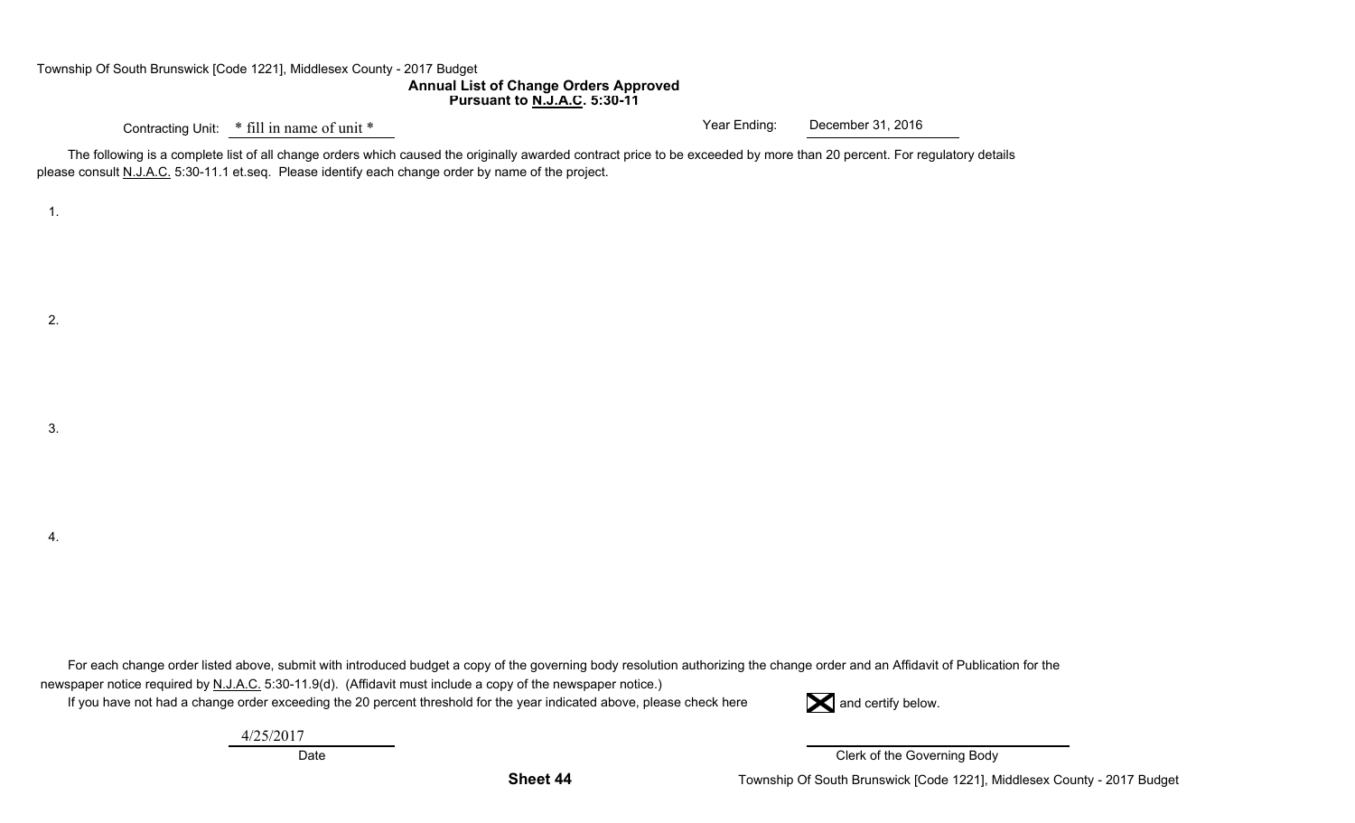## Annual List of Change Orders Approved
### Pursuant to N.J.A.C. 5:30-11

Contracting Unit: * fill in name of unit *

Year Ending: December 31, 2016

The following is a complete list of all change orders which caused the originally awarded contract price to be exceeded by more than 20 percent. For regulatory details please consult N.J.A.C. 5:30-11.1 et.seq. Please identify each change order by name of the project.

1.

2.

3.

4.

For each change order listed above, submit with introduced budget a copy of the governing body resolution authorizing the change order and an Affidavit of Publication for the newspaper notice required by N.J.A.C. 5:30-11.9(d). (Affidavit must include a copy of the newspaper notice.)

If you have not had a change order exceeding the 20 percent threshold for the year indicated above, please check here ☒ and certify below.

4/25/2017

Date

Clerk of the Governing Body

**Sheet 44**